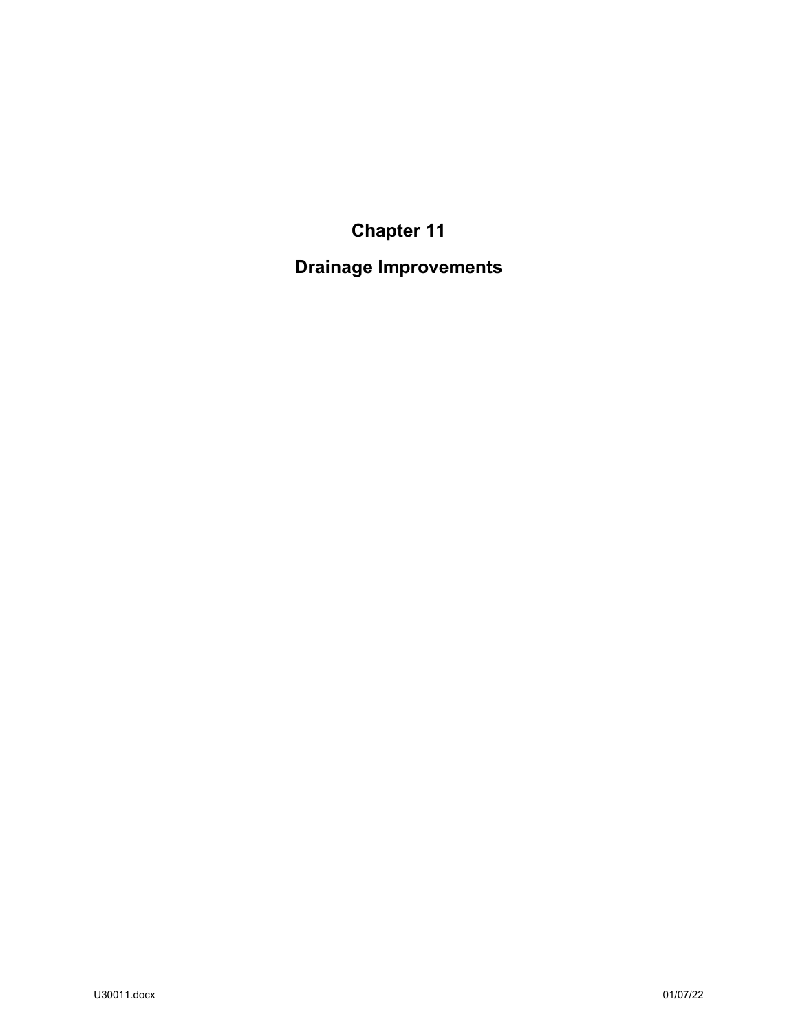# Chapter 11

# Drainage Improvements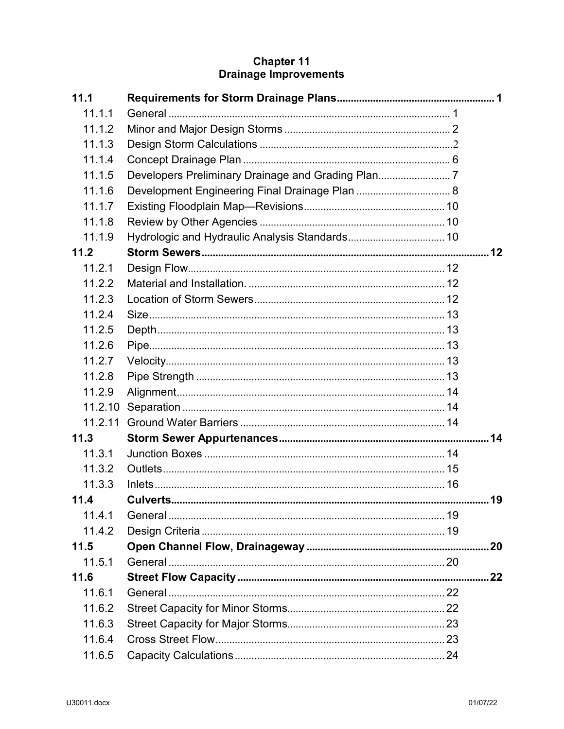# Chapter 11
# Drainage Improvements

| | | |
|---|---|---|
| **11.1** | **Requirements for Storm Drainage Plans** | **1** |
| 11.1.1 | General | 1 |
| 11.1.2 | Minor and Major Design Storms | 2 |
| 11.1.3 | Design Storm Calculations | 2 |
| 11.1.4 | Concept Drainage Plan | 6 |
| 11.1.5 | Developers Preliminary Drainage and Grading Plan | 7 |
| 11.1.6 | Development Engineering Final Drainage Plan | 8 |
| 11.1.7 | Existing Floodplain Map—Revisions | 10 |
| 11.1.8 | Review by Other Agencies | 10 |
| 11.1.9 | Hydrologic and Hydraulic Analysis Standards | 10 |
| **11.2** | **Storm Sewers** | **12** |
| 11.2.1 | Design Flow | 12 |
| 11.2.2 | Material and Installation. | 12 |
| 11.2.3 | Location of Storm Sewers | 12 |
| 11.2.4 | Size | 13 |
| 11.2.5 | Depth | 13 |
| 11.2.6 | Pipe | 13 |
| 11.2.7 | Velocity | 13 |
| 11.2.8 | Pipe Strength | 13 |
| 11.2.9 | Alignment | 14 |
| 11.2.10 | Separation | 14 |
| 11.2.11 | Ground Water Barriers | 14 |
| **11.3** | **Storm Sewer Appurtenances** | **14** |
| 11.3.1 | Junction Boxes | 14 |
| 11.3.2 | Outlets | 15 |
| 11.3.3 | Inlets | 16 |
| **11.4** | **Culverts** | **19** |
| 11.4.1 | General | 19 |
| 11.4.2 | Design Criteria | 19 |
| **11.5** | **Open Channel Flow, Drainageway** | **20** |
| 11.5.1 | General | 20 |
| **11.6** | **Street Flow Capacity** | **22** |
| 11.6.1 | General | 22 |
| 11.6.2 | Street Capacity for Minor Storms | 22 |
| 11.6.3 | Street Capacity for Major Storms | 23 |
| 11.6.4 | Cross Street Flow | 23 |
| 11.6.5 | Capacity Calculations | 24 |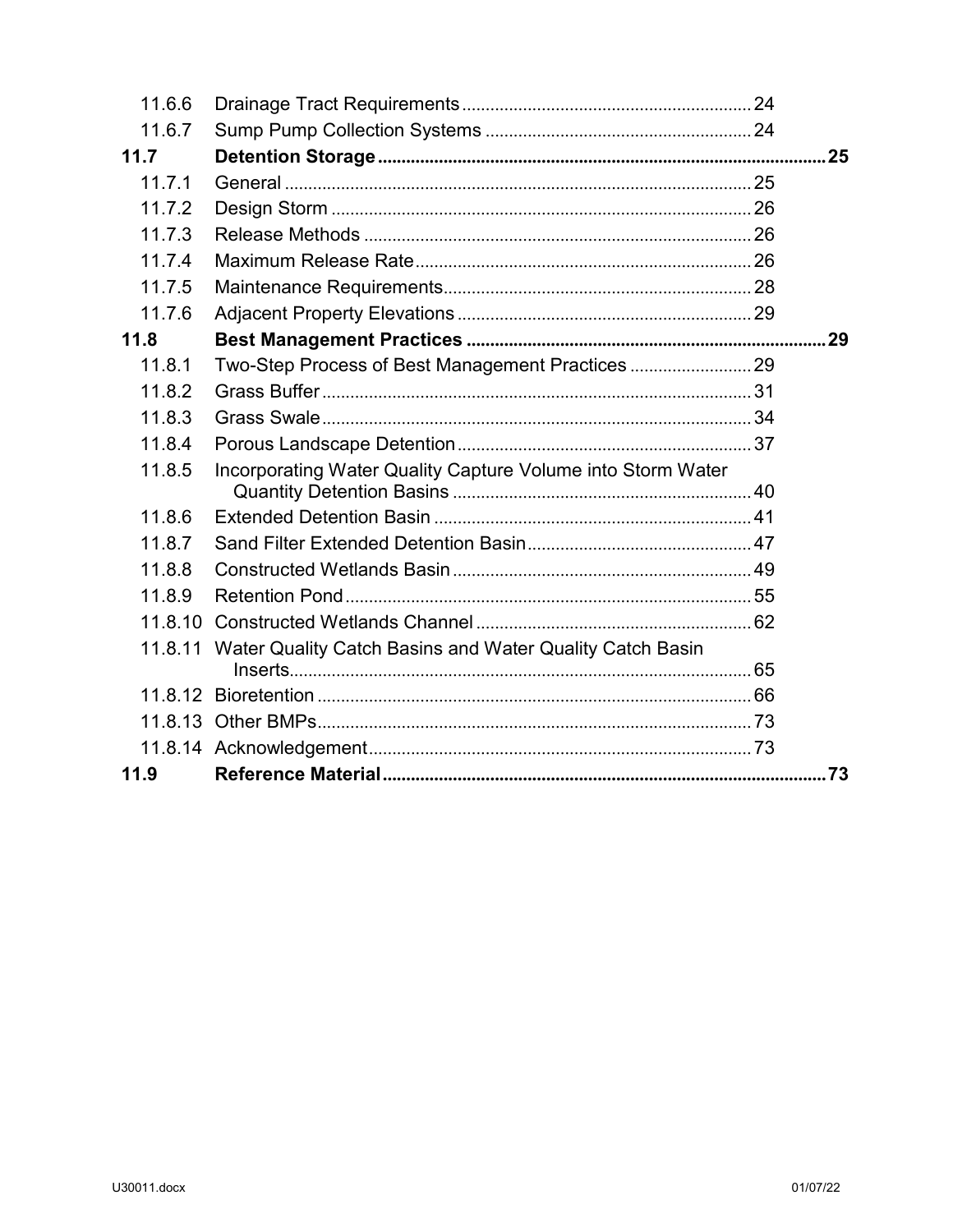| | | |
|---|---|---|
| 11.6.6 | Drainage Tract Requirements | 24 |
| 11.6.7 | Sump Pump Collection Systems | 24 |
| **11.7** | **Detention Storage** | **25** |
| 11.7.1 | General | 25 |
| 11.7.2 | Design Storm | 26 |
| 11.7.3 | Release Methods | 26 |
| 11.7.4 | Maximum Release Rate | 26 |
| 11.7.5 | Maintenance Requirements | 28 |
| 11.7.6 | Adjacent Property Elevations | 29 |
| **11.8** | **Best Management Practices** | **29** |
| 11.8.1 | Two-Step Process of Best Management Practices | 29 |
| 11.8.2 | Grass Buffer | 31 |
| 11.8.3 | Grass Swale | 34 |
| 11.8.4 | Porous Landscape Detention | 37 |
| 11.8.5 | Incorporating Water Quality Capture Volume into Storm Water Quantity Detention Basins | 40 |
| 11.8.6 | Extended Detention Basin | 41 |
| 11.8.7 | Sand Filter Extended Detention Basin | 47 |
| 11.8.8 | Constructed Wetlands Basin | 49 |
| 11.8.9 | Retention Pond | 55 |
| 11.8.10 | Constructed Wetlands Channel | 62 |
| 11.8.11 | Water Quality Catch Basins and Water Quality Catch Basin Inserts | 65 |
| 11.8.12 | Bioretention | 66 |
| 11.8.13 | Other BMPs | 73 |
| 11.8.14 | Acknowledgement | 73 |
| **11.9** | **Reference Material** | **73** |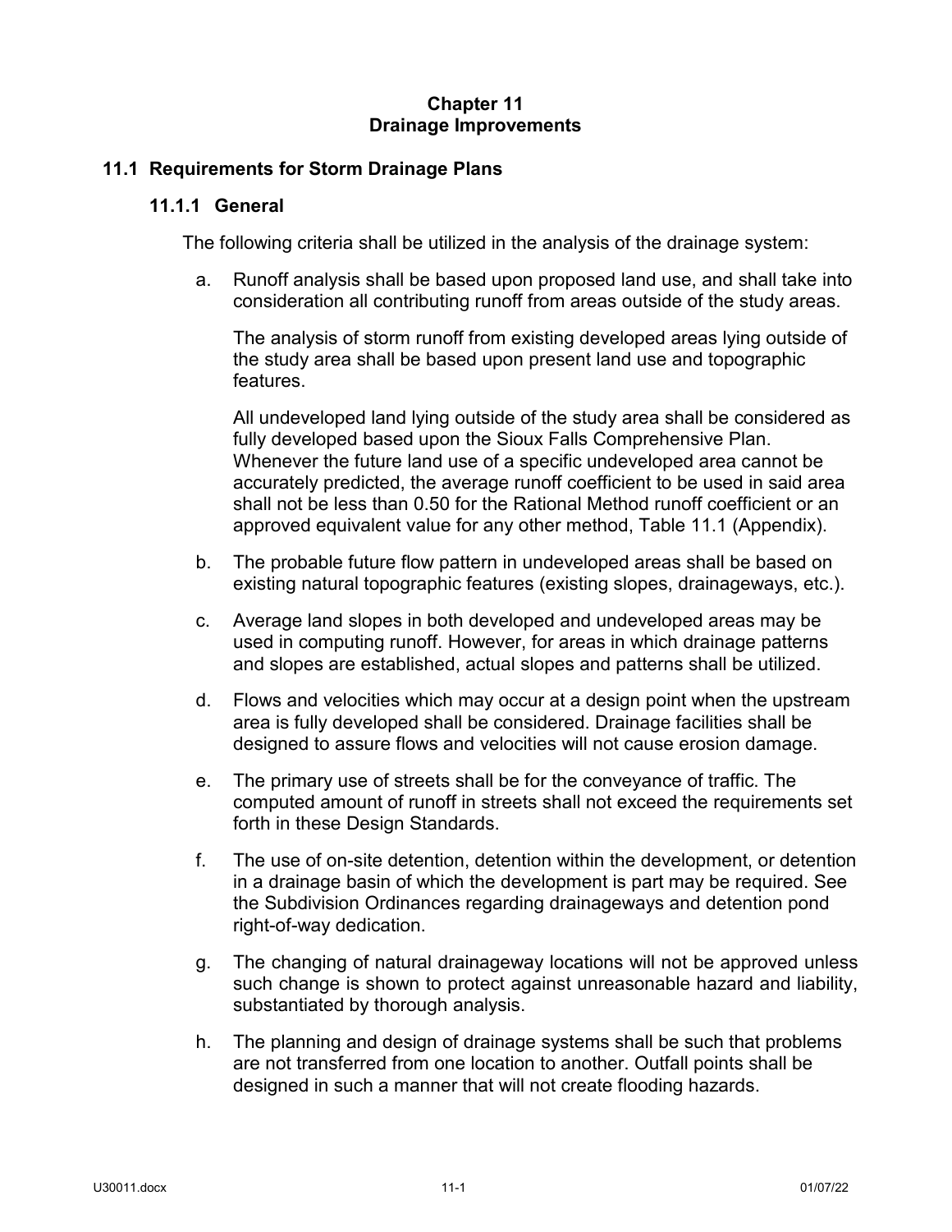# Chapter 11
# Drainage Improvements

## 11.1 Requirements for Storm Drainage Plans

### 11.1.1 General

The following criteria shall be utilized in the analysis of the drainage system:

a. Runoff analysis shall be based upon proposed land use, and shall take into consideration all contributing runoff from areas outside of the study areas.

   The analysis of storm runoff from existing developed areas lying outside of the study area shall be based upon present land use and topographic features.

   All undeveloped land lying outside of the study area shall be considered as fully developed based upon the Sioux Falls Comprehensive Plan. Whenever the future land use of a specific undeveloped area cannot be accurately predicted, the average runoff coefficient to be used in said area shall not be less than 0.50 for the Rational Method runoff coefficient or an approved equivalent value for any other method, Table 11.1 (Appendix).

b. The probable future flow pattern in undeveloped areas shall be based on existing natural topographic features (existing slopes, drainageways, etc.).

c. Average land slopes in both developed and undeveloped areas may be used in computing runoff. However, for areas in which drainage patterns and slopes are established, actual slopes and patterns shall be utilized.

d. Flows and velocities which may occur at a design point when the upstream area is fully developed shall be considered. Drainage facilities shall be designed to assure flows and velocities will not cause erosion damage.

e. The primary use of streets shall be for the conveyance of traffic. The computed amount of runoff in streets shall not exceed the requirements set forth in these Design Standards.

f. The use of on-site detention, detention within the development, or detention in a drainage basin of which the development is part may be required. See the Subdivision Ordinances regarding drainageways and detention pond right-of-way dedication.

g. The changing of natural drainageway locations will not be approved unless such change is shown to protect against unreasonable hazard and liability, substantiated by thorough analysis.

h. The planning and design of drainage systems shall be such that problems are not transferred from one location to another. Outfall points shall be designed in such a manner that will not create flooding hazards.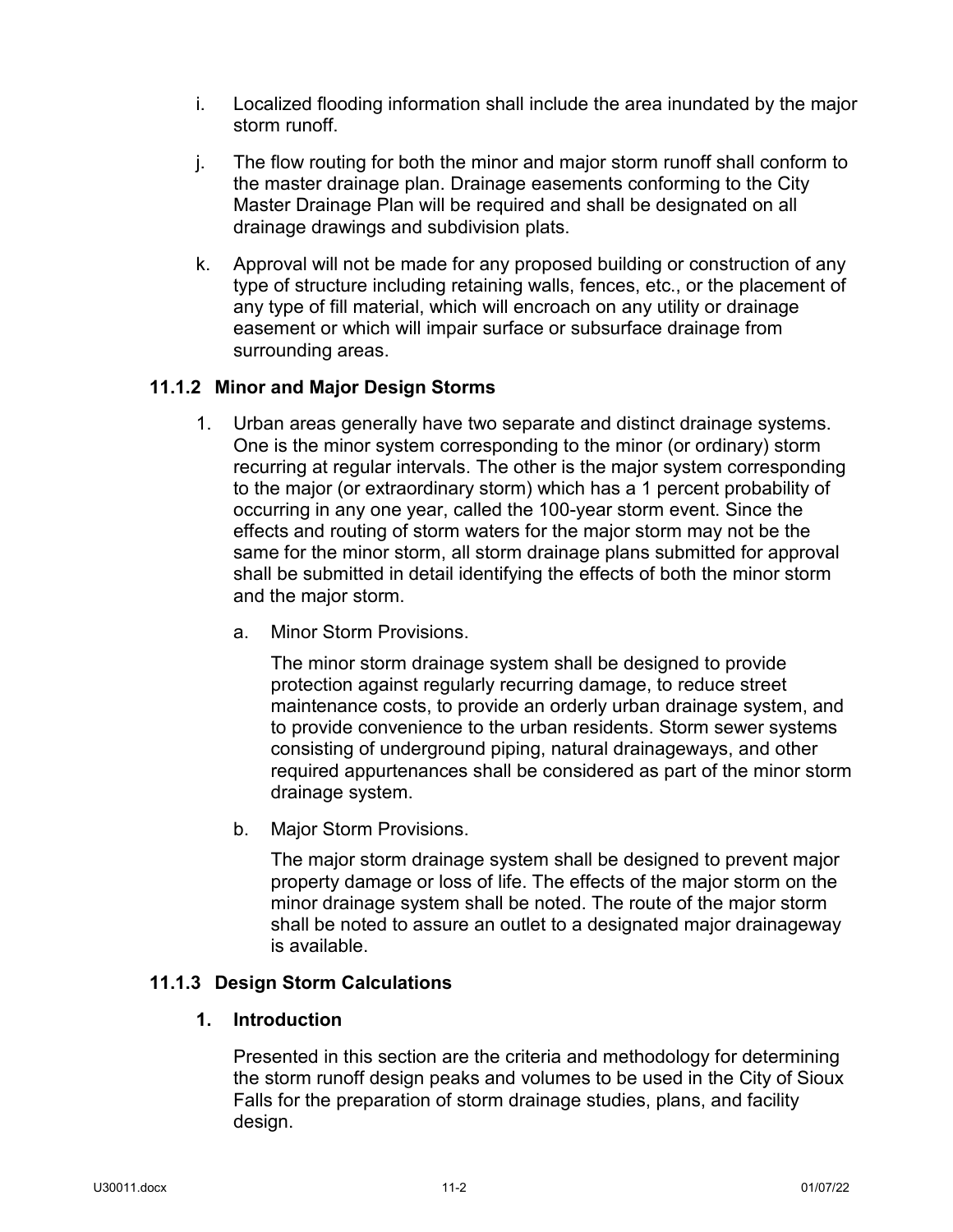i. Localized flooding information shall include the area inundated by the major storm runoff.

j. The flow routing for both the minor and major storm runoff shall conform to the master drainage plan. Drainage easements conforming to the City Master Drainage Plan will be required and shall be designated on all drainage drawings and subdivision plats.

k. Approval will not be made for any proposed building or construction of any type of structure including retaining walls, fences, etc., or the placement of any type of fill material, which will encroach on any utility or drainage easement or which will impair surface or subsurface drainage from surrounding areas.

### 11.1.2 Minor and Major Design Storms

1. Urban areas generally have two separate and distinct drainage systems. One is the minor system corresponding to the minor (or ordinary) storm recurring at regular intervals. The other is the major system corresponding to the major (or extraordinary storm) which has a 1 percent probability of occurring in any one year, called the 100-year storm event. Since the effects and routing of storm waters for the major storm may not be the same for the minor storm, all storm drainage plans submitted for approval shall be submitted in detail identifying the effects of both the minor storm and the major storm.

   a. Minor Storm Provisions.

      The minor storm drainage system shall be designed to provide protection against regularly recurring damage, to reduce street maintenance costs, to provide an orderly urban drainage system, and to provide convenience to the urban residents. Storm sewer systems consisting of underground piping, natural drainageways, and other required appurtenances shall be considered as part of the minor storm drainage system.

   b. Major Storm Provisions.

      The major storm drainage system shall be designed to prevent major property damage or loss of life. The effects of the major storm on the minor drainage system shall be noted. The route of the major storm shall be noted to assure an outlet to a designated major drainageway is available.

### 11.1.3 Design Storm Calculations

#### 1. Introduction

Presented in this section are the criteria and methodology for determining the storm runoff design peaks and volumes to be used in the City of Sioux Falls for the preparation of storm drainage studies, plans, and facility design.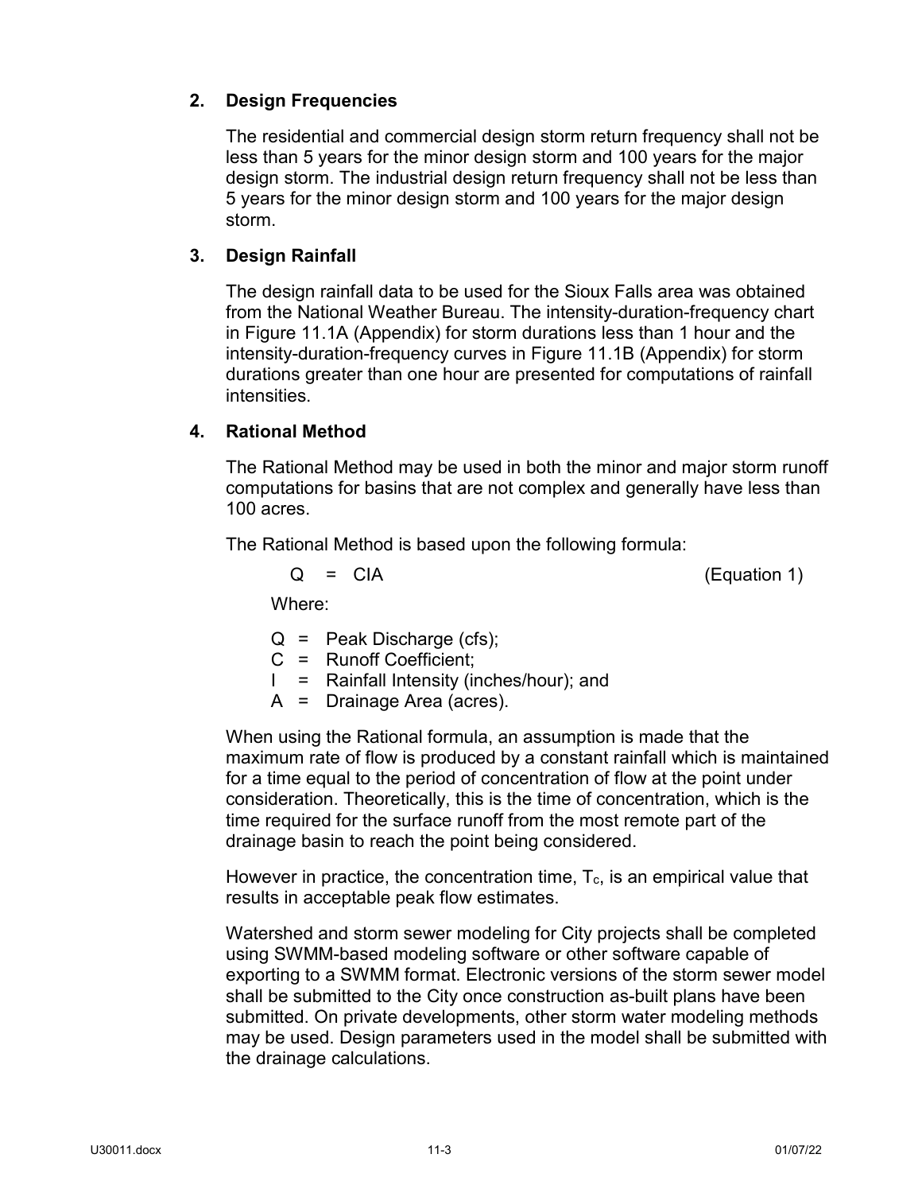### 2. Design Frequencies

The residential and commercial design storm return frequency shall not be less than 5 years for the minor design storm and 100 years for the major design storm. The industrial design return frequency shall not be less than 5 years for the minor design storm and 100 years for the major design storm.

### 3. Design Rainfall

The design rainfall data to be used for the Sioux Falls area was obtained from the National Weather Bureau. The intensity-duration-frequency chart in Figure 11.1A (Appendix) for storm durations less than 1 hour and the intensity-duration-frequency curves in Figure 11.1B (Appendix) for storm durations greater than one hour are presented for computations of rainfall intensities.

### 4. Rational Method

The Rational Method may be used in both the minor and major storm runoff computations for basins that are not complex and generally have less than 100 acres.

The Rational Method is based upon the following formula:

$$Q = CIA \qquad \text{(Equation 1)}$$

Where:

- $Q$ = Peak Discharge (cfs);
- $C$ = Runoff Coefficient;
- $I$ = Rainfall Intensity (inches/hour); and
- $A$ = Drainage Area (acres).

When using the Rational formula, an assumption is made that the maximum rate of flow is produced by a constant rainfall which is maintained for a time equal to the period of concentration of flow at the point under consideration. Theoretically, this is the time of concentration, which is the time required for the surface runoff from the most remote part of the drainage basin to reach the point being considered.

However in practice, the concentration time, $T_c$, is an empirical value that results in acceptable peak flow estimates.

Watershed and storm sewer modeling for City projects shall be completed using SWMM-based modeling software or other software capable of exporting to a SWMM format. Electronic versions of the storm sewer model shall be submitted to the City once construction as-built plans have been submitted. On private developments, other storm water modeling methods may be used. Design parameters used in the model shall be submitted with the drainage calculations.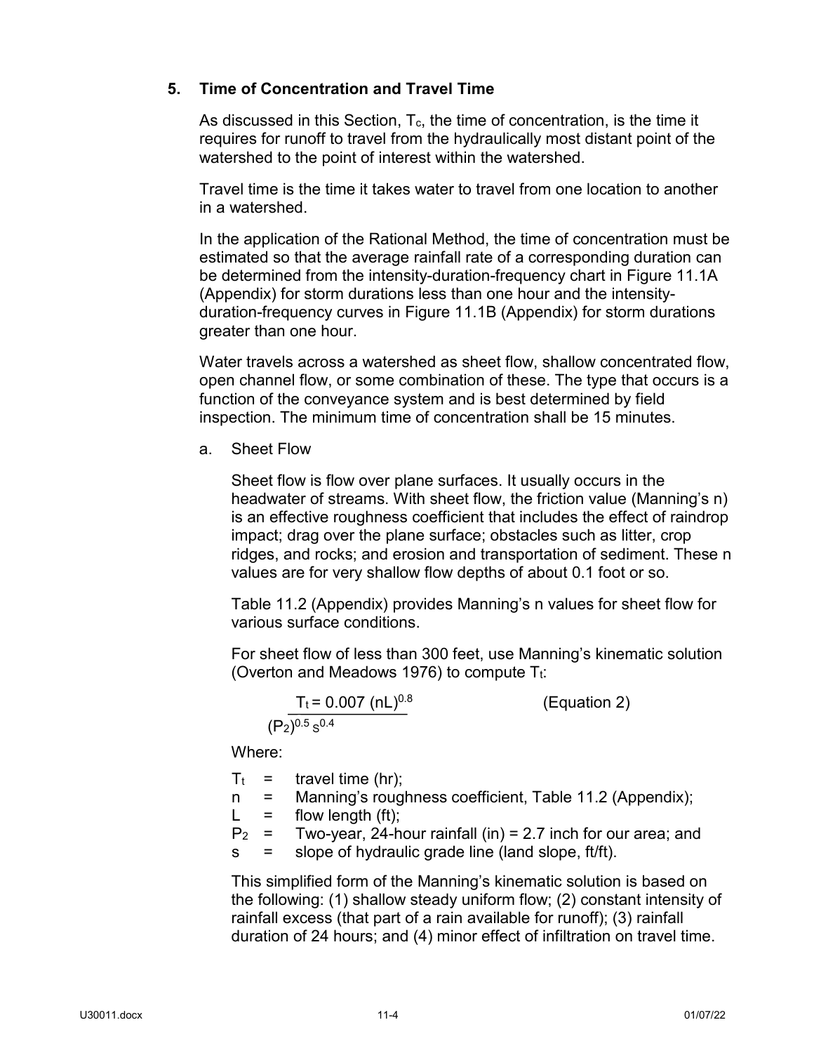## 5. Time of Concentration and Travel Time

As discussed in this Section, $T_c$, the time of concentration, is the time it requires for runoff to travel from the hydraulically most distant point of the watershed to the point of interest within the watershed.

Travel time is the time it takes water to travel from one location to another in a watershed.

In the application of the Rational Method, the time of concentration must be estimated so that the average rainfall rate of a corresponding duration can be determined from the intensity-duration-frequency chart in Figure 11.1A (Appendix) for storm durations less than one hour and the intensity-duration-frequency curves in Figure 11.1B (Appendix) for storm durations greater than one hour.

Water travels across a watershed as sheet flow, shallow concentrated flow, open channel flow, or some combination of these. The type that occurs is a function of the conveyance system and is best determined by field inspection. The minimum time of concentration shall be 15 minutes.

### a. Sheet Flow

Sheet flow is flow over plane surfaces. It usually occurs in the headwater of streams. With sheet flow, the friction value (Manning's n) is an effective roughness coefficient that includes the effect of raindrop impact; drag over the plane surface; obstacles such as litter, crop ridges, and rocks; and erosion and transportation of sediment. These n values are for very shallow flow depths of about 0.1 foot or so.

Table 11.2 (Appendix) provides Manning's n values for sheet flow for various surface conditions.

For sheet flow of less than 300 feet, use Manning's kinematic solution (Overton and Meadows 1976) to compute $T_t$:

$$T_t = \frac{0.007\,(nL)^{0.8}}{(P_2)^{0.5}\, s^{0.4}} \qquad \text{(Equation 2)}$$

Where:

- $T_t$ = travel time (hr);
- $n$ = Manning's roughness coefficient, Table 11.2 (Appendix);
- $L$ = flow length (ft);
- $P_2$ = Two-year, 24-hour rainfall (in) = 2.7 inch for our area; and
- $s$ = slope of hydraulic grade line (land slope, ft/ft).

This simplified form of the Manning's kinematic solution is based on the following: (1) shallow steady uniform flow; (2) constant intensity of rainfall excess (that part of a rain available for runoff); (3) rainfall duration of 24 hours; and (4) minor effect of infiltration on travel time.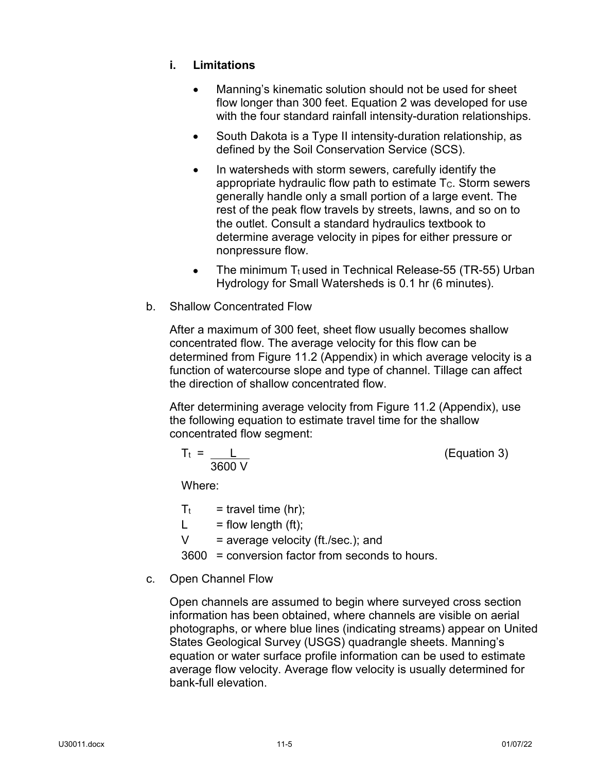#### i. Limitations

- Manning's kinematic solution should not be used for sheet flow longer than 300 feet. Equation 2 was developed for use with the four standard rainfall intensity-duration relationships.
- South Dakota is a Type II intensity-duration relationship, as defined by the Soil Conservation Service (SCS).
- In watersheds with storm sewers, carefully identify the appropriate hydraulic flow path to estimate $T_C$. Storm sewers generally handle only a small portion of a large event. The rest of the peak flow travels by streets, lawns, and so on to the outlet. Consult a standard hydraulics textbook to determine average velocity in pipes for either pressure or nonpressure flow.
- The minimum $T_t$ used in Technical Release-55 (TR-55) Urban Hydrology for Small Watersheds is 0.1 hr (6 minutes).

b. Shallow Concentrated Flow

After a maximum of 300 feet, sheet flow usually becomes shallow concentrated flow. The average velocity for this flow can be determined from Figure 11.2 (Appendix) in which average velocity is a function of watercourse slope and type of channel. Tillage can affect the direction of shallow concentrated flow.

After determining average velocity from Figure 11.2 (Appendix), use the following equation to estimate travel time for the shallow concentrated flow segment:

$$T_t = \frac{L}{3600\ V} \qquad \text{(Equation 3)}$$

Where:

$T_t$ = travel time (hr);
$L$ = flow length (ft);
$V$ = average velocity (ft./sec.); and
3600 = conversion factor from seconds to hours.

c. Open Channel Flow

Open channels are assumed to begin where surveyed cross section information has been obtained, where channels are visible on aerial photographs, or where blue lines (indicating streams) appear on United States Geological Survey (USGS) quadrangle sheets. Manning's equation or water surface profile information can be used to estimate average flow velocity. Average flow velocity is usually determined for bank-full elevation.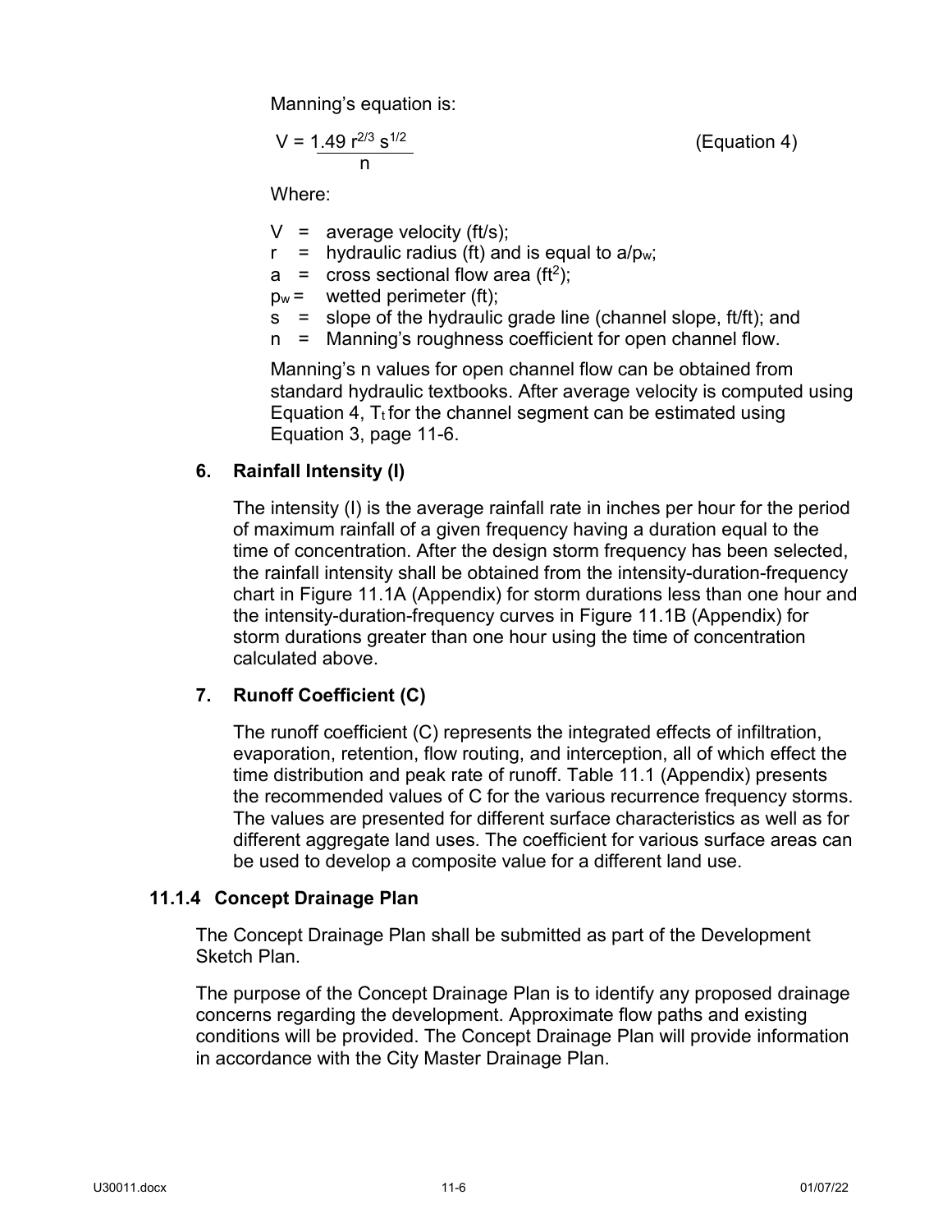Manning's equation is:

$$V = \frac{1.49\, r^{2/3}\, s^{1/2}}{n} \qquad \text{(Equation 4)}$$

Where:

- $V$ = average velocity (ft/s);
- $r$ = hydraulic radius (ft) and is equal to $a/p_w$;
- $a$ = cross sectional flow area ($ft^2$);
- $p_w$ = wetted perimeter (ft);
- $s$ = slope of the hydraulic grade line (channel slope, ft/ft); and
- $n$ = Manning's roughness coefficient for open channel flow.

Manning's n values for open channel flow can be obtained from standard hydraulic textbooks. After average velocity is computed using Equation 4, $T_t$ for the channel segment can be estimated using Equation 3, page 11-6.

### 6. Rainfall Intensity (I)

The intensity (I) is the average rainfall rate in inches per hour for the period of maximum rainfall of a given frequency having a duration equal to the time of concentration. After the design storm frequency has been selected, the rainfall intensity shall be obtained from the intensity-duration-frequency chart in Figure 11.1A (Appendix) for storm durations less than one hour and the intensity-duration-frequency curves in Figure 11.1B (Appendix) for storm durations greater than one hour using the time of concentration calculated above.

### 7. Runoff Coefficient (C)

The runoff coefficient (C) represents the integrated effects of infiltration, evaporation, retention, flow routing, and interception, all of which effect the time distribution and peak rate of runoff. Table 11.1 (Appendix) presents the recommended values of C for the various recurrence frequency storms. The values are presented for different surface characteristics as well as for different aggregate land uses. The coefficient for various surface areas can be used to develop a composite value for a different land use.

## 11.1.4 Concept Drainage Plan

The Concept Drainage Plan shall be submitted as part of the Development Sketch Plan.

The purpose of the Concept Drainage Plan is to identify any proposed drainage concerns regarding the development. Approximate flow paths and existing conditions will be provided. The Concept Drainage Plan will provide information in accordance with the City Master Drainage Plan.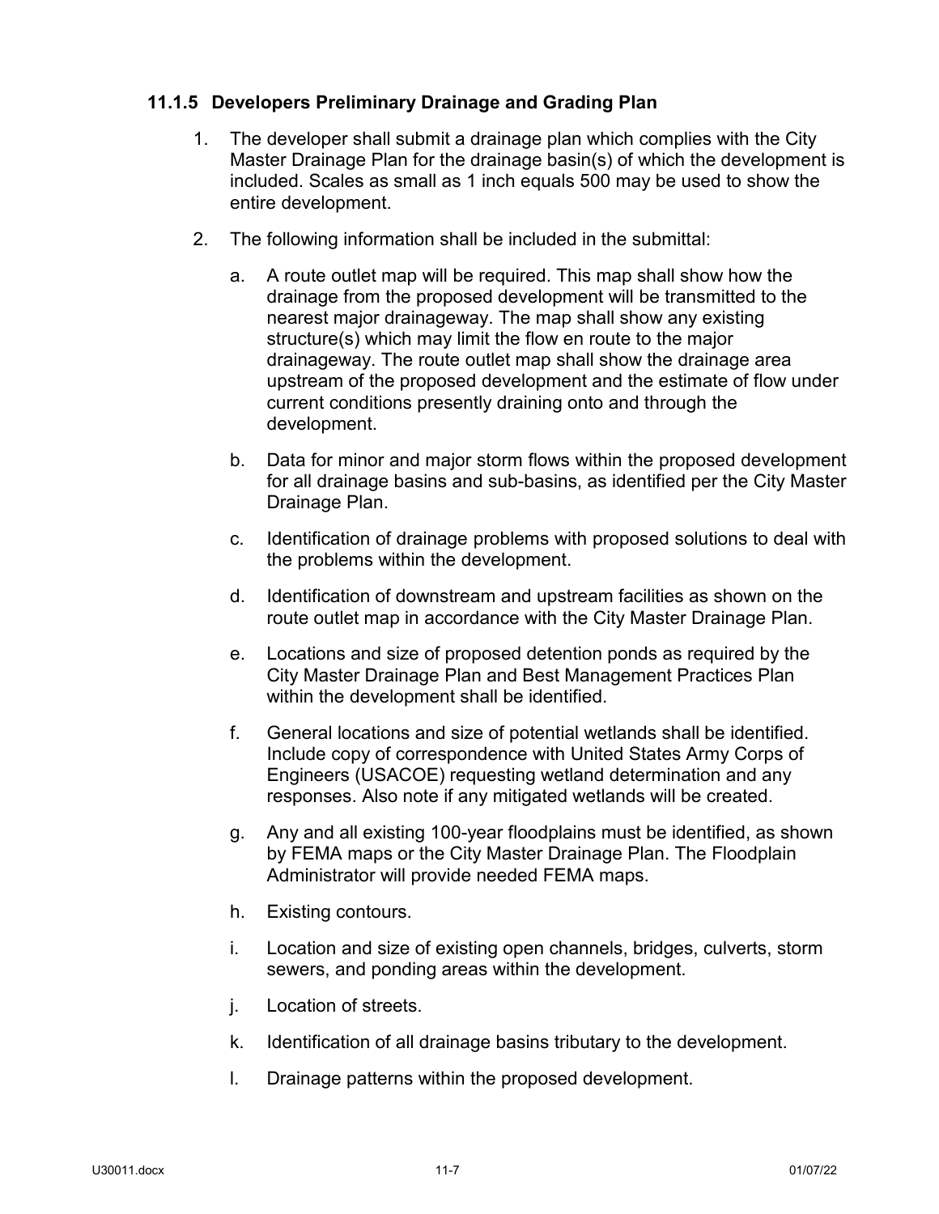### 11.1.5 Developers Preliminary Drainage and Grading Plan

1. The developer shall submit a drainage plan which complies with the City Master Drainage Plan for the drainage basin(s) of which the development is included. Scales as small as 1 inch equals 500 may be used to show the entire development.

2. The following information shall be included in the submittal:

   a. A route outlet map will be required. This map shall show how the drainage from the proposed development will be transmitted to the nearest major drainageway. The map shall show any existing structure(s) which may limit the flow en route to the major drainageway. The route outlet map shall show the drainage area upstream of the proposed development and the estimate of flow under current conditions presently draining onto and through the development.

   b. Data for minor and major storm flows within the proposed development for all drainage basins and sub-basins, as identified per the City Master Drainage Plan.

   c. Identification of drainage problems with proposed solutions to deal with the problems within the development.

   d. Identification of downstream and upstream facilities as shown on the route outlet map in accordance with the City Master Drainage Plan.

   e. Locations and size of proposed detention ponds as required by the City Master Drainage Plan and Best Management Practices Plan within the development shall be identified.

   f. General locations and size of potential wetlands shall be identified. Include copy of correspondence with United States Army Corps of Engineers (USACOE) requesting wetland determination and any responses. Also note if any mitigated wetlands will be created.

   g. Any and all existing 100-year floodplains must be identified, as shown by FEMA maps or the City Master Drainage Plan. The Floodplain Administrator will provide needed FEMA maps.

   h. Existing contours.

   i. Location and size of existing open channels, bridges, culverts, storm sewers, and ponding areas within the development.

   j. Location of streets.

   k. Identification of all drainage basins tributary to the development.

   l. Drainage patterns within the proposed development.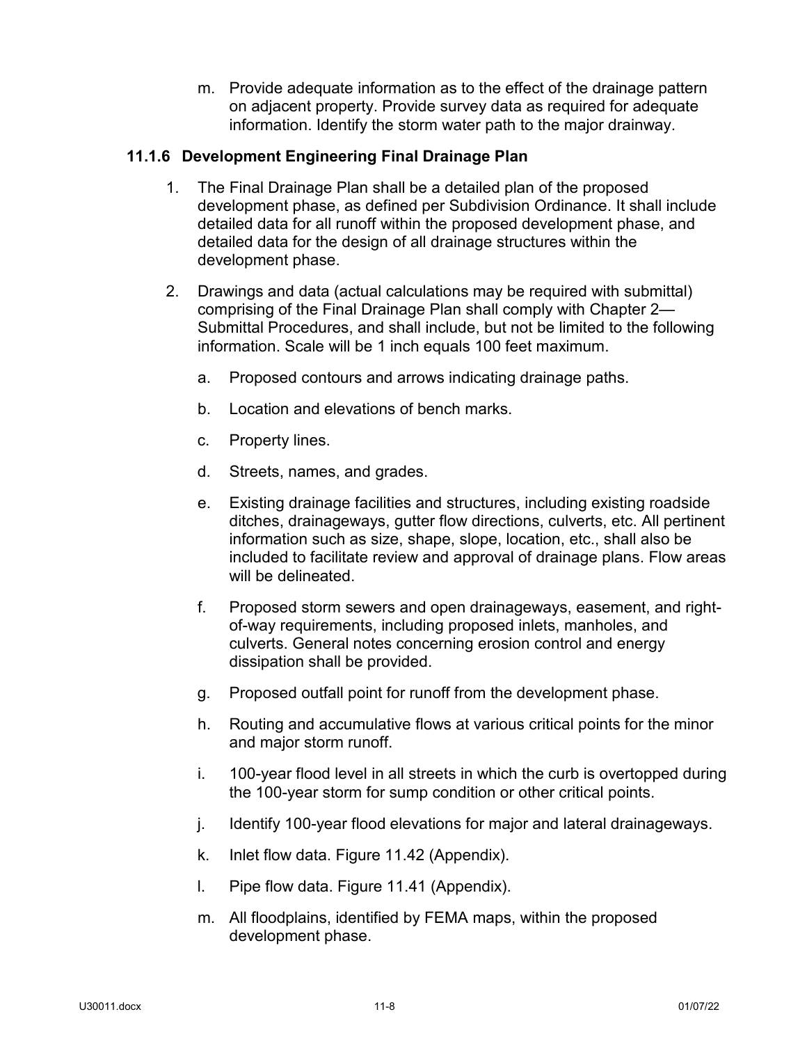m. Provide adequate information as to the effect of the drainage pattern on adjacent property. Provide survey data as required for adequate information. Identify the storm water path to the major drainway.

### 11.1.6 Development Engineering Final Drainage Plan

1. The Final Drainage Plan shall be a detailed plan of the proposed development phase, as defined per Subdivision Ordinance. It shall include detailed data for all runoff within the proposed development phase, and detailed data for the design of all drainage structures within the development phase.

2. Drawings and data (actual calculations may be required with submittal) comprising of the Final Drainage Plan shall comply with Chapter 2—Submittal Procedures, and shall include, but not be limited to the following information. Scale will be 1 inch equals 100 feet maximum.

   a. Proposed contours and arrows indicating drainage paths.

   b. Location and elevations of bench marks.

   c. Property lines.

   d. Streets, names, and grades.

   e. Existing drainage facilities and structures, including existing roadside ditches, drainageways, gutter flow directions, culverts, etc. All pertinent information such as size, shape, slope, location, etc., shall also be included to facilitate review and approval of drainage plans. Flow areas will be delineated.

   f. Proposed storm sewers and open drainageways, easement, and right-of-way requirements, including proposed inlets, manholes, and culverts. General notes concerning erosion control and energy dissipation shall be provided.

   g. Proposed outfall point for runoff from the development phase.

   h. Routing and accumulative flows at various critical points for the minor and major storm runoff.

   i. 100-year flood level in all streets in which the curb is overtopped during the 100-year storm for sump condition or other critical points.

   j. Identify 100-year flood elevations for major and lateral drainageways.

   k. Inlet flow data. Figure 11.42 (Appendix).

   l. Pipe flow data. Figure 11.41 (Appendix).

   m. All floodplains, identified by FEMA maps, within the proposed development phase.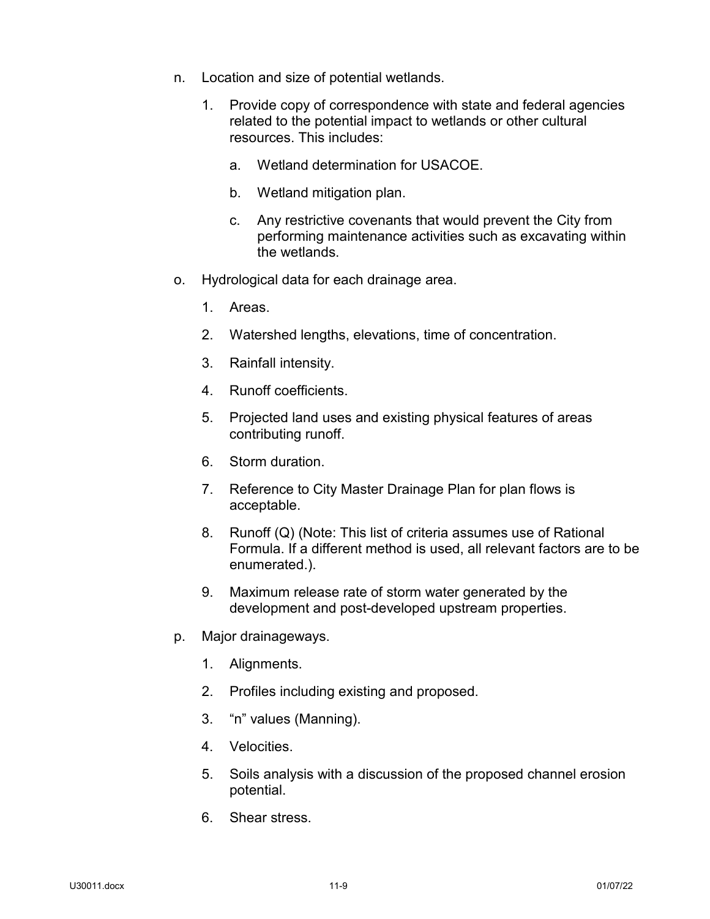n. Location and size of potential wetlands.

   1. Provide copy of correspondence with state and federal agencies related to the potential impact to wetlands or other cultural resources. This includes:

      a. Wetland determination for USACOE.

      b. Wetland mitigation plan.

      c. Any restrictive covenants that would prevent the City from performing maintenance activities such as excavating within the wetlands.

o. Hydrological data for each drainage area.

   1. Areas.

   2. Watershed lengths, elevations, time of concentration.

   3. Rainfall intensity.

   4. Runoff coefficients.

   5. Projected land uses and existing physical features of areas contributing runoff.

   6. Storm duration.

   7. Reference to City Master Drainage Plan for plan flows is acceptable.

   8. Runoff (Q) (Note: This list of criteria assumes use of Rational Formula. If a different method is used, all relevant factors are to be enumerated.).

   9. Maximum release rate of storm water generated by the development and post-developed upstream properties.

p. Major drainageways.

   1. Alignments.

   2. Profiles including existing and proposed.

   3. "n" values (Manning).

   4. Velocities.

   5. Soils analysis with a discussion of the proposed channel erosion potential.

   6. Shear stress.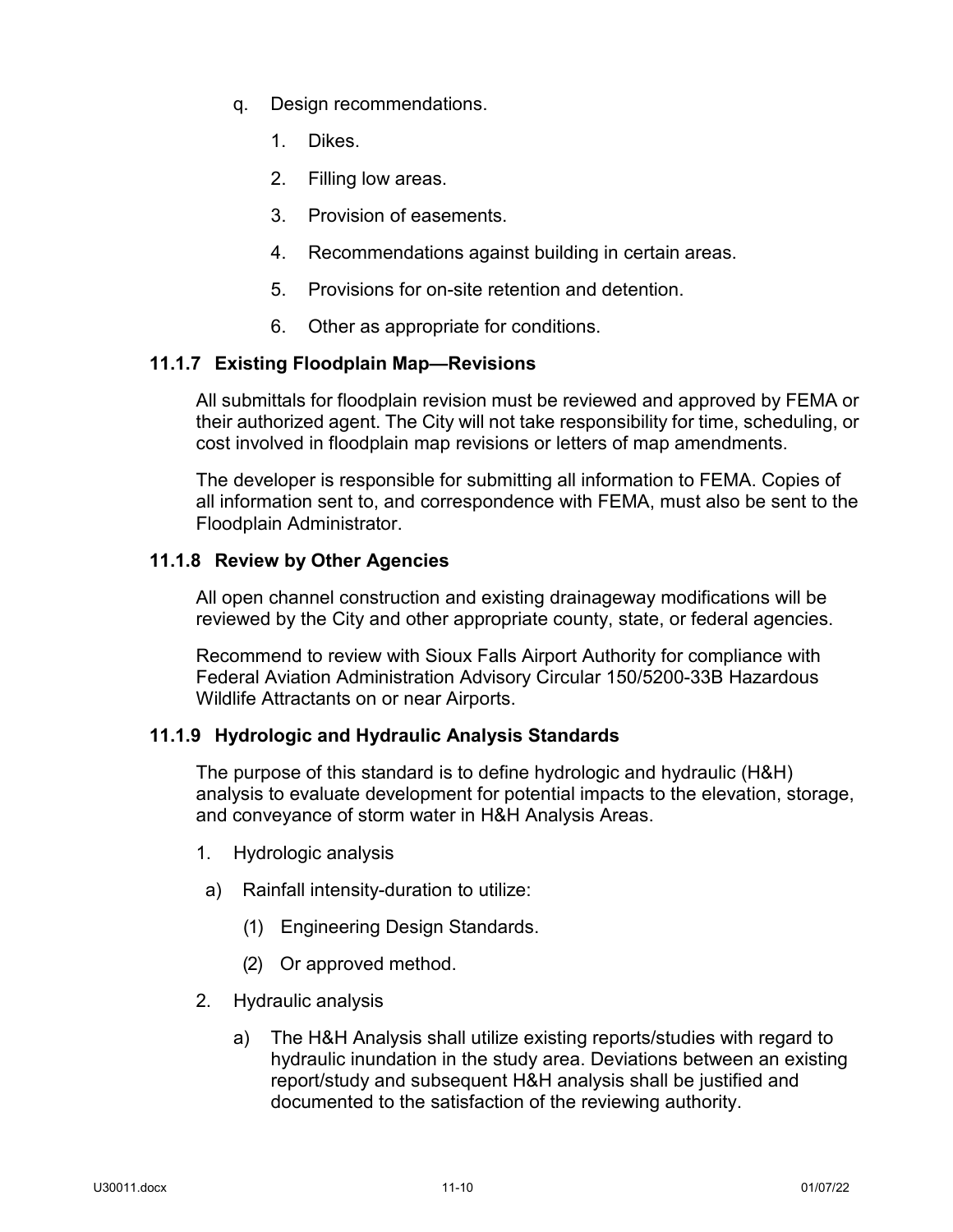q. Design recommendations.

   1. Dikes.

   2. Filling low areas.

   3. Provision of easements.

   4. Recommendations against building in certain areas.

   5. Provisions for on-site retention and detention.

   6. Other as appropriate for conditions.

### 11.1.7 Existing Floodplain Map—Revisions

All submittals for floodplain revision must be reviewed and approved by FEMA or their authorized agent. The City will not take responsibility for time, scheduling, or cost involved in floodplain map revisions or letters of map amendments.

The developer is responsible for submitting all information to FEMA. Copies of all information sent to, and correspondence with FEMA, must also be sent to the Floodplain Administrator.

### 11.1.8 Review by Other Agencies

All open channel construction and existing drainageway modifications will be reviewed by the City and other appropriate county, state, or federal agencies.

Recommend to review with Sioux Falls Airport Authority for compliance with Federal Aviation Administration Advisory Circular 150/5200-33B Hazardous Wildlife Attractants on or near Airports.

### 11.1.9 Hydrologic and Hydraulic Analysis Standards

The purpose of this standard is to define hydrologic and hydraulic (H&H) analysis to evaluate development for potential impacts to the elevation, storage, and conveyance of storm water in H&H Analysis Areas.

1. Hydrologic analysis

   a) Rainfall intensity-duration to utilize:

      (1) Engineering Design Standards.

      (2) Or approved method.

2. Hydraulic analysis

   a) The H&H Analysis shall utilize existing reports/studies with regard to hydraulic inundation in the study area. Deviations between an existing report/study and subsequent H&H analysis shall be justified and documented to the satisfaction of the reviewing authority.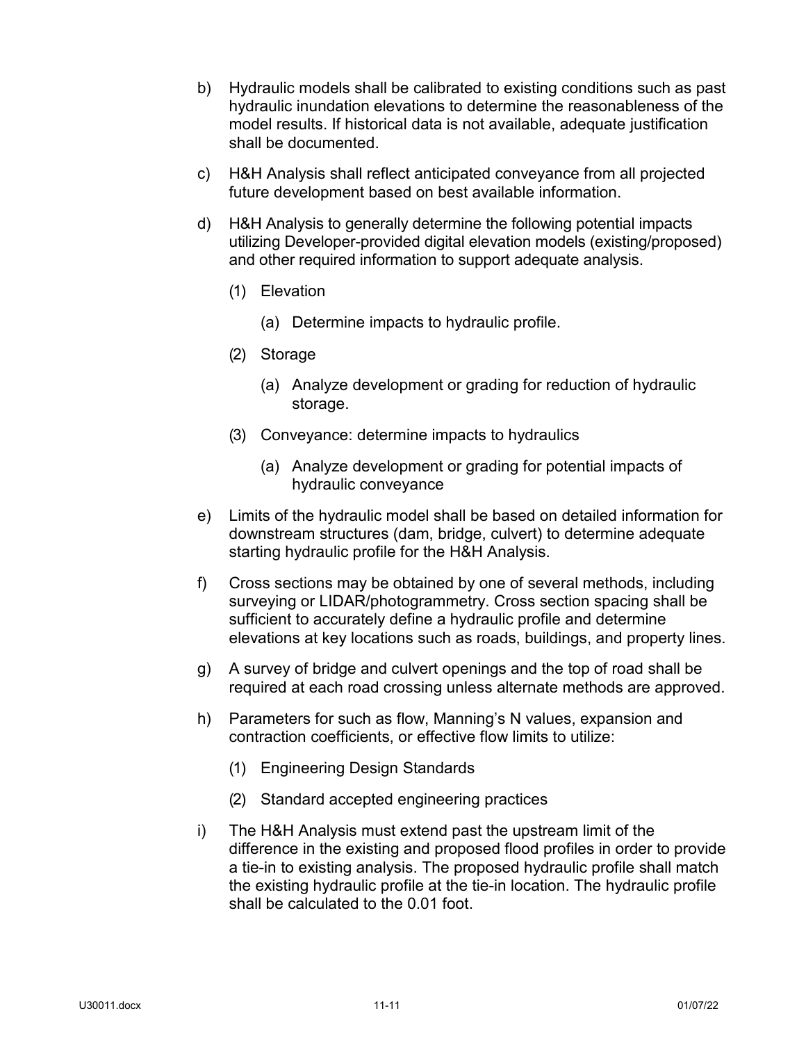b) Hydraulic models shall be calibrated to existing conditions such as past hydraulic inundation elevations to determine the reasonableness of the model results. If historical data is not available, adequate justification shall be documented.

c) H&H Analysis shall reflect anticipated conveyance from all projected future development based on best available information.

d) H&H Analysis to generally determine the following potential impacts utilizing Developer-provided digital elevation models (existing/proposed) and other required information to support adequate analysis.

   (1) Elevation

      (a) Determine impacts to hydraulic profile.

   (2) Storage

      (a) Analyze development or grading for reduction of hydraulic storage.

   (3) Conveyance: determine impacts to hydraulics

      (a) Analyze development or grading for potential impacts of hydraulic conveyance

e) Limits of the hydraulic model shall be based on detailed information for downstream structures (dam, bridge, culvert) to determine adequate starting hydraulic profile for the H&H Analysis.

f) Cross sections may be obtained by one of several methods, including surveying or LIDAR/photogrammetry. Cross section spacing shall be sufficient to accurately define a hydraulic profile and determine elevations at key locations such as roads, buildings, and property lines.

g) A survey of bridge and culvert openings and the top of road shall be required at each road crossing unless alternate methods are approved.

h) Parameters for such as flow, Manning's N values, expansion and contraction coefficients, or effective flow limits to utilize:

   (1) Engineering Design Standards

   (2) Standard accepted engineering practices

i) The H&H Analysis must extend past the upstream limit of the difference in the existing and proposed flood profiles in order to provide a tie-in to existing analysis. The proposed hydraulic profile shall match the existing hydraulic profile at the tie-in location. The hydraulic profile shall be calculated to the 0.01 foot.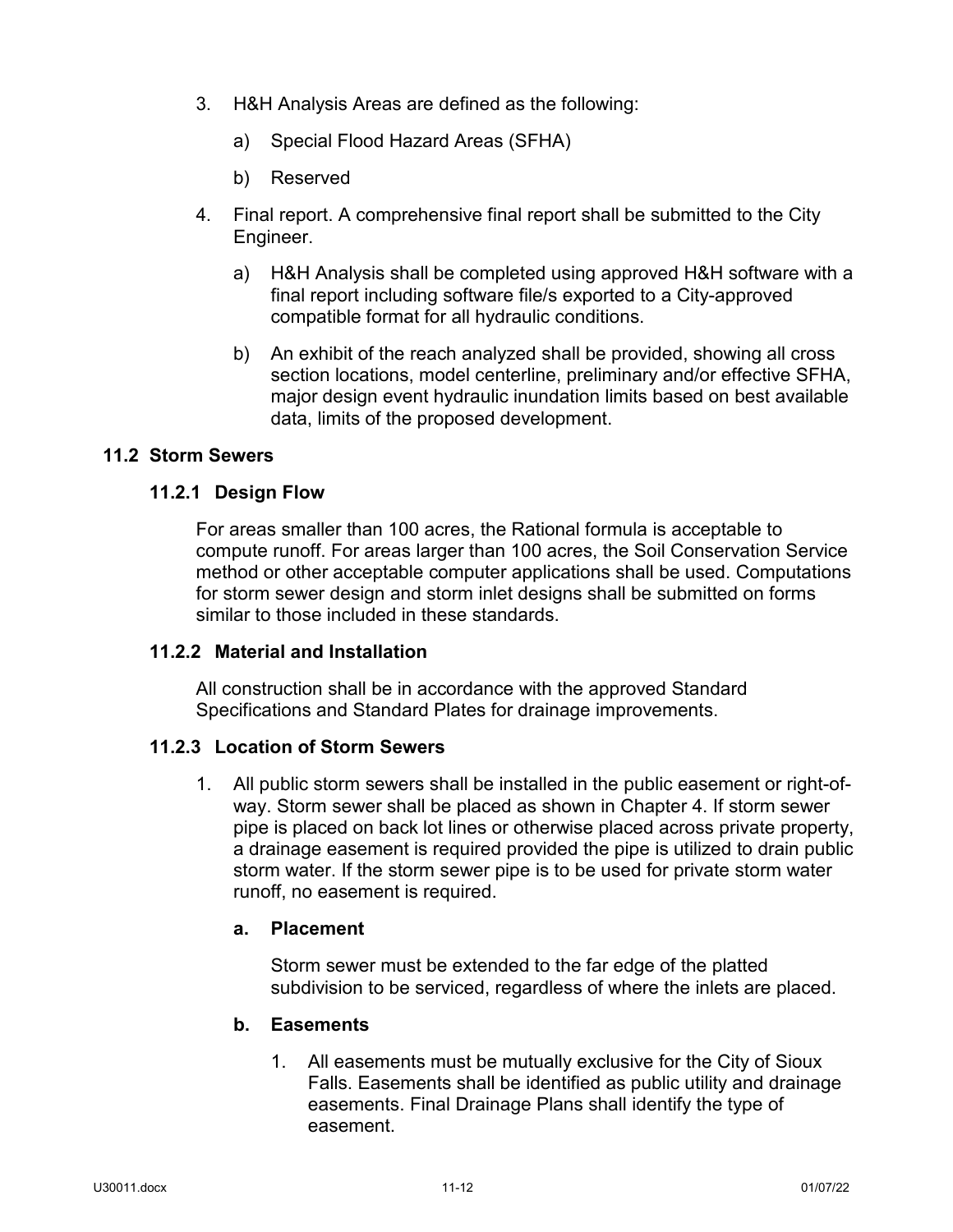3. H&H Analysis Areas are defined as the following:

   a) Special Flood Hazard Areas (SFHA)

   b) Reserved

4. Final report. A comprehensive final report shall be submitted to the City Engineer.

   a) H&H Analysis shall be completed using approved H&H software with a final report including software file/s exported to a City-approved compatible format for all hydraulic conditions.

   b) An exhibit of the reach analyzed shall be provided, showing all cross section locations, model centerline, preliminary and/or effective SFHA, major design event hydraulic inundation limits based on best available data, limits of the proposed development.

## 11.2 Storm Sewers

### 11.2.1 Design Flow

For areas smaller than 100 acres, the Rational formula is acceptable to compute runoff. For areas larger than 100 acres, the Soil Conservation Service method or other acceptable computer applications shall be used. Computations for storm sewer design and storm inlet designs shall be submitted on forms similar to those included in these standards.

### 11.2.2 Material and Installation

All construction shall be in accordance with the approved Standard Specifications and Standard Plates for drainage improvements.

### 11.2.3 Location of Storm Sewers

1. All public storm sewers shall be installed in the public easement or right-of-way. Storm sewer shall be placed as shown in Chapter 4. If storm sewer pipe is placed on back lot lines or otherwise placed across private property, a drainage easement is required provided the pipe is utilized to drain public storm water. If the storm sewer pipe is to be used for private storm water runoff, no easement is required.

   **a. Placement**

   Storm sewer must be extended to the far edge of the platted subdivision to be serviced, regardless of where the inlets are placed.

   **b. Easements**

   1. All easements must be mutually exclusive for the City of Sioux Falls. Easements shall be identified as public utility and drainage easements. Final Drainage Plans shall identify the type of easement.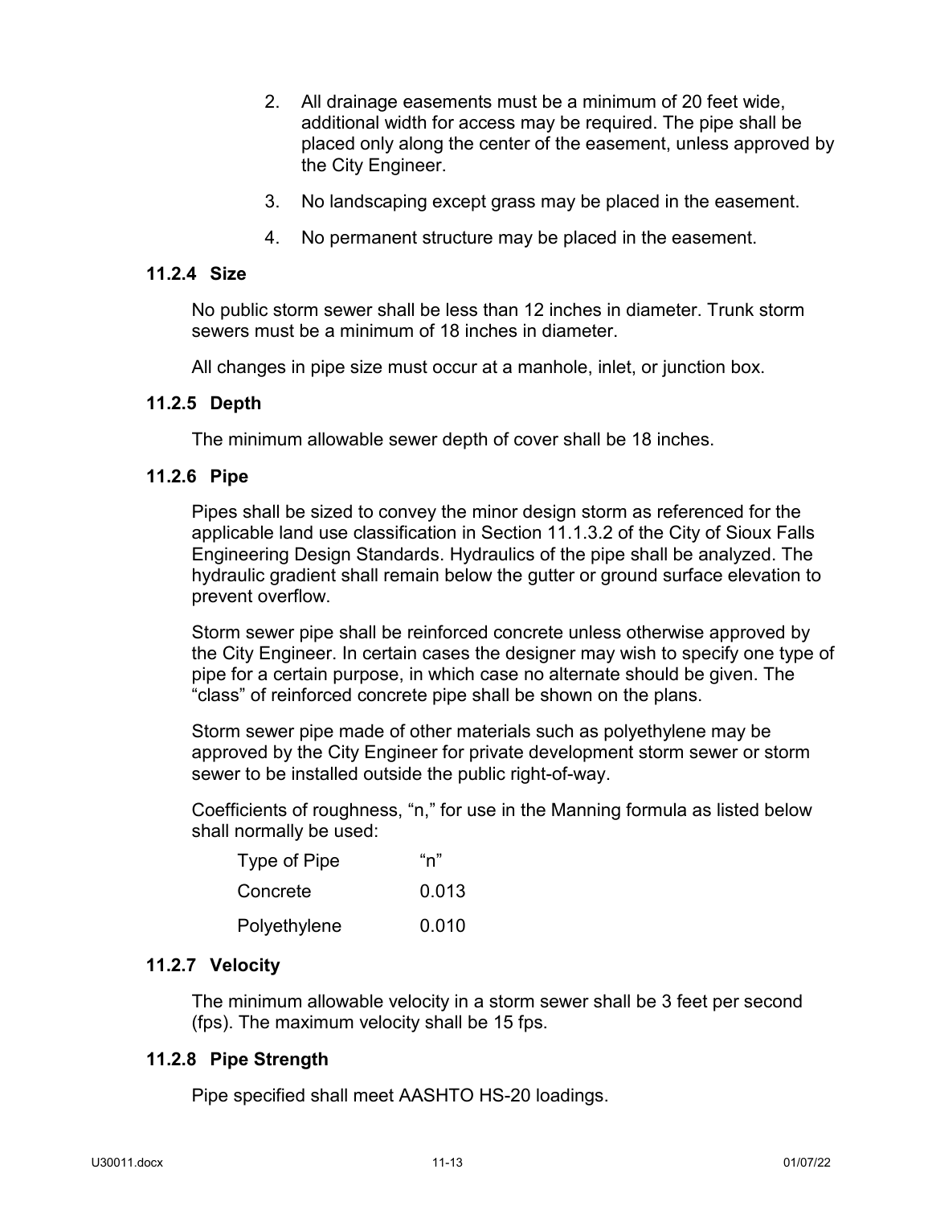2. All drainage easements must be a minimum of 20 feet wide, additional width for access may be required. The pipe shall be placed only along the center of the easement, unless approved by the City Engineer.
3. No landscaping except grass may be placed in the easement.
4. No permanent structure may be placed in the easement.

### 11.2.4 Size

No public storm sewer shall be less than 12 inches in diameter. Trunk storm sewers must be a minimum of 18 inches in diameter.

All changes in pipe size must occur at a manhole, inlet, or junction box.

### 11.2.5 Depth

The minimum allowable sewer depth of cover shall be 18 inches.

### 11.2.6 Pipe

Pipes shall be sized to convey the minor design storm as referenced for the applicable land use classification in Section 11.1.3.2 of the City of Sioux Falls Engineering Design Standards. Hydraulics of the pipe shall be analyzed. The hydraulic gradient shall remain below the gutter or ground surface elevation to prevent overflow.

Storm sewer pipe shall be reinforced concrete unless otherwise approved by the City Engineer. In certain cases the designer may wish to specify one type of pipe for a certain purpose, in which case no alternate should be given. The "class" of reinforced concrete pipe shall be shown on the plans.

Storm sewer pipe made of other materials such as polyethylene may be approved by the City Engineer for private development storm sewer or storm sewer to be installed outside the public right-of-way.

Coefficients of roughness, "n," for use in the Manning formula as listed below shall normally be used:

| Type of Pipe | "n" |
|---|---|
| Concrete | 0.013 |
| Polyethylene | 0.010 |

### 11.2.7 Velocity

The minimum allowable velocity in a storm sewer shall be 3 feet per second (fps). The maximum velocity shall be 15 fps.

### 11.2.8 Pipe Strength

Pipe specified shall meet AASHTO HS-20 loadings.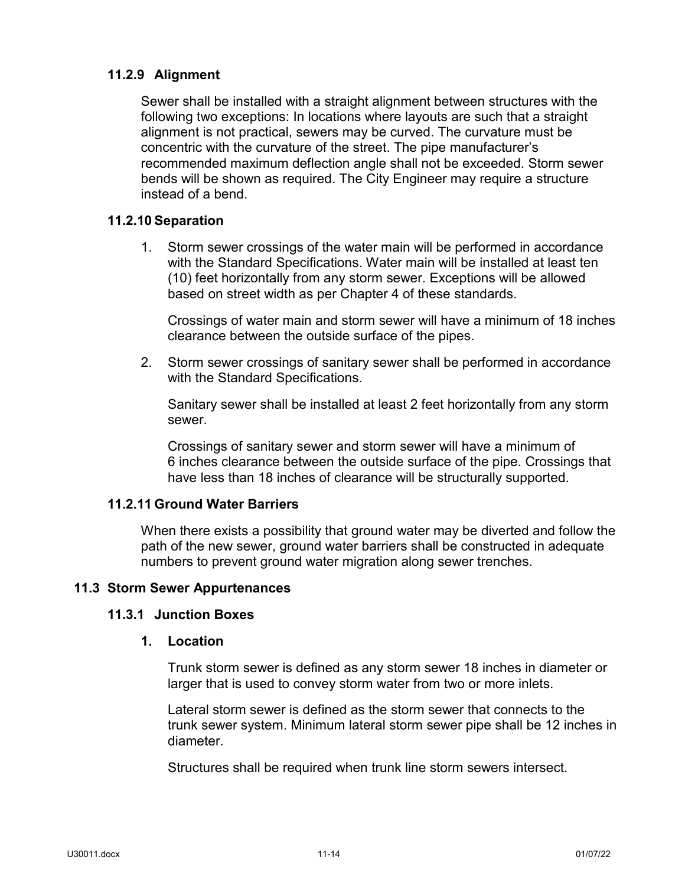### 11.2.9 Alignment

Sewer shall be installed with a straight alignment between structures with the following two exceptions: In locations where layouts are such that a straight alignment is not practical, sewers may be curved. The curvature must be concentric with the curvature of the street. The pipe manufacturer's recommended maximum deflection angle shall not be exceeded. Storm sewer bends will be shown as required. The City Engineer may require a structure instead of a bend.

### 11.2.10 Separation

1. Storm sewer crossings of the water main will be performed in accordance with the Standard Specifications. Water main will be installed at least ten (10) feet horizontally from any storm sewer. Exceptions will be allowed based on street width as per Chapter 4 of these standards.

   Crossings of water main and storm sewer will have a minimum of 18 inches clearance between the outside surface of the pipes.

2. Storm sewer crossings of sanitary sewer shall be performed in accordance with the Standard Specifications.

   Sanitary sewer shall be installed at least 2 feet horizontally from any storm sewer.

   Crossings of sanitary sewer and storm sewer will have a minimum of 6 inches clearance between the outside surface of the pipe. Crossings that have less than 18 inches of clearance will be structurally supported.

### 11.2.11 Ground Water Barriers

When there exists a possibility that ground water may be diverted and follow the path of the new sewer, ground water barriers shall be constructed in adequate numbers to prevent ground water migration along sewer trenches.

## 11.3 Storm Sewer Appurtenances

### 11.3.1 Junction Boxes

#### 1. Location

Trunk storm sewer is defined as any storm sewer 18 inches in diameter or larger that is used to convey storm water from two or more inlets.

Lateral storm sewer is defined as the storm sewer that connects to the trunk sewer system. Minimum lateral storm sewer pipe shall be 12 inches in diameter.

Structures shall be required when trunk line storm sewers intersect.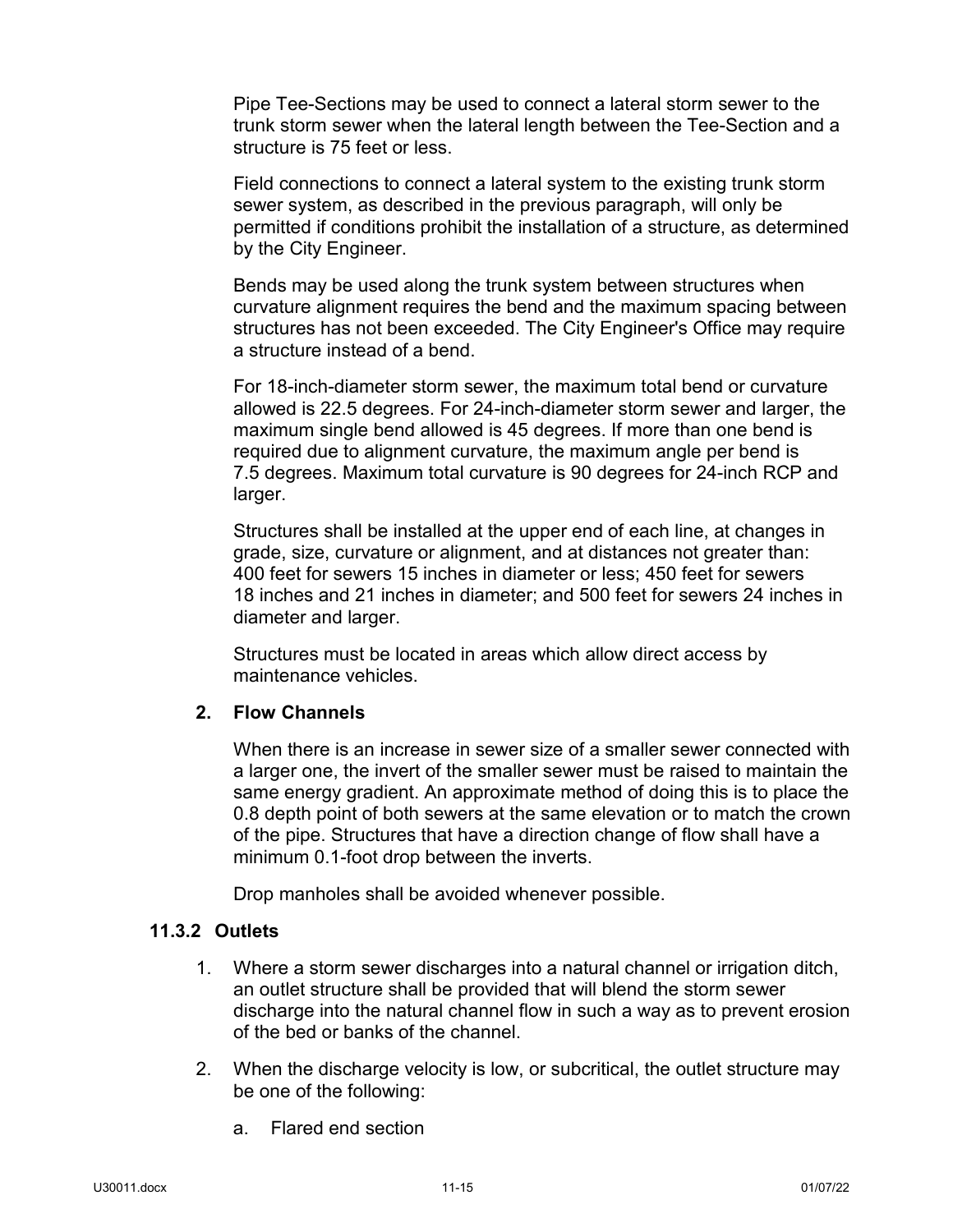Pipe Tee-Sections may be used to connect a lateral storm sewer to the trunk storm sewer when the lateral length between the Tee-Section and a structure is 75 feet or less.

Field connections to connect a lateral system to the existing trunk storm sewer system, as described in the previous paragraph, will only be permitted if conditions prohibit the installation of a structure, as determined by the City Engineer.

Bends may be used along the trunk system between structures when curvature alignment requires the bend and the maximum spacing between structures has not been exceeded. The City Engineer's Office may require a structure instead of a bend.

For 18-inch-diameter storm sewer, the maximum total bend or curvature allowed is 22.5 degrees. For 24-inch-diameter storm sewer and larger, the maximum single bend allowed is 45 degrees. If more than one bend is required due to alignment curvature, the maximum angle per bend is 7.5 degrees. Maximum total curvature is 90 degrees for 24-inch RCP and larger.

Structures shall be installed at the upper end of each line, at changes in grade, size, curvature or alignment, and at distances not greater than: 400 feet for sewers 15 inches in diameter or less; 450 feet for sewers 18 inches and 21 inches in diameter; and 500 feet for sewers 24 inches in diameter and larger.

Structures must be located in areas which allow direct access by maintenance vehicles.

**2. Flow Channels**

When there is an increase in sewer size of a smaller sewer connected with a larger one, the invert of the smaller sewer must be raised to maintain the same energy gradient. An approximate method of doing this is to place the 0.8 depth point of both sewers at the same elevation or to match the crown of the pipe. Structures that have a direction change of flow shall have a minimum 0.1-foot drop between the inverts.

Drop manholes shall be avoided whenever possible.

### 11.3.2 Outlets

1. Where a storm sewer discharges into a natural channel or irrigation ditch, an outlet structure shall be provided that will blend the storm sewer discharge into the natural channel flow in such a way as to prevent erosion of the bed or banks of the channel.

2. When the discharge velocity is low, or subcritical, the outlet structure may be one of the following:

   a. Flared end section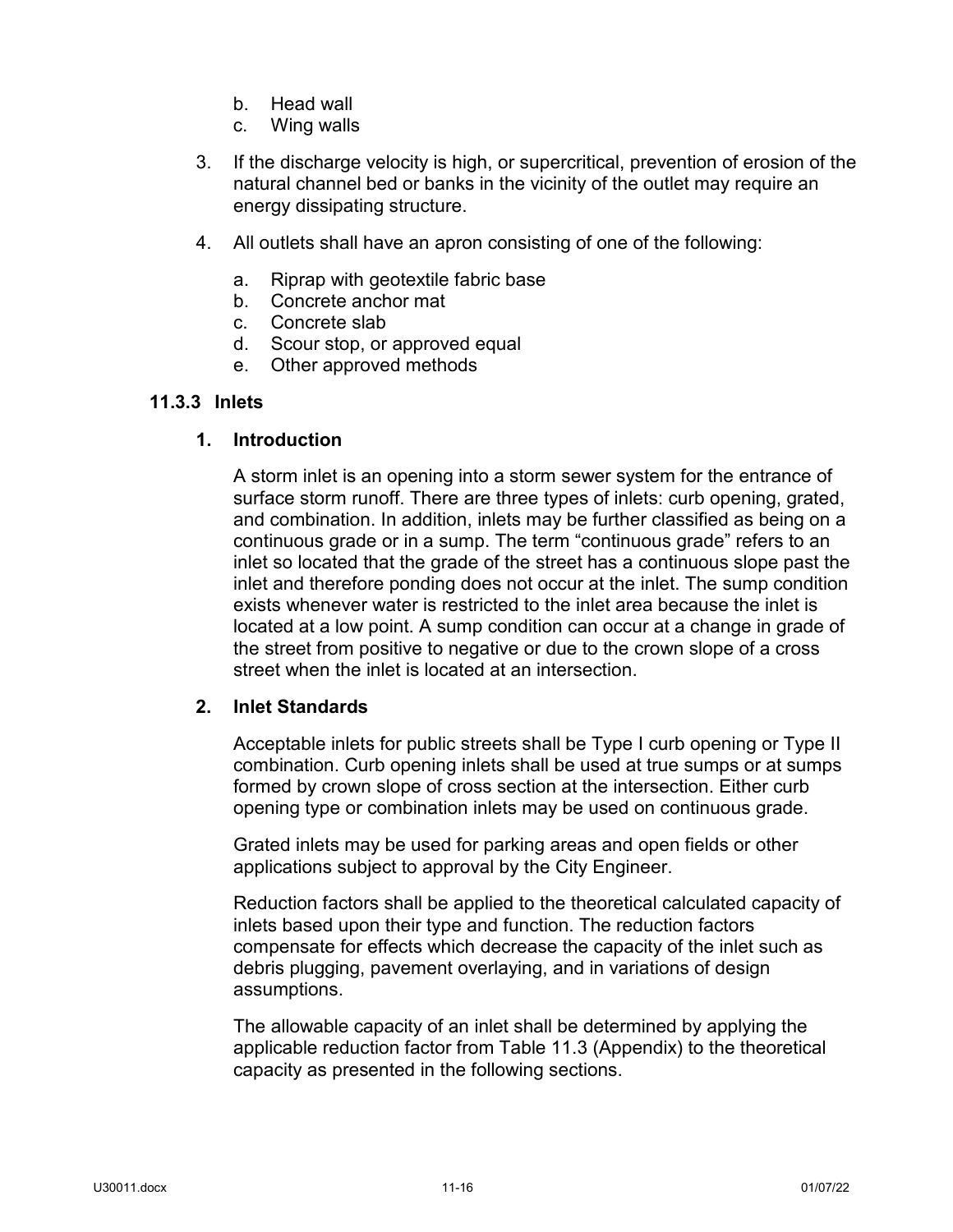b. Head wall
c. Wing walls

3. If the discharge velocity is high, or supercritical, prevention of erosion of the natural channel bed or banks in the vicinity of the outlet may require an energy dissipating structure.

4. All outlets shall have an apron consisting of one of the following:

   a. Riprap with geotextile fabric base
   b. Concrete anchor mat
   c. Concrete slab
   d. Scour stop, or approved equal
   e. Other approved methods

### 11.3.3 Inlets

#### 1. Introduction

A storm inlet is an opening into a storm sewer system for the entrance of surface storm runoff. There are three types of inlets: curb opening, grated, and combination. In addition, inlets may be further classified as being on a continuous grade or in a sump. The term "continuous grade" refers to an inlet so located that the grade of the street has a continuous slope past the inlet and therefore ponding does not occur at the inlet. The sump condition exists whenever water is restricted to the inlet area because the inlet is located at a low point. A sump condition can occur at a change in grade of the street from positive to negative or due to the crown slope of a cross street when the inlet is located at an intersection.

#### 2. Inlet Standards

Acceptable inlets for public streets shall be Type I curb opening or Type II combination. Curb opening inlets shall be used at true sumps or at sumps formed by crown slope of cross section at the intersection. Either curb opening type or combination inlets may be used on continuous grade.

Grated inlets may be used for parking areas and open fields or other applications subject to approval by the City Engineer.

Reduction factors shall be applied to the theoretical calculated capacity of inlets based upon their type and function. The reduction factors compensate for effects which decrease the capacity of the inlet such as debris plugging, pavement overlaying, and in variations of design assumptions.

The allowable capacity of an inlet shall be determined by applying the applicable reduction factor from Table 11.3 (Appendix) to the theoretical capacity as presented in the following sections.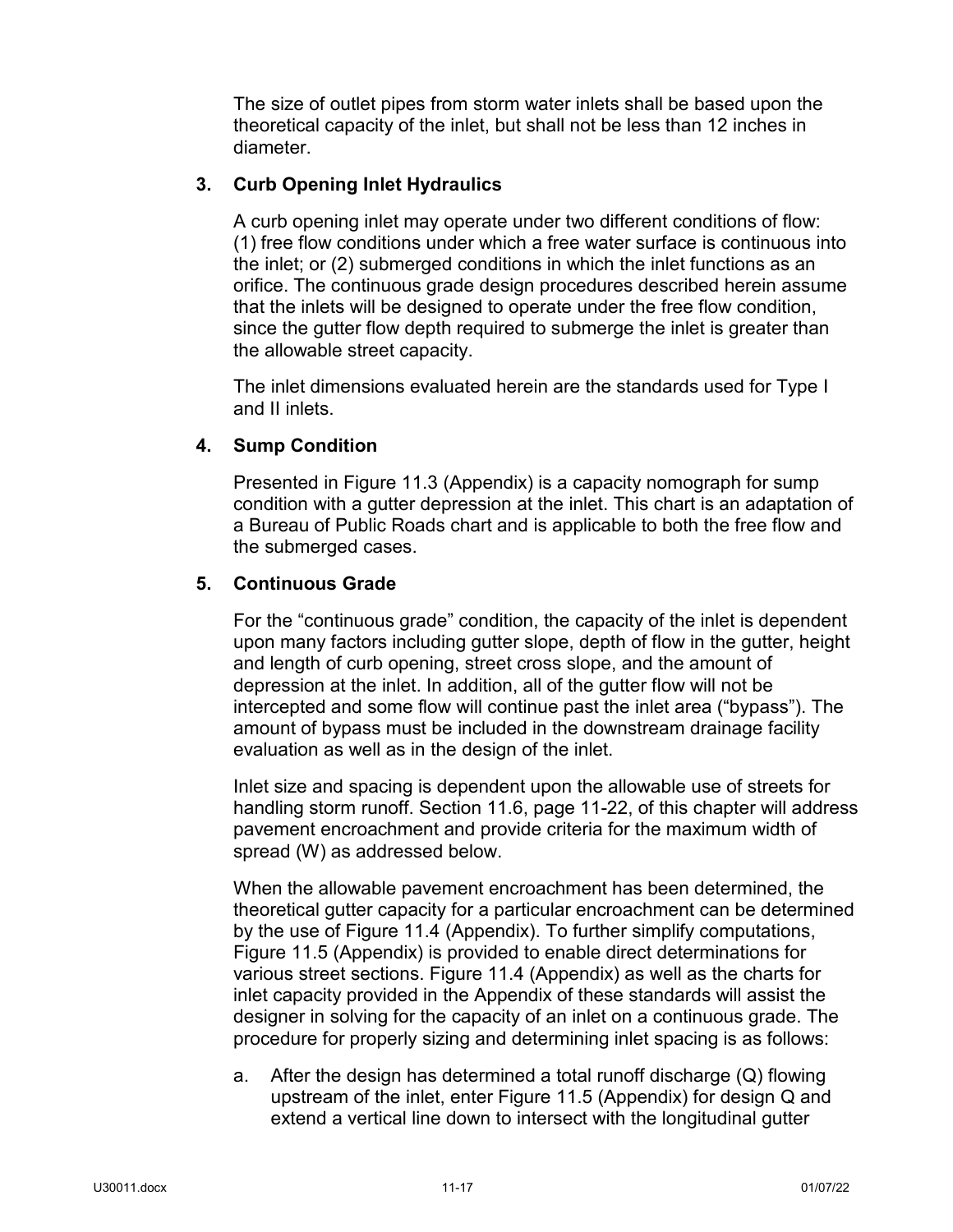The size of outlet pipes from storm water inlets shall be based upon the theoretical capacity of the inlet, but shall not be less than 12 inches in diameter.

### 3. Curb Opening Inlet Hydraulics

A curb opening inlet may operate under two different conditions of flow: (1) free flow conditions under which a free water surface is continuous into the inlet; or (2) submerged conditions in which the inlet functions as an orifice. The continuous grade design procedures described herein assume that the inlets will be designed to operate under the free flow condition, since the gutter flow depth required to submerge the inlet is greater than the allowable street capacity.

The inlet dimensions evaluated herein are the standards used for Type I and II inlets.

### 4. Sump Condition

Presented in Figure 11.3 (Appendix) is a capacity nomograph for sump condition with a gutter depression at the inlet. This chart is an adaptation of a Bureau of Public Roads chart and is applicable to both the free flow and the submerged cases.

### 5. Continuous Grade

For the "continuous grade" condition, the capacity of the inlet is dependent upon many factors including gutter slope, depth of flow in the gutter, height and length of curb opening, street cross slope, and the amount of depression at the inlet. In addition, all of the gutter flow will not be intercepted and some flow will continue past the inlet area ("bypass"). The amount of bypass must be included in the downstream drainage facility evaluation as well as in the design of the inlet.

Inlet size and spacing is dependent upon the allowable use of streets for handling storm runoff. Section 11.6, page 11-22, of this chapter will address pavement encroachment and provide criteria for the maximum width of spread (W) as addressed below.

When the allowable pavement encroachment has been determined, the theoretical gutter capacity for a particular encroachment can be determined by the use of Figure 11.4 (Appendix). To further simplify computations, Figure 11.5 (Appendix) is provided to enable direct determinations for various street sections. Figure 11.4 (Appendix) as well as the charts for inlet capacity provided in the Appendix of these standards will assist the designer in solving for the capacity of an inlet on a continuous grade. The procedure for properly sizing and determining inlet spacing is as follows:

a. After the design has determined a total runoff discharge (Q) flowing upstream of the inlet, enter Figure 11.5 (Appendix) for design Q and extend a vertical line down to intersect with the longitudinal gutter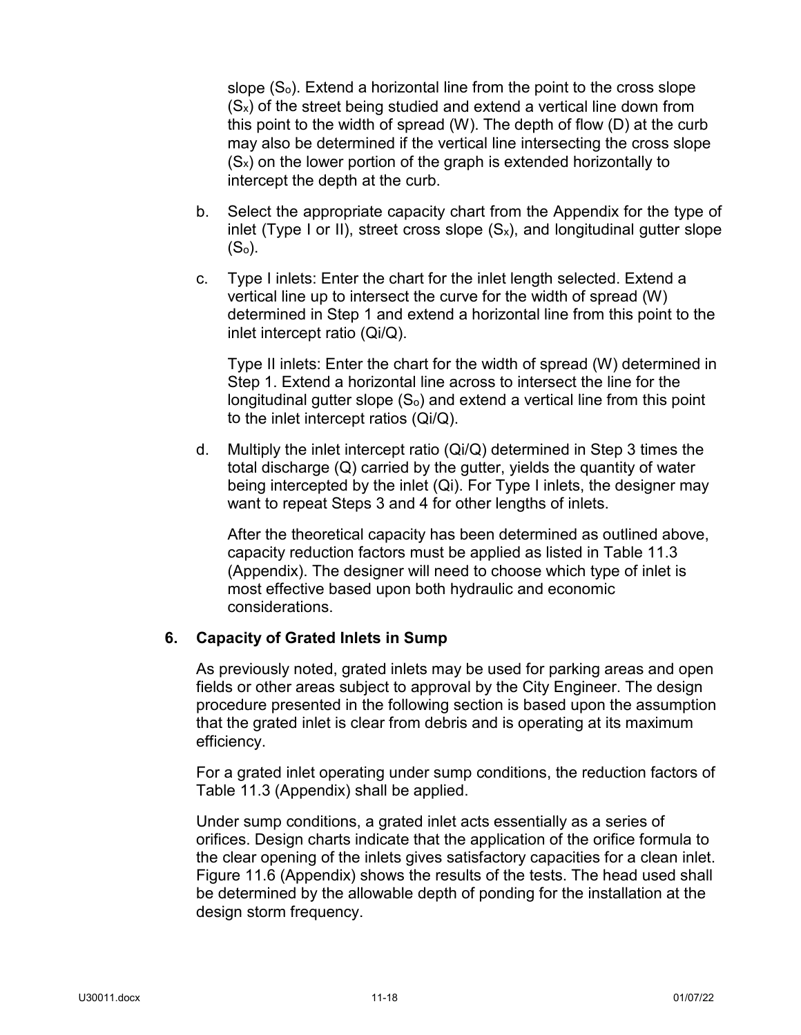slope ($S_o$). Extend a horizontal line from the point to the cross slope ($S_x$) of the street being studied and extend a vertical line down from this point to the width of spread (W). The depth of flow (D) at the curb may also be determined if the vertical line intersecting the cross slope ($S_x$) on the lower portion of the graph is extended horizontally to intercept the depth at the curb.

b. Select the appropriate capacity chart from the Appendix for the type of inlet (Type I or II), street cross slope ($S_x$), and longitudinal gutter slope ($S_o$).

c. Type I inlets: Enter the chart for the inlet length selected. Extend a vertical line up to intersect the curve for the width of spread (W) determined in Step 1 and extend a horizontal line from this point to the inlet intercept ratio (Qi/Q).

   Type II inlets: Enter the chart for the width of spread (W) determined in Step 1. Extend a horizontal line across to intersect the line for the longitudinal gutter slope ($S_o$) and extend a vertical line from this point to the inlet intercept ratios (Qi/Q).

d. Multiply the inlet intercept ratio (Qi/Q) determined in Step 3 times the total discharge (Q) carried by the gutter, yields the quantity of water being intercepted by the inlet (Qi). For Type I inlets, the designer may want to repeat Steps 3 and 4 for other lengths of inlets.

   After the theoretical capacity has been determined as outlined above, capacity reduction factors must be applied as listed in Table 11.3 (Appendix). The designer will need to choose which type of inlet is most effective based upon both hydraulic and economic considerations.

## 6. Capacity of Grated Inlets in Sump

As previously noted, grated inlets may be used for parking areas and open fields or other areas subject to approval by the City Engineer. The design procedure presented in the following section is based upon the assumption that the grated inlet is clear from debris and is operating at its maximum efficiency.

For a grated inlet operating under sump conditions, the reduction factors of Table 11.3 (Appendix) shall be applied.

Under sump conditions, a grated inlet acts essentially as a series of orifices. Design charts indicate that the application of the orifice formula to the clear opening of the inlets gives satisfactory capacities for a clean inlet. Figure 11.6 (Appendix) shows the results of the tests. The head used shall be determined by the allowable depth of ponding for the installation at the design storm frequency.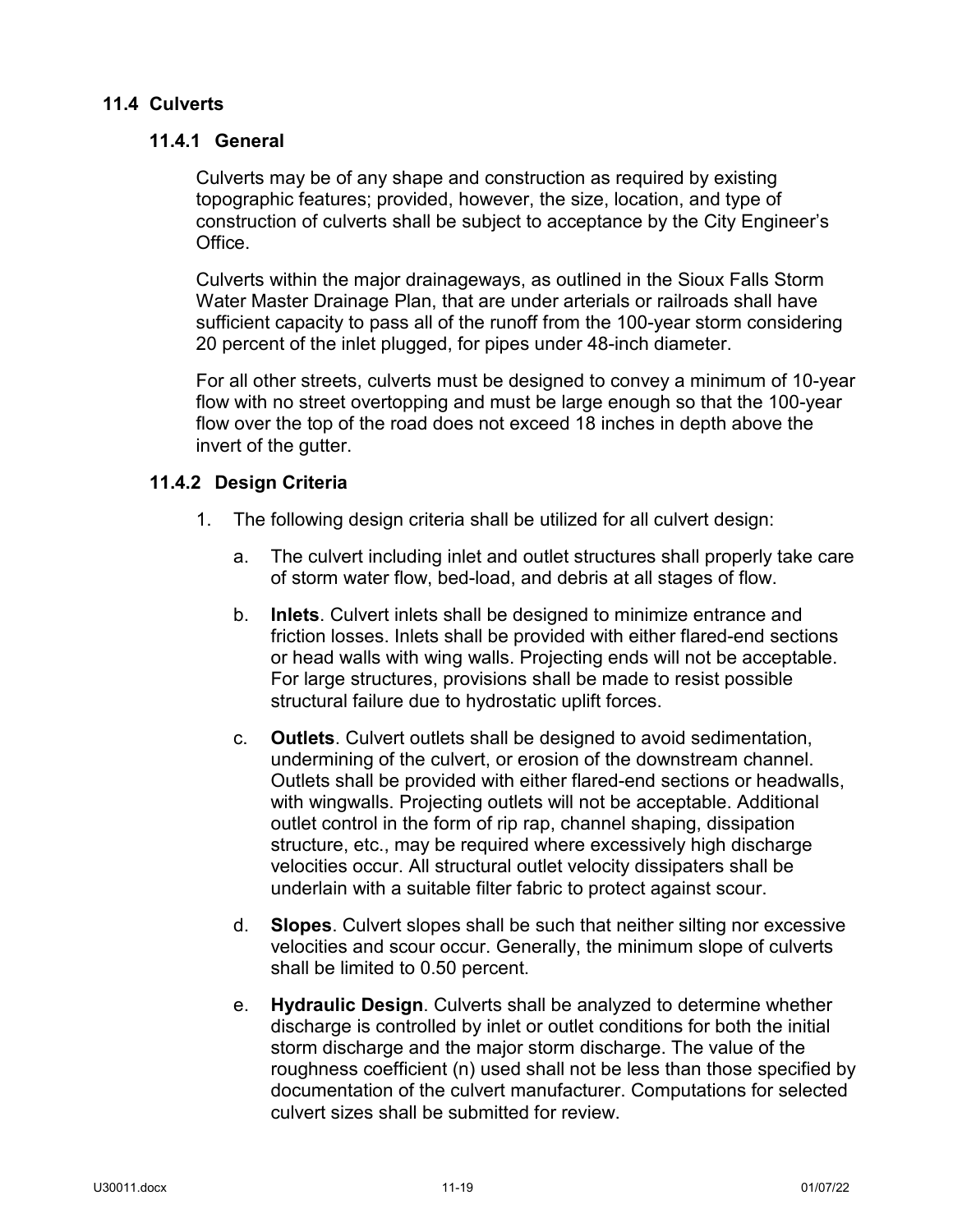## 11.4 Culverts

### 11.4.1 General

Culverts may be of any shape and construction as required by existing topographic features; provided, however, the size, location, and type of construction of culverts shall be subject to acceptance by the City Engineer's Office.

Culverts within the major drainageways, as outlined in the Sioux Falls Storm Water Master Drainage Plan, that are under arterials or railroads shall have sufficient capacity to pass all of the runoff from the 100-year storm considering 20 percent of the inlet plugged, for pipes under 48-inch diameter.

For all other streets, culverts must be designed to convey a minimum of 10-year flow with no street overtopping and must be large enough so that the 100-year flow over the top of the road does not exceed 18 inches in depth above the invert of the gutter.

### 11.4.2 Design Criteria

1. The following design criteria shall be utilized for all culvert design:

   a. The culvert including inlet and outlet structures shall properly take care of storm water flow, bed-load, and debris at all stages of flow.

   b. **Inlets**. Culvert inlets shall be designed to minimize entrance and friction losses. Inlets shall be provided with either flared-end sections or head walls with wing walls. Projecting ends will not be acceptable. For large structures, provisions shall be made to resist possible structural failure due to hydrostatic uplift forces.

   c. **Outlets**. Culvert outlets shall be designed to avoid sedimentation, undermining of the culvert, or erosion of the downstream channel. Outlets shall be provided with either flared-end sections or headwalls, with wingwalls. Projecting outlets will not be acceptable. Additional outlet control in the form of rip rap, channel shaping, dissipation structure, etc., may be required where excessively high discharge velocities occur. All structural outlet velocity dissipaters shall be underlain with a suitable filter fabric to protect against scour.

   d. **Slopes**. Culvert slopes shall be such that neither silting nor excessive velocities and scour occur. Generally, the minimum slope of culverts shall be limited to 0.50 percent.

   e. **Hydraulic Design**. Culverts shall be analyzed to determine whether discharge is controlled by inlet or outlet conditions for both the initial storm discharge and the major storm discharge. The value of the roughness coefficient (n) used shall not be less than those specified by documentation of the culvert manufacturer. Computations for selected culvert sizes shall be submitted for review.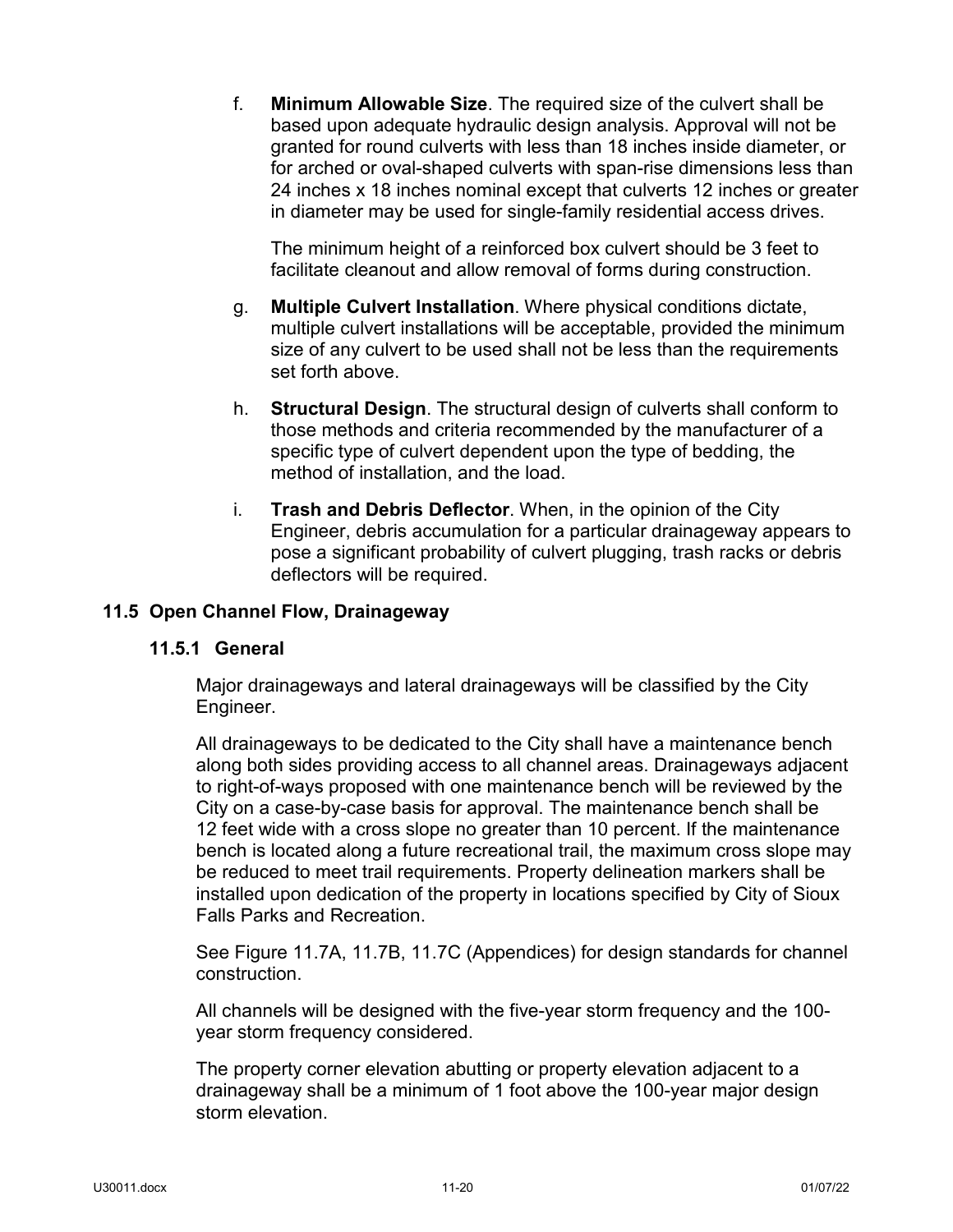f. **Minimum Allowable Size**. The required size of the culvert shall be based upon adequate hydraulic design analysis. Approval will not be granted for round culverts with less than 18 inches inside diameter, or for arched or oval-shaped culverts with span-rise dimensions less than 24 inches x 18 inches nominal except that culverts 12 inches or greater in diameter may be used for single-family residential access drives.

   The minimum height of a reinforced box culvert should be 3 feet to facilitate cleanout and allow removal of forms during construction.

g. **Multiple Culvert Installation**. Where physical conditions dictate, multiple culvert installations will be acceptable, provided the minimum size of any culvert to be used shall not be less than the requirements set forth above.

h. **Structural Design**. The structural design of culverts shall conform to those methods and criteria recommended by the manufacturer of a specific type of culvert dependent upon the type of bedding, the method of installation, and the load.

i. **Trash and Debris Deflector**. When, in the opinion of the City Engineer, debris accumulation for a particular drainageway appears to pose a significant probability of culvert plugging, trash racks or debris deflectors will be required.

## 11.5 Open Channel Flow, Drainageway

### 11.5.1 General

Major drainageways and lateral drainageways will be classified by the City Engineer.

All drainageways to be dedicated to the City shall have a maintenance bench along both sides providing access to all channel areas. Drainageways adjacent to right-of-ways proposed with one maintenance bench will be reviewed by the City on a case-by-case basis for approval. The maintenance bench shall be 12 feet wide with a cross slope no greater than 10 percent. If the maintenance bench is located along a future recreational trail, the maximum cross slope may be reduced to meet trail requirements. Property delineation markers shall be installed upon dedication of the property in locations specified by City of Sioux Falls Parks and Recreation.

See Figure 11.7A, 11.7B, 11.7C (Appendices) for design standards for channel construction.

All channels will be designed with the five-year storm frequency and the 100-year storm frequency considered.

The property corner elevation abutting or property elevation adjacent to a drainageway shall be a minimum of 1 foot above the 100-year major design storm elevation.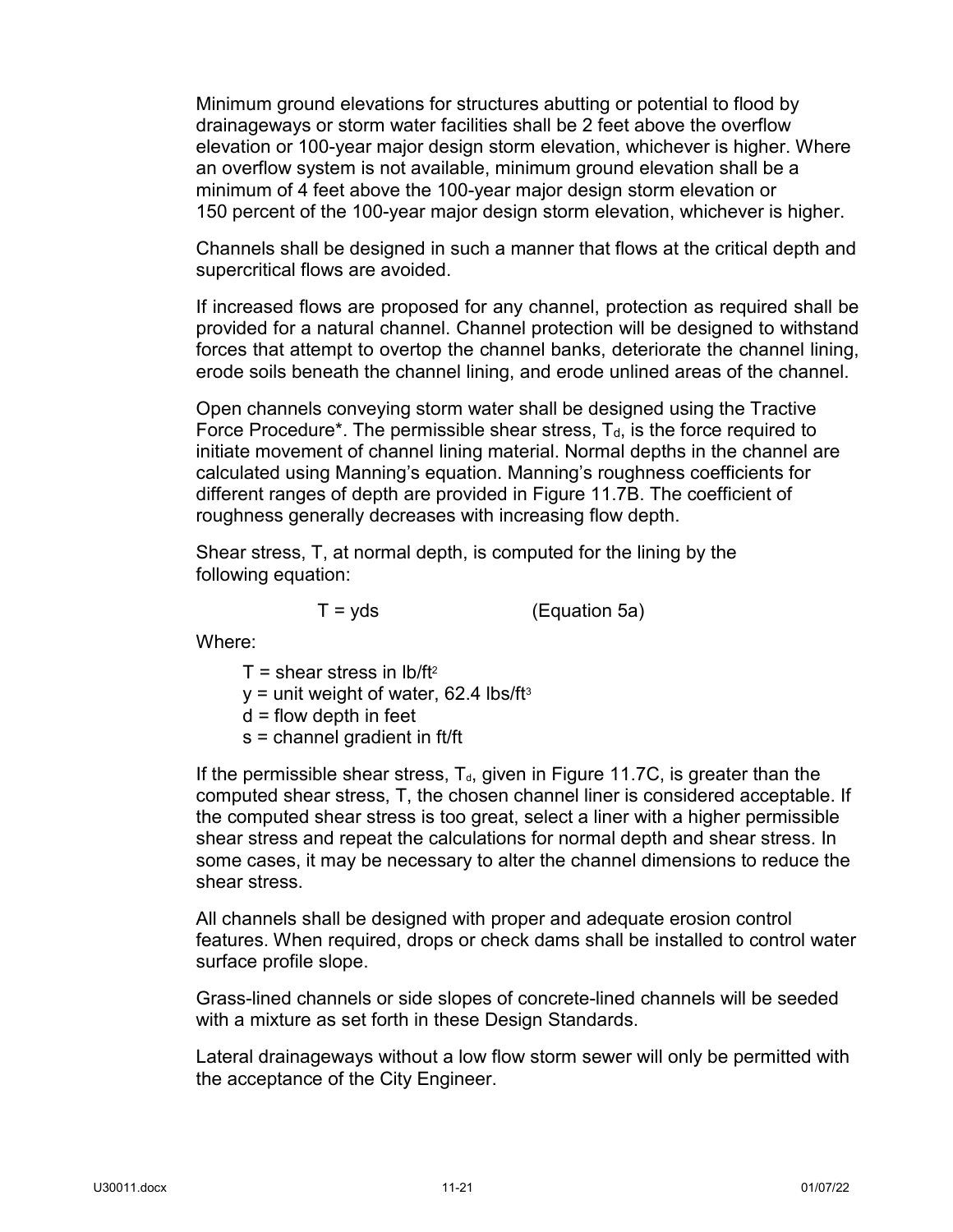Minimum ground elevations for structures abutting or potential to flood by drainageways or storm water facilities shall be 2 feet above the overflow elevation or 100-year major design storm elevation, whichever is higher. Where an overflow system is not available, minimum ground elevation shall be a minimum of 4 feet above the 100-year major design storm elevation or 150 percent of the 100-year major design storm elevation, whichever is higher.

Channels shall be designed in such a manner that flows at the critical depth and supercritical flows are avoided.

If increased flows are proposed for any channel, protection as required shall be provided for a natural channel. Channel protection will be designed to withstand forces that attempt to overtop the channel banks, deteriorate the channel lining, erode soils beneath the channel lining, and erode unlined areas of the channel.

Open channels conveying storm water shall be designed using the Tractive Force Procedure*. The permissible shear stress, $T_d$, is the force required to initiate movement of channel lining material. Normal depths in the channel are calculated using Manning's equation. Manning's roughness coefficients for different ranges of depth are provided in Figure 11.7B. The coefficient of roughness generally decreases with increasing flow depth.

Shear stress, T, at normal depth, is computed for the lining by the following equation:

$$T = yds \qquad \text{(Equation 5a)}$$

Where:

- $T$ = shear stress in lb/ft$^2$
- $y$ = unit weight of water, 62.4 lbs/ft$^3$
- $d$ = flow depth in feet
- $s$ = channel gradient in ft/ft

If the permissible shear stress, $T_d$, given in Figure 11.7C, is greater than the computed shear stress, T, the chosen channel liner is considered acceptable. If the computed shear stress is too great, select a liner with a higher permissible shear stress and repeat the calculations for normal depth and shear stress. In some cases, it may be necessary to alter the channel dimensions to reduce the shear stress.

All channels shall be designed with proper and adequate erosion control features. When required, drops or check dams shall be installed to control water surface profile slope.

Grass-lined channels or side slopes of concrete-lined channels will be seeded with a mixture as set forth in these Design Standards.

Lateral drainageways without a low flow storm sewer will only be permitted with the acceptance of the City Engineer.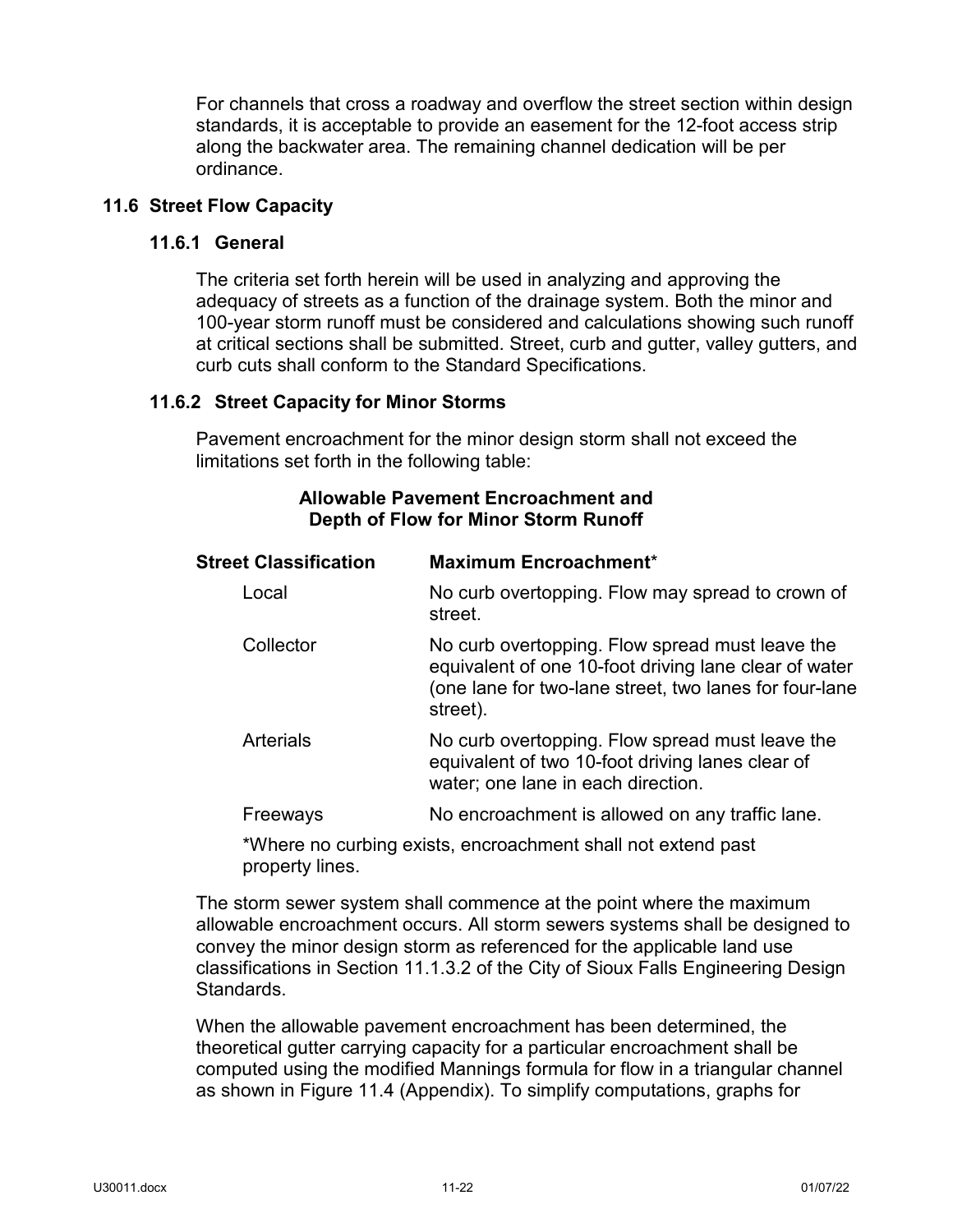For channels that cross a roadway and overflow the street section within design standards, it is acceptable to provide an easement for the 12-foot access strip along the backwater area. The remaining channel dedication will be per ordinance.

## 11.6 Street Flow Capacity

### 11.6.1 General

The criteria set forth herein will be used in analyzing and approving the adequacy of streets as a function of the drainage system. Both the minor and 100-year storm runoff must be considered and calculations showing such runoff at critical sections shall be submitted. Street, curb and gutter, valley gutters, and curb cuts shall conform to the Standard Specifications.

### 11.6.2 Street Capacity for Minor Storms

Pavement encroachment for the minor design storm shall not exceed the limitations set forth in the following table:

**Allowable Pavement Encroachment and Depth of Flow for Minor Storm Runoff**

| Street Classification | Maximum Encroachment* |
|---|---|
| Local | No curb overtopping. Flow may spread to crown of street. |
| Collector | No curb overtopping. Flow spread must leave the equivalent of one 10-foot driving lane clear of water (one lane for two-lane street, two lanes for four-lane street). |
| Arterials | No curb overtopping. Flow spread must leave the equivalent of two 10-foot driving lanes clear of water; one lane in each direction. |
| Freeways | No encroachment is allowed on any traffic lane. |

*Where no curbing exists, encroachment shall not extend past property lines.

The storm sewer system shall commence at the point where the maximum allowable encroachment occurs. All storm sewers systems shall be designed to convey the minor design storm as referenced for the applicable land use classifications in Section 11.1.3.2 of the City of Sioux Falls Engineering Design Standards.

When the allowable pavement encroachment has been determined, the theoretical gutter carrying capacity for a particular encroachment shall be computed using the modified Mannings formula for flow in a triangular channel as shown in Figure 11.4 (Appendix). To simplify computations, graphs for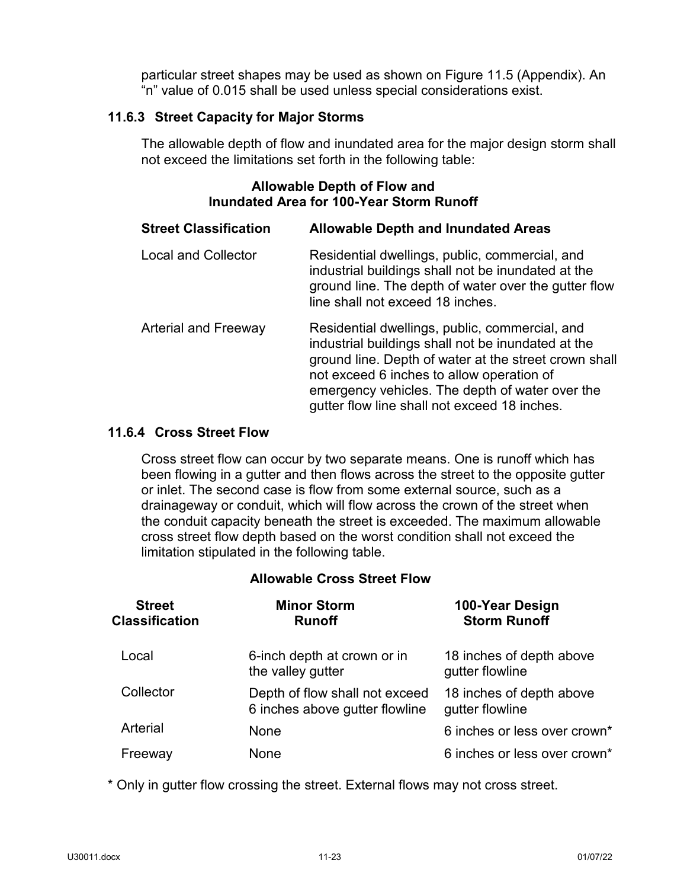particular street shapes may be used as shown on Figure 11.5 (Appendix). An “n” value of 0.015 shall be used unless special considerations exist.

### 11.6.3 Street Capacity for Major Storms

The allowable depth of flow and inundated area for the major design storm shall not exceed the limitations set forth in the following table:

**Allowable Depth of Flow and Inundated Area for 100-Year Storm Runoff**

| Street Classification | Allowable Depth and Inundated Areas |
|---|---|
| Local and Collector | Residential dwellings, public, commercial, and industrial buildings shall not be inundated at the ground line. The depth of water over the gutter flow line shall not exceed 18 inches. |
| Arterial and Freeway | Residential dwellings, public, commercial, and industrial buildings shall not be inundated at the ground line. Depth of water at the street crown shall not exceed 6 inches to allow operation of emergency vehicles. The depth of water over the gutter flow line shall not exceed 18 inches. |

### 11.6.4 Cross Street Flow

Cross street flow can occur by two separate means. One is runoff which has been flowing in a gutter and then flows across the street to the opposite gutter or inlet. The second case is flow from some external source, such as a drainageway or conduit, which will flow across the crown of the street when the conduit capacity beneath the street is exceeded. The maximum allowable cross street flow depth based on the worst condition shall not exceed the limitation stipulated in the following table.

**Allowable Cross Street Flow**

| Street Classification | Minor Storm Runoff | 100-Year Design Storm Runoff |
|---|---|---|
| Local | 6-inch depth at crown or in the valley gutter | 18 inches of depth above gutter flowline |
| Collector | Depth of flow shall not exceed 6 inches above gutter flowline | 18 inches of depth above gutter flowline |
| Arterial | None | 6 inches or less over crown* |
| Freeway | None | 6 inches or less over crown* |

* Only in gutter flow crossing the street. External flows may not cross street.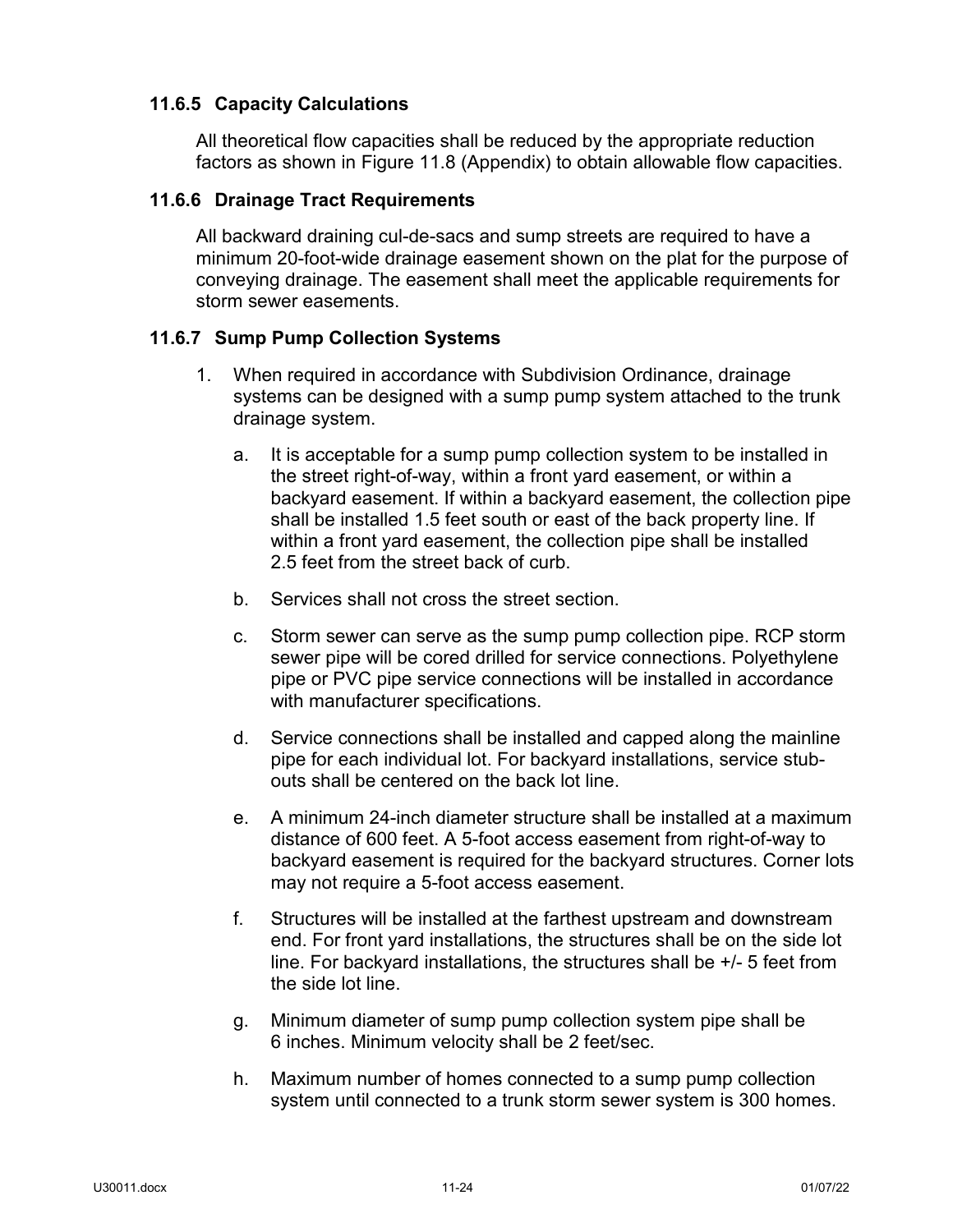### 11.6.5 Capacity Calculations

All theoretical flow capacities shall be reduced by the appropriate reduction factors as shown in Figure 11.8 (Appendix) to obtain allowable flow capacities.

### 11.6.6 Drainage Tract Requirements

All backward draining cul-de-sacs and sump streets are required to have a minimum 20-foot-wide drainage easement shown on the plat for the purpose of conveying drainage. The easement shall meet the applicable requirements for storm sewer easements.

### 11.6.7 Sump Pump Collection Systems

1. When required in accordance with Subdivision Ordinance, drainage systems can be designed with a sump pump system attached to the trunk drainage system.

   a. It is acceptable for a sump pump collection system to be installed in the street right-of-way, within a front yard easement, or within a backyard easement. If within a backyard easement, the collection pipe shall be installed 1.5 feet south or east of the back property line. If within a front yard easement, the collection pipe shall be installed 2.5 feet from the street back of curb.

   b. Services shall not cross the street section.

   c. Storm sewer can serve as the sump pump collection pipe. RCP storm sewer pipe will be cored drilled for service connections. Polyethylene pipe or PVC pipe service connections will be installed in accordance with manufacturer specifications.

   d. Service connections shall be installed and capped along the mainline pipe for each individual lot. For backyard installations, service stub-outs shall be centered on the back lot line.

   e. A minimum 24-inch diameter structure shall be installed at a maximum distance of 600 feet. A 5-foot access easement from right-of-way to backyard easement is required for the backyard structures. Corner lots may not require a 5-foot access easement.

   f. Structures will be installed at the farthest upstream and downstream end. For front yard installations, the structures shall be on the side lot line. For backyard installations, the structures shall be +/- 5 feet from the side lot line.

   g. Minimum diameter of sump pump collection system pipe shall be 6 inches. Minimum velocity shall be 2 feet/sec.

   h. Maximum number of homes connected to a sump pump collection system until connected to a trunk storm sewer system is 300 homes.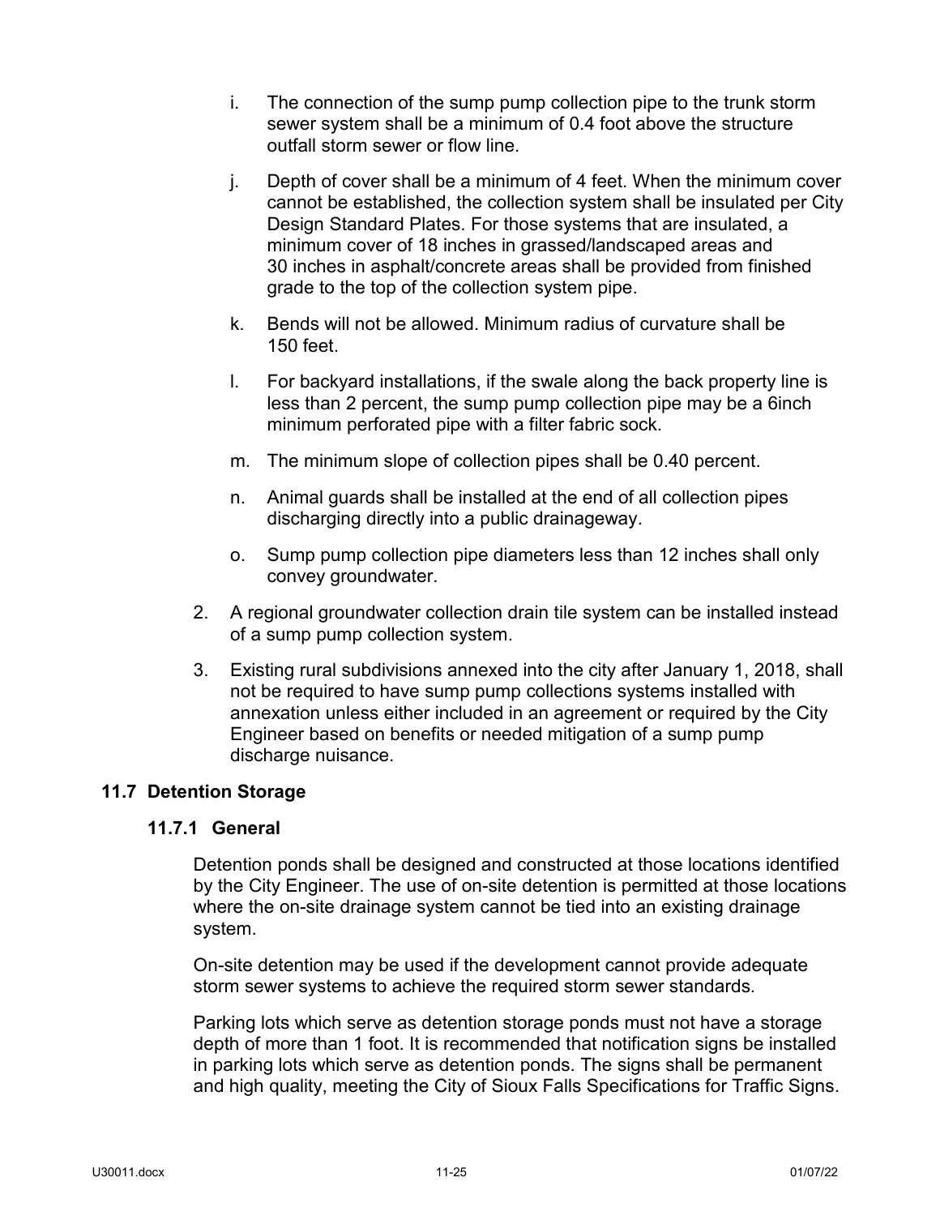i. The connection of the sump pump collection pipe to the trunk storm sewer system shall be a minimum of 0.4 foot above the structure outfall storm sewer or flow line.

j. Depth of cover shall be a minimum of 4 feet. When the minimum cover cannot be established, the collection system shall be insulated per City Design Standard Plates. For those systems that are insulated, a minimum cover of 18 inches in grassed/landscaped areas and 30 inches in asphalt/concrete areas shall be provided from finished grade to the top of the collection system pipe.

k. Bends will not be allowed. Minimum radius of curvature shall be 150 feet.

l. For backyard installations, if the swale along the back property line is less than 2 percent, the sump pump collection pipe may be a 6inch minimum perforated pipe with a filter fabric sock.

m. The minimum slope of collection pipes shall be 0.40 percent.

n. Animal guards shall be installed at the end of all collection pipes discharging directly into a public drainageway.

o. Sump pump collection pipe diameters less than 12 inches shall only convey groundwater.

2. A regional groundwater collection drain tile system can be installed instead of a sump pump collection system.

3. Existing rural subdivisions annexed into the city after January 1, 2018, shall not be required to have sump pump collections systems installed with annexation unless either included in an agreement or required by the City Engineer based on benefits or needed mitigation of a sump pump discharge nuisance.

## 11.7 Detention Storage

### 11.7.1 General

Detention ponds shall be designed and constructed at those locations identified by the City Engineer. The use of on-site detention is permitted at those locations where the on-site drainage system cannot be tied into an existing drainage system.

On-site detention may be used if the development cannot provide adequate storm sewer systems to achieve the required storm sewer standards.

Parking lots which serve as detention storage ponds must not have a storage depth of more than 1 foot. It is recommended that notification signs be installed in parking lots which serve as detention ponds. The signs shall be permanent and high quality, meeting the City of Sioux Falls Specifications for Traffic Signs.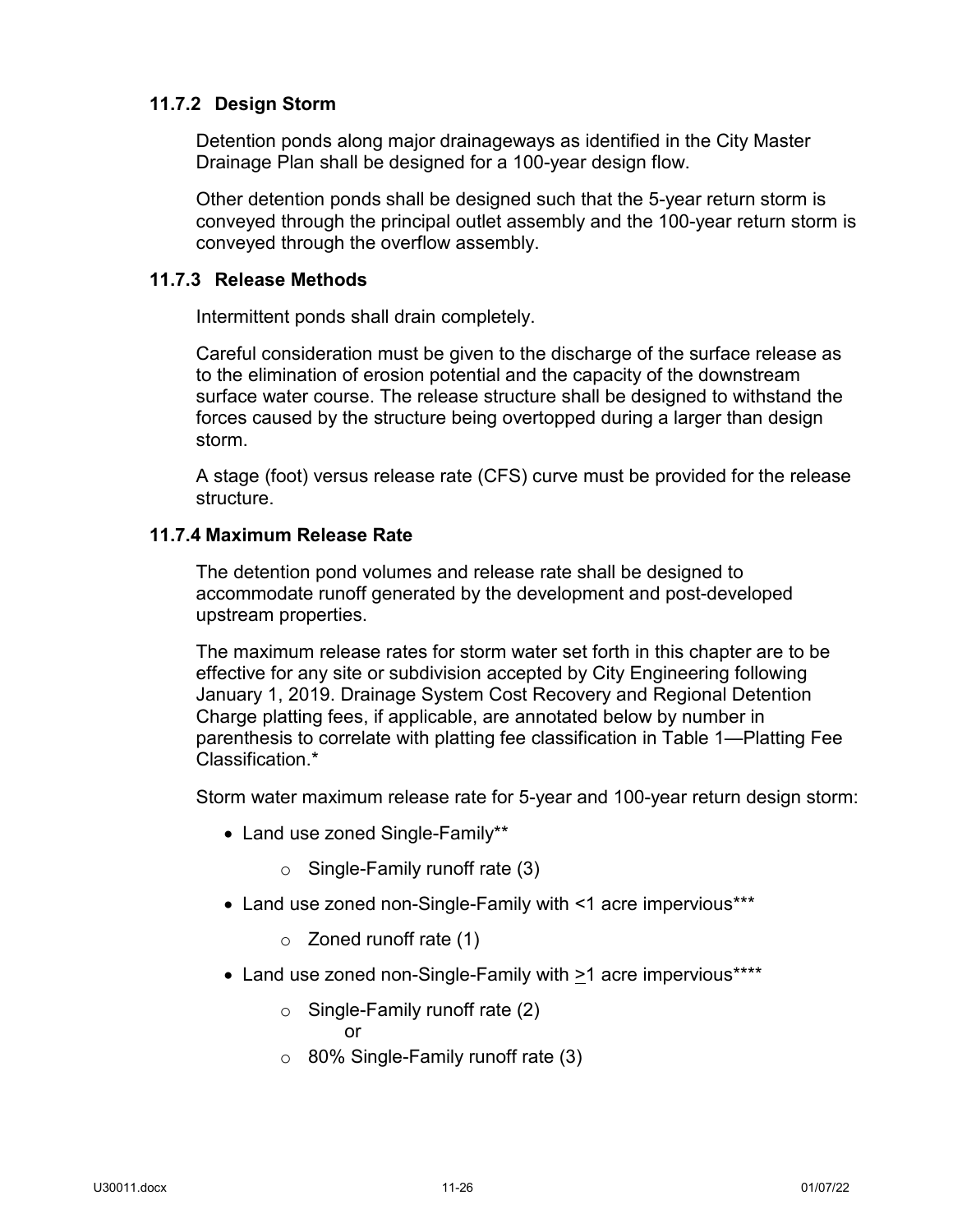### 11.7.2 Design Storm

Detention ponds along major drainageways as identified in the City Master Drainage Plan shall be designed for a 100-year design flow.

Other detention ponds shall be designed such that the 5-year return storm is conveyed through the principal outlet assembly and the 100-year return storm is conveyed through the overflow assembly.

### 11.7.3 Release Methods

Intermittent ponds shall drain completely.

Careful consideration must be given to the discharge of the surface release as to the elimination of erosion potential and the capacity of the downstream surface water course. The release structure shall be designed to withstand the forces caused by the structure being overtopped during a larger than design storm.

A stage (foot) versus release rate (CFS) curve must be provided for the release structure.

### 11.7.4 Maximum Release Rate

The detention pond volumes and release rate shall be designed to accommodate runoff generated by the development and post-developed upstream properties.

The maximum release rates for storm water set forth in this chapter are to be effective for any site or subdivision accepted by City Engineering following January 1, 2019. Drainage System Cost Recovery and Regional Detention Charge platting fees, if applicable, are annotated below by number in parenthesis to correlate with platting fee classification in Table 1—Platting Fee Classification.*

Storm water maximum release rate for 5-year and 100-year return design storm:

- Land use zoned Single-Family**
  - Single-Family runoff rate (3)
- Land use zoned non-Single-Family with <1 acre impervious***
  - Zoned runoff rate (1)
- Land use zoned non-Single-Family with ≥1 acre impervious****
  - Single-Family runoff rate (2)
    
    or
  - 80% Single-Family runoff rate (3)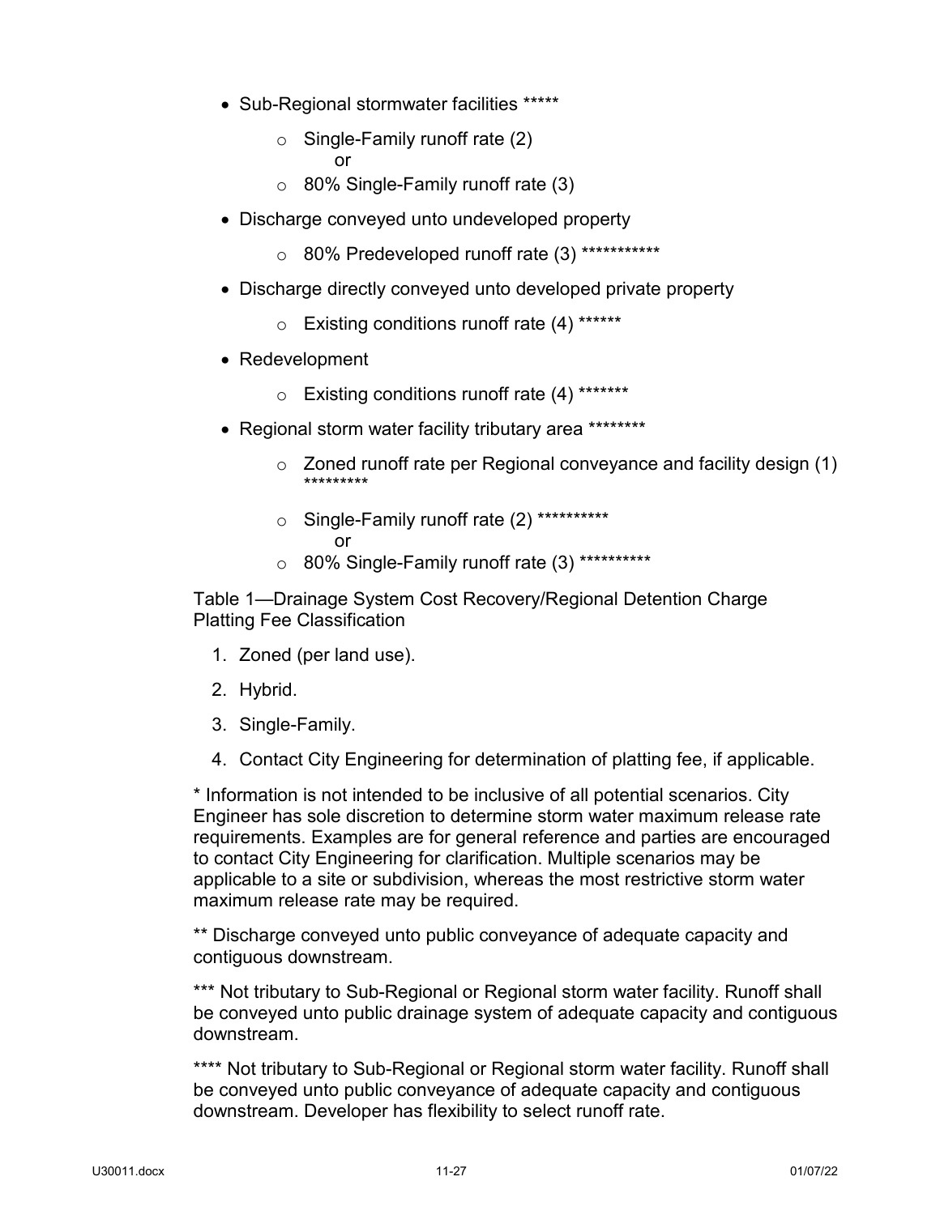- Sub-Regional stormwater facilities *****
  - Single-Family runoff rate (2)
    or
  - 80% Single-Family runoff rate (3)
- Discharge conveyed unto undeveloped property
  - 80% Predeveloped runoff rate (3) ***********
- Discharge directly conveyed unto developed private property
  - Existing conditions runoff rate (4) ******
- Redevelopment
  - Existing conditions runoff rate (4) *******
- Regional storm water facility tributary area ********
  - Zoned runoff rate per Regional conveyance and facility design (1) *********
  - Single-Family runoff rate (2) **********
    or
  - 80% Single-Family runoff rate (3) **********

Table 1—Drainage System Cost Recovery/Regional Detention Charge Platting Fee Classification

1. Zoned (per land use).
2. Hybrid.
3. Single-Family.
4. Contact City Engineering for determination of platting fee, if applicable.

* Information is not intended to be inclusive of all potential scenarios. City Engineer has sole discretion to determine storm water maximum release rate requirements. Examples are for general reference and parties are encouraged to contact City Engineering for clarification. Multiple scenarios may be applicable to a site or subdivision, whereas the most restrictive storm water maximum release rate may be required.

** Discharge conveyed unto public conveyance of adequate capacity and contiguous downstream.

*** Not tributary to Sub-Regional or Regional storm water facility. Runoff shall be conveyed unto public drainage system of adequate capacity and contiguous downstream.

**** Not tributary to Sub-Regional or Regional storm water facility. Runoff shall be conveyed unto public conveyance of adequate capacity and contiguous downstream. Developer has flexibility to select runoff rate.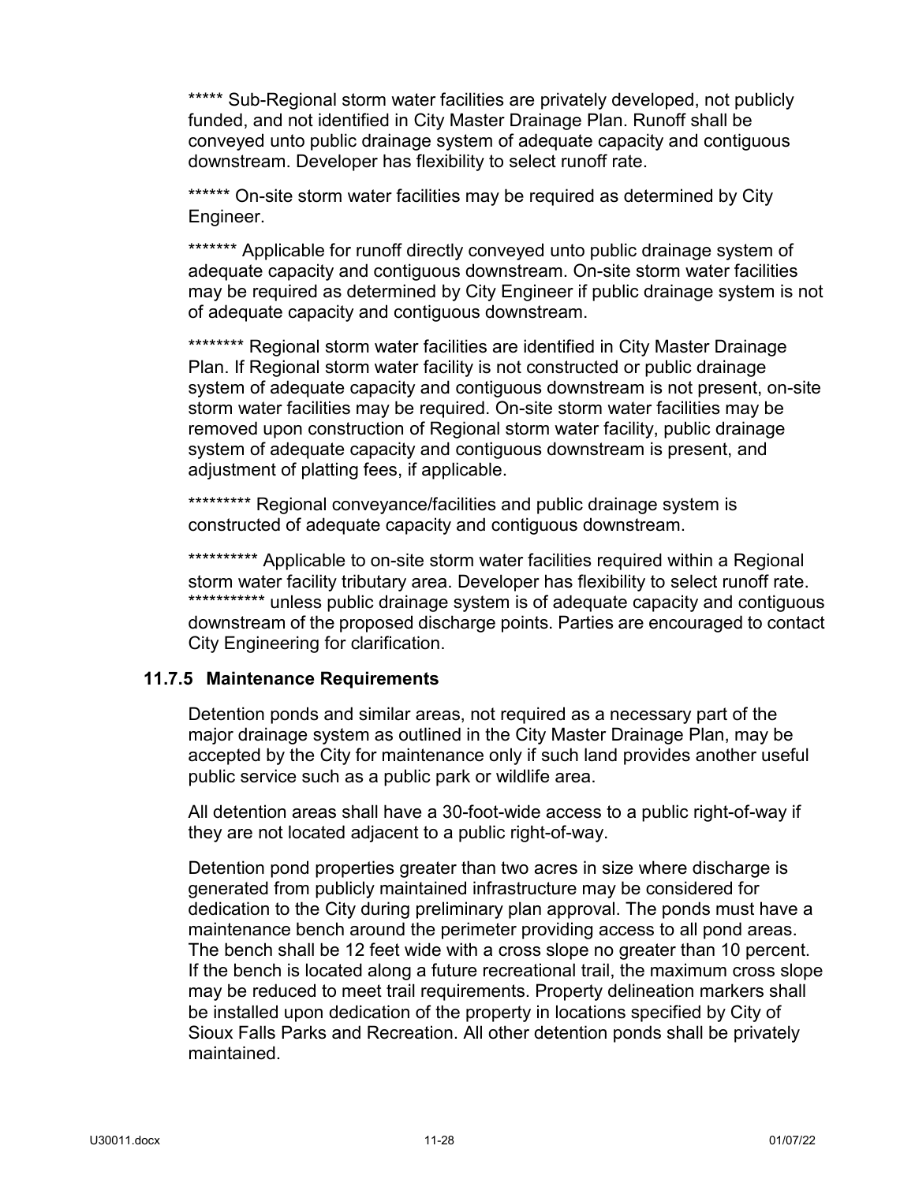***** Sub-Regional storm water facilities are privately developed, not publicly funded, and not identified in City Master Drainage Plan. Runoff shall be conveyed unto public drainage system of adequate capacity and contiguous downstream. Developer has flexibility to select runoff rate.

****** On-site storm water facilities may be required as determined by City Engineer.

******* Applicable for runoff directly conveyed unto public drainage system of adequate capacity and contiguous downstream. On-site storm water facilities may be required as determined by City Engineer if public drainage system is not of adequate capacity and contiguous downstream.

******** Regional storm water facilities are identified in City Master Drainage Plan. If Regional storm water facility is not constructed or public drainage system of adequate capacity and contiguous downstream is not present, on-site storm water facilities may be required. On-site storm water facilities may be removed upon construction of Regional storm water facility, public drainage system of adequate capacity and contiguous downstream is present, and adjustment of platting fees, if applicable.

********* Regional conveyance/facilities and public drainage system is constructed of adequate capacity and contiguous downstream.

********** Applicable to on-site storm water facilities required within a Regional storm water facility tributary area. Developer has flexibility to select runoff rate.
*********** unless public drainage system is of adequate capacity and contiguous downstream of the proposed discharge points. Parties are encouraged to contact City Engineering for clarification.

### 11.7.5 Maintenance Requirements

Detention ponds and similar areas, not required as a necessary part of the major drainage system as outlined in the City Master Drainage Plan, may be accepted by the City for maintenance only if such land provides another useful public service such as a public park or wildlife area.

All detention areas shall have a 30-foot-wide access to a public right-of-way if they are not located adjacent to a public right-of-way.

Detention pond properties greater than two acres in size where discharge is generated from publicly maintained infrastructure may be considered for dedication to the City during preliminary plan approval. The ponds must have a maintenance bench around the perimeter providing access to all pond areas. The bench shall be 12 feet wide with a cross slope no greater than 10 percent. If the bench is located along a future recreational trail, the maximum cross slope may be reduced to meet trail requirements. Property delineation markers shall be installed upon dedication of the property in locations specified by City of Sioux Falls Parks and Recreation. All other detention ponds shall be privately maintained.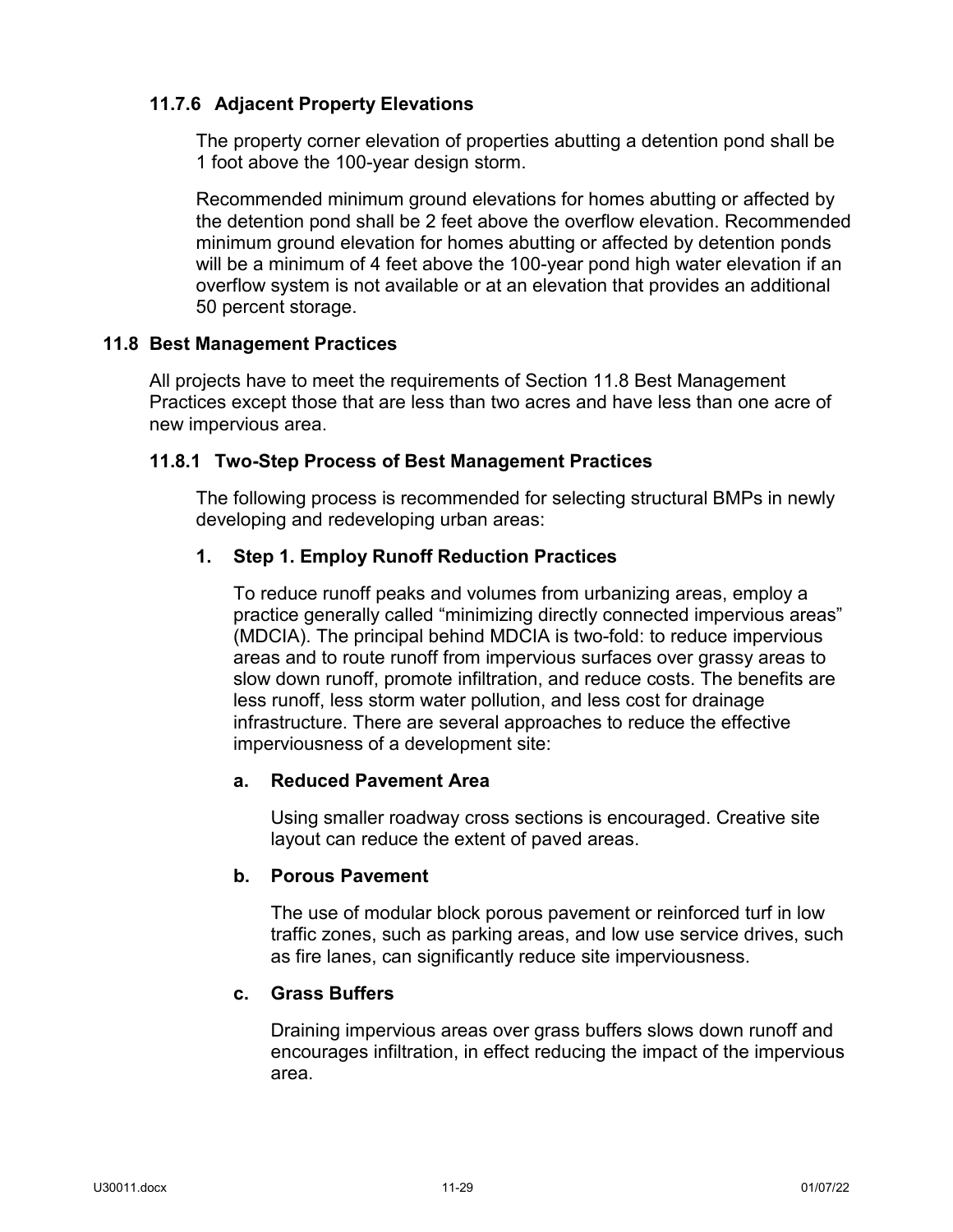### 11.7.6 Adjacent Property Elevations

The property corner elevation of properties abutting a detention pond shall be 1 foot above the 100-year design storm.

Recommended minimum ground elevations for homes abutting or affected by the detention pond shall be 2 feet above the overflow elevation. Recommended minimum ground elevation for homes abutting or affected by detention ponds will be a minimum of 4 feet above the 100-year pond high water elevation if an overflow system is not available or at an elevation that provides an additional 50 percent storage.

## 11.8 Best Management Practices

All projects have to meet the requirements of Section 11.8 Best Management Practices except those that are less than two acres and have less than one acre of new impervious area.

### 11.8.1 Two-Step Process of Best Management Practices

The following process is recommended for selecting structural BMPs in newly developing and redeveloping urban areas:

1. **Step 1. Employ Runoff Reduction Practices**

   To reduce runoff peaks and volumes from urbanizing areas, employ a practice generally called "minimizing directly connected impervious areas" (MDCIA). The principal behind MDCIA is two-fold: to reduce impervious areas and to route runoff from impervious surfaces over grassy areas to slow down runoff, promote infiltration, and reduce costs. The benefits are less runoff, less storm water pollution, and less cost for drainage infrastructure. There are several approaches to reduce the effective imperviousness of a development site:

   **a. Reduced Pavement Area**

   Using smaller roadway cross sections is encouraged. Creative site layout can reduce the extent of paved areas.

   **b. Porous Pavement**

   The use of modular block porous pavement or reinforced turf in low traffic zones, such as parking areas, and low use service drives, such as fire lanes, can significantly reduce site imperviousness.

   **c. Grass Buffers**

   Draining impervious areas over grass buffers slows down runoff and encourages infiltration, in effect reducing the impact of the impervious area.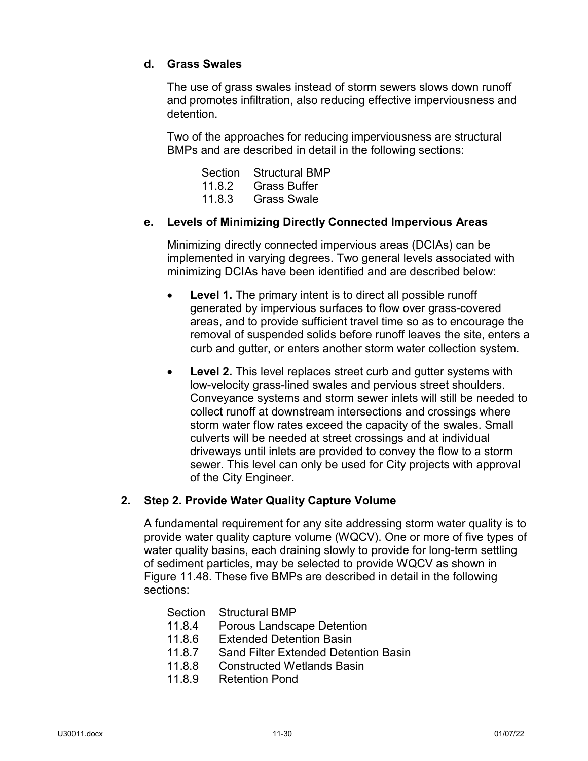#### d. Grass Swales

The use of grass swales instead of storm sewers slows down runoff and promotes infiltration, also reducing effective imperviousness and detention.

Two of the approaches for reducing imperviousness are structural BMPs and are described in detail in the following sections:

| Section | Structural BMP |
|---|---|
| 11.8.2 | Grass Buffer |
| 11.8.3 | Grass Swale |

#### e. Levels of Minimizing Directly Connected Impervious Areas

Minimizing directly connected impervious areas (DCIAs) can be implemented in varying degrees. Two general levels associated with minimizing DCIAs have been identified and are described below:

- **Level 1.** The primary intent is to direct all possible runoff generated by impervious surfaces to flow over grass-covered areas, and to provide sufficient travel time so as to encourage the removal of suspended solids before runoff leaves the site, enters a curb and gutter, or enters another storm water collection system.
- **Level 2.** This level replaces street curb and gutter systems with low-velocity grass-lined swales and pervious street shoulders. Conveyance systems and storm sewer inlets will still be needed to collect runoff at downstream intersections and crossings where storm water flow rates exceed the capacity of the swales. Small culverts will be needed at street crossings and at individual driveways until inlets are provided to convey the flow to a storm sewer. This level can only be used for City projects with approval of the City Engineer.

### 2. Step 2. Provide Water Quality Capture Volume

A fundamental requirement for any site addressing storm water quality is to provide water quality capture volume (WQCV). One or more of five types of water quality basins, each draining slowly to provide for long-term settling of sediment particles, may be selected to provide WQCV as shown in Figure 11.48. These five BMPs are described in detail in the following sections:

| Section | Structural BMP |
|---|---|
| 11.8.4 | Porous Landscape Detention |
| 11.8.6 | Extended Detention Basin |
| 11.8.7 | Sand Filter Extended Detention Basin |
| 11.8.8 | Constructed Wetlands Basin |
| 11.8.9 | Retention Pond |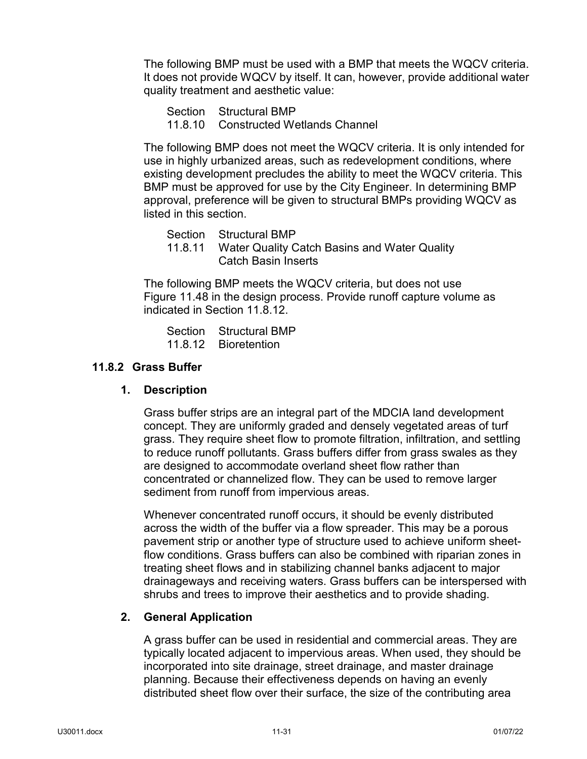The following BMP must be used with a BMP that meets the WQCV criteria. It does not provide WQCV by itself. It can, however, provide additional water quality treatment and aesthetic value:

| Section | Structural BMP |
|---|---|
| 11.8.10 | Constructed Wetlands Channel |

The following BMP does not meet the WQCV criteria. It is only intended for use in highly urbanized areas, such as redevelopment conditions, where existing development precludes the ability to meet the WQCV criteria. This BMP must be approved for use by the City Engineer. In determining BMP approval, preference will be given to structural BMPs providing WQCV as listed in this section.

| Section | Structural BMP |
|---|---|
| 11.8.11 | Water Quality Catch Basins and Water Quality Catch Basin Inserts |

The following BMP meets the WQCV criteria, but does not use Figure 11.48 in the design process. Provide runoff capture volume as indicated in Section 11.8.12.

| Section | Structural BMP |
|---|---|
| 11.8.12 | Bioretention |

### 11.8.2 Grass Buffer

#### 1. Description

Grass buffer strips are an integral part of the MDCIA land development concept. They are uniformly graded and densely vegetated areas of turf grass. They require sheet flow to promote filtration, infiltration, and settling to reduce runoff pollutants. Grass buffers differ from grass swales as they are designed to accommodate overland sheet flow rather than concentrated or channelized flow. They can be used to remove larger sediment from runoff from impervious areas.

Whenever concentrated runoff occurs, it should be evenly distributed across the width of the buffer via a flow spreader. This may be a porous pavement strip or another type of structure used to achieve uniform sheet-flow conditions. Grass buffers can also be combined with riparian zones in treating sheet flows and in stabilizing channel banks adjacent to major drainageways and receiving waters. Grass buffers can be interspersed with shrubs and trees to improve their aesthetics and to provide shading.

#### 2. General Application

A grass buffer can be used in residential and commercial areas. They are typically located adjacent to impervious areas. When used, they should be incorporated into site drainage, street drainage, and master drainage planning. Because their effectiveness depends on having an evenly distributed sheet flow over their surface, the size of the contributing area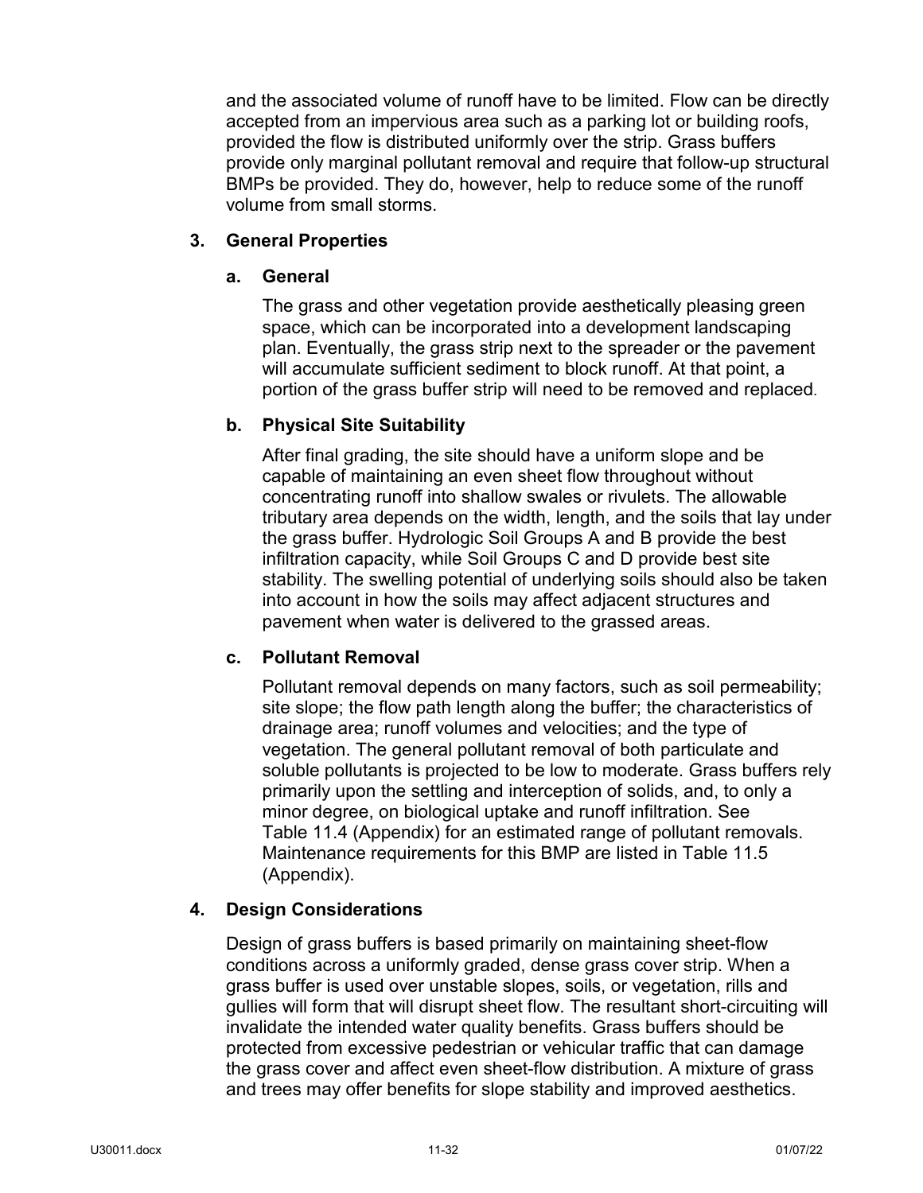and the associated volume of runoff have to be limited. Flow can be directly accepted from an impervious area such as a parking lot or building roofs, provided the flow is distributed uniformly over the strip. Grass buffers provide only marginal pollutant removal and require that follow-up structural BMPs be provided. They do, however, help to reduce some of the runoff volume from small storms.

### 3. General Properties

#### a. General

The grass and other vegetation provide aesthetically pleasing green space, which can be incorporated into a development landscaping plan. Eventually, the grass strip next to the spreader or the pavement will accumulate sufficient sediment to block runoff. At that point, a portion of the grass buffer strip will need to be removed and replaced.

#### b. Physical Site Suitability

After final grading, the site should have a uniform slope and be capable of maintaining an even sheet flow throughout without concentrating runoff into shallow swales or rivulets. The allowable tributary area depends on the width, length, and the soils that lay under the grass buffer. Hydrologic Soil Groups A and B provide the best infiltration capacity, while Soil Groups C and D provide best site stability. The swelling potential of underlying soils should also be taken into account in how the soils may affect adjacent structures and pavement when water is delivered to the grassed areas.

#### c. Pollutant Removal

Pollutant removal depends on many factors, such as soil permeability; site slope; the flow path length along the buffer; the characteristics of drainage area; runoff volumes and velocities; and the type of vegetation. The general pollutant removal of both particulate and soluble pollutants is projected to be low to moderate. Grass buffers rely primarily upon the settling and interception of solids, and, to only a minor degree, on biological uptake and runoff infiltration. See Table 11.4 (Appendix) for an estimated range of pollutant removals. Maintenance requirements for this BMP are listed in Table 11.5 (Appendix).

### 4. Design Considerations

Design of grass buffers is based primarily on maintaining sheet-flow conditions across a uniformly graded, dense grass cover strip. When a grass buffer is used over unstable slopes, soils, or vegetation, rills and gullies will form that will disrupt sheet flow. The resultant short-circuiting will invalidate the intended water quality benefits. Grass buffers should be protected from excessive pedestrian or vehicular traffic that can damage the grass cover and affect even sheet-flow distribution. A mixture of grass and trees may offer benefits for slope stability and improved aesthetics.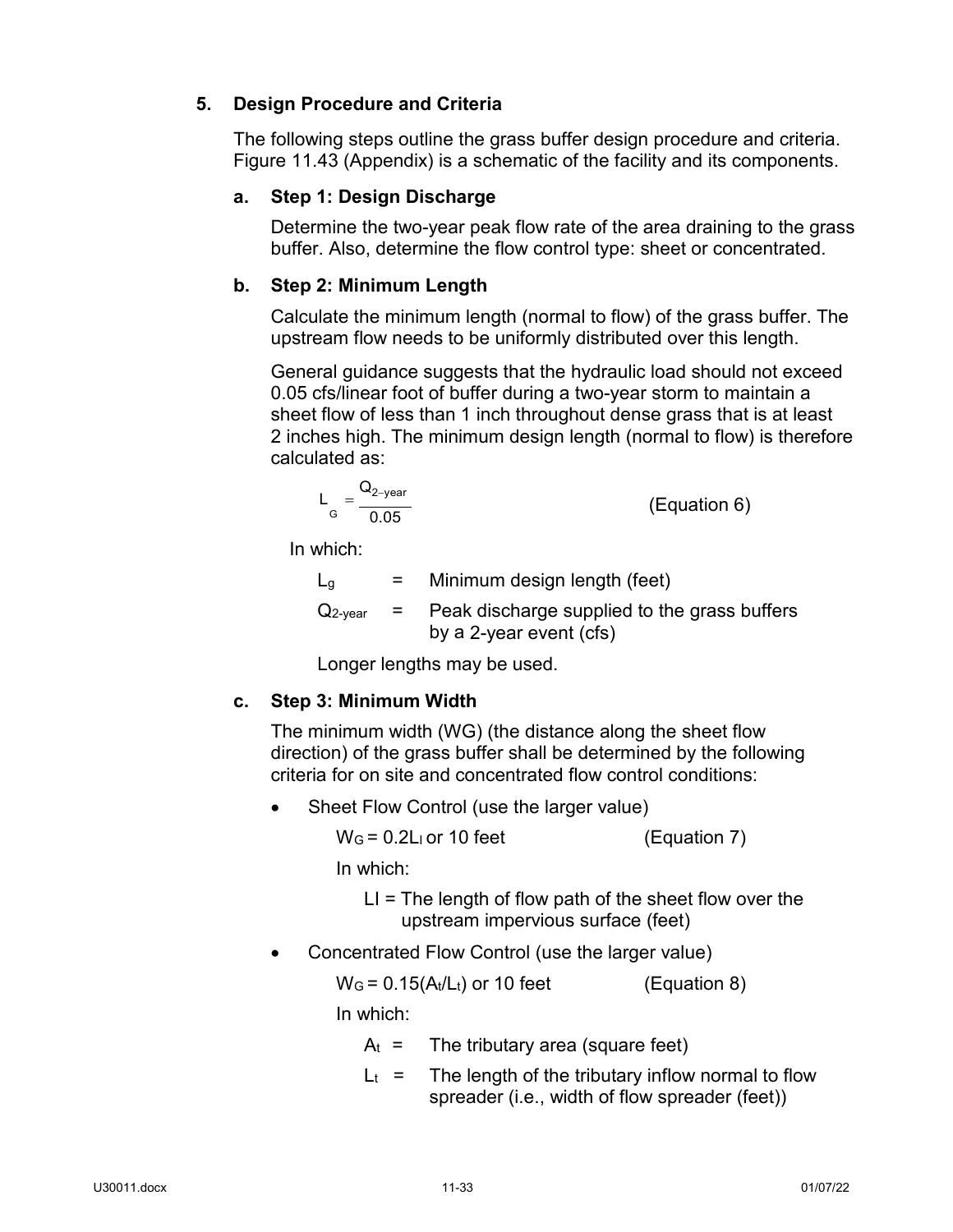## 5. Design Procedure and Criteria

The following steps outline the grass buffer design procedure and criteria. Figure 11.43 (Appendix) is a schematic of the facility and its components.

### a. Step 1: Design Discharge

Determine the two-year peak flow rate of the area draining to the grass buffer. Also, determine the flow control type: sheet or concentrated.

### b. Step 2: Minimum Length

Calculate the minimum length (normal to flow) of the grass buffer. The upstream flow needs to be uniformly distributed over this length.

General guidance suggests that the hydraulic load should not exceed 0.05 cfs/linear foot of buffer during a two-year storm to maintain a sheet flow of less than 1 inch throughout dense grass that is at least 2 inches high. The minimum design length (normal to flow) is therefore calculated as:

$$L_G = \frac{Q_{2-year}}{0.05} \quad \text{(Equation 6)}$$

In which:

- $L_g$ = Minimum design length (feet)
- $Q_{2\text{-year}}$ = Peak discharge supplied to the grass buffers by a 2-year event (cfs)

Longer lengths may be used.

### c. Step 3: Minimum Width

The minimum width (WG) (the distance along the sheet flow direction) of the grass buffer shall be determined by the following criteria for on site and concentrated flow control conditions:

- Sheet Flow Control (use the larger value)

  $W_G = 0.2L_I$ or 10 feet (Equation 7)

  In which:

  LI = The length of flow path of the sheet flow over the upstream impervious surface (feet)

- Concentrated Flow Control (use the larger value)

  $W_G = 0.15(A_t/L_t)$ or 10 feet (Equation 8)

  In which:

  - $A_t$ = The tributary area (square feet)
  - $L_t$ = The length of the tributary inflow normal to flow spreader (i.e., width of flow spreader (feet))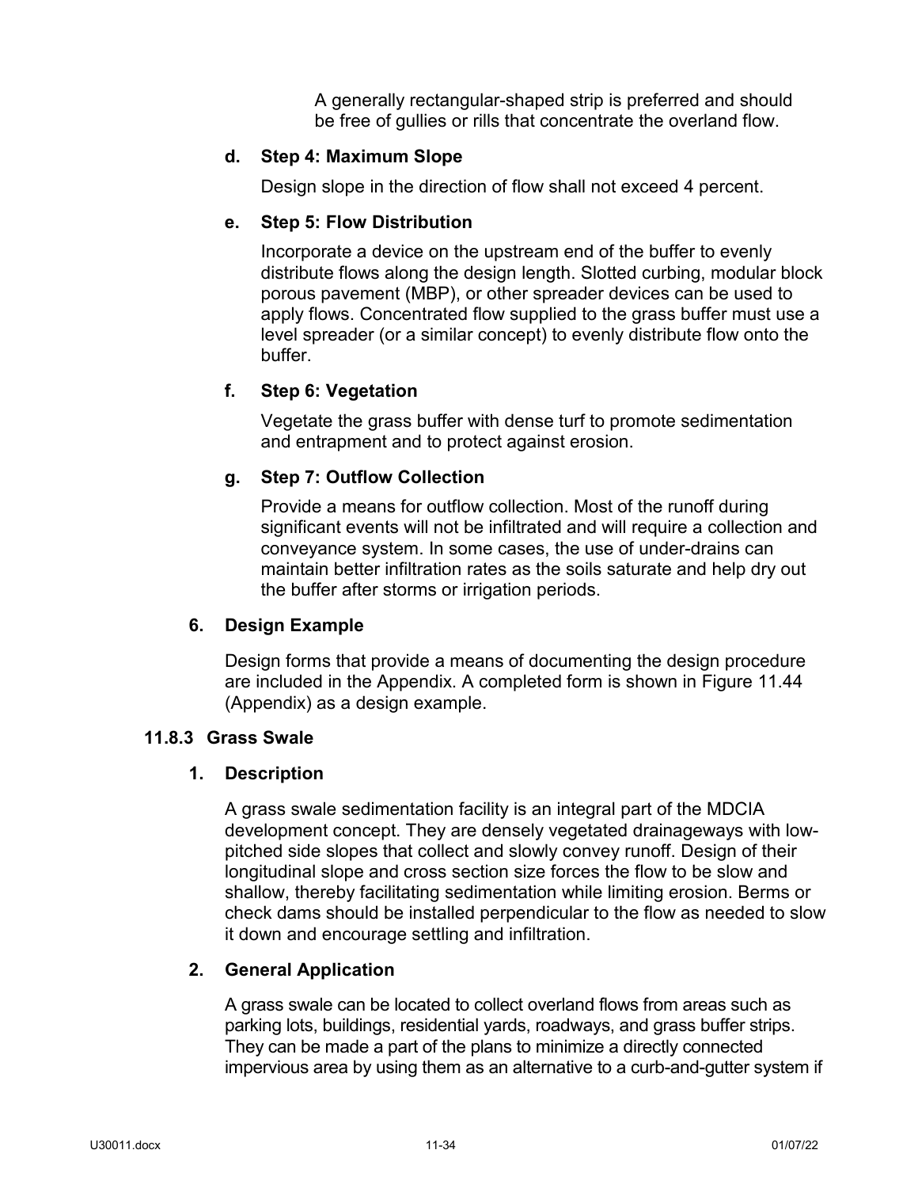A generally rectangular-shaped strip is preferred and should be free of gullies or rills that concentrate the overland flow.

#### d. Step 4: Maximum Slope

Design slope in the direction of flow shall not exceed 4 percent.

#### e. Step 5: Flow Distribution

Incorporate a device on the upstream end of the buffer to evenly distribute flows along the design length. Slotted curbing, modular block porous pavement (MBP), or other spreader devices can be used to apply flows. Concentrated flow supplied to the grass buffer must use a level spreader (or a similar concept) to evenly distribute flow onto the buffer.

#### f. Step 6: Vegetation

Vegetate the grass buffer with dense turf to promote sedimentation and entrapment and to protect against erosion.

#### g. Step 7: Outflow Collection

Provide a means for outflow collection. Most of the runoff during significant events will not be infiltrated and will require a collection and conveyance system. In some cases, the use of under-drains can maintain better infiltration rates as the soils saturate and help dry out the buffer after storms or irrigation periods.

### 6. Design Example

Design forms that provide a means of documenting the design procedure are included in the Appendix. A completed form is shown in Figure 11.44 (Appendix) as a design example.

## 11.8.3 Grass Swale

### 1. Description

A grass swale sedimentation facility is an integral part of the MDCIA development concept. They are densely vegetated drainageways with low-pitched side slopes that collect and slowly convey runoff. Design of their longitudinal slope and cross section size forces the flow to be slow and shallow, thereby facilitating sedimentation while limiting erosion. Berms or check dams should be installed perpendicular to the flow as needed to slow it down and encourage settling and infiltration.

### 2. General Application

A grass swale can be located to collect overland flows from areas such as parking lots, buildings, residential yards, roadways, and grass buffer strips. They can be made a part of the plans to minimize a directly connected impervious area by using them as an alternative to a curb-and-gutter system if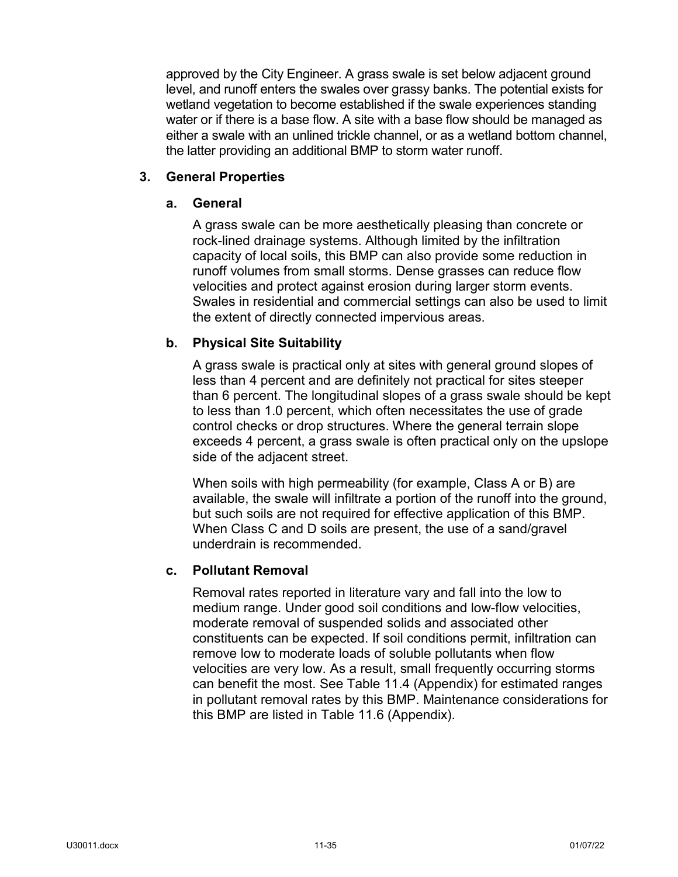approved by the City Engineer. A grass swale is set below adjacent ground level, and runoff enters the swales over grassy banks. The potential exists for wetland vegetation to become established if the swale experiences standing water or if there is a base flow. A site with a base flow should be managed as either a swale with an unlined trickle channel, or as a wetland bottom channel, the latter providing an additional BMP to storm water runoff.

### 3. General Properties

#### a. General

A grass swale can be more aesthetically pleasing than concrete or rock-lined drainage systems. Although limited by the infiltration capacity of local soils, this BMP can also provide some reduction in runoff volumes from small storms. Dense grasses can reduce flow velocities and protect against erosion during larger storm events. Swales in residential and commercial settings can also be used to limit the extent of directly connected impervious areas.

#### b. Physical Site Suitability

A grass swale is practical only at sites with general ground slopes of less than 4 percent and are definitely not practical for sites steeper than 6 percent. The longitudinal slopes of a grass swale should be kept to less than 1.0 percent, which often necessitates the use of grade control checks or drop structures. Where the general terrain slope exceeds 4 percent, a grass swale is often practical only on the upslope side of the adjacent street.

When soils with high permeability (for example, Class A or B) are available, the swale will infiltrate a portion of the runoff into the ground, but such soils are not required for effective application of this BMP. When Class C and D soils are present, the use of a sand/gravel underdrain is recommended.

#### c. Pollutant Removal

Removal rates reported in literature vary and fall into the low to medium range. Under good soil conditions and low-flow velocities, moderate removal of suspended solids and associated other constituents can be expected. If soil conditions permit, infiltration can remove low to moderate loads of soluble pollutants when flow velocities are very low. As a result, small frequently occurring storms can benefit the most. See Table 11.4 (Appendix) for estimated ranges in pollutant removal rates by this BMP. Maintenance considerations for this BMP are listed in Table 11.6 (Appendix).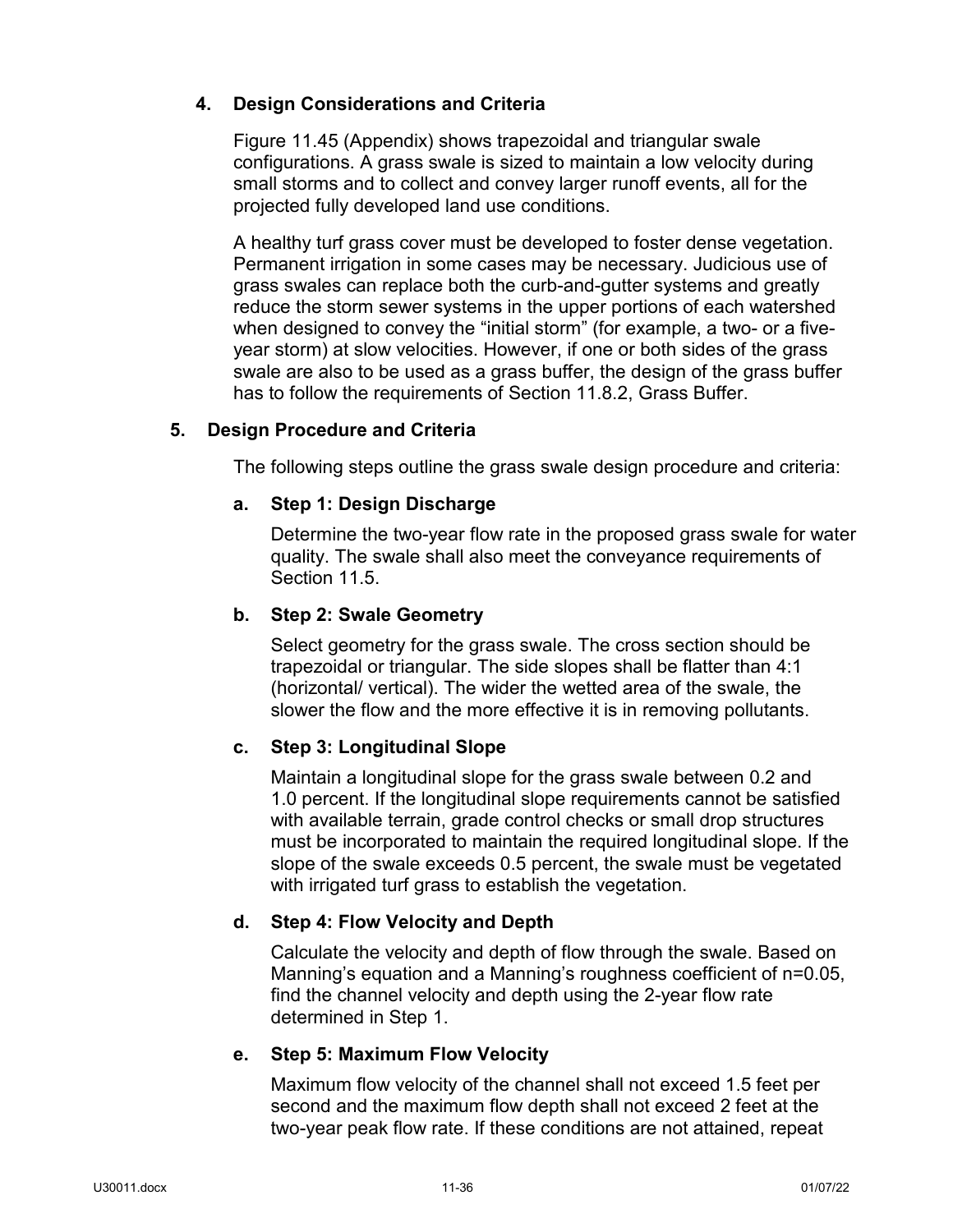### 4. Design Considerations and Criteria

Figure 11.45 (Appendix) shows trapezoidal and triangular swale configurations. A grass swale is sized to maintain a low velocity during small storms and to collect and convey larger runoff events, all for the projected fully developed land use conditions.

A healthy turf grass cover must be developed to foster dense vegetation. Permanent irrigation in some cases may be necessary. Judicious use of grass swales can replace both the curb-and-gutter systems and greatly reduce the storm sewer systems in the upper portions of each watershed when designed to convey the "initial storm" (for example, a two- or a five-year storm) at slow velocities. However, if one or both sides of the grass swale are also to be used as a grass buffer, the design of the grass buffer has to follow the requirements of Section 11.8.2, Grass Buffer.

### 5. Design Procedure and Criteria

The following steps outline the grass swale design procedure and criteria:

#### a. Step 1: Design Discharge

Determine the two-year flow rate in the proposed grass swale for water quality. The swale shall also meet the conveyance requirements of Section 11.5.

#### b. Step 2: Swale Geometry

Select geometry for the grass swale. The cross section should be trapezoidal or triangular. The side slopes shall be flatter than 4:1 (horizontal/ vertical). The wider the wetted area of the swale, the slower the flow and the more effective it is in removing pollutants.

#### c. Step 3: Longitudinal Slope

Maintain a longitudinal slope for the grass swale between 0.2 and 1.0 percent. If the longitudinal slope requirements cannot be satisfied with available terrain, grade control checks or small drop structures must be incorporated to maintain the required longitudinal slope. If the slope of the swale exceeds 0.5 percent, the swale must be vegetated with irrigated turf grass to establish the vegetation.

#### d. Step 4: Flow Velocity and Depth

Calculate the velocity and depth of flow through the swale. Based on Manning's equation and a Manning's roughness coefficient of n=0.05, find the channel velocity and depth using the 2-year flow rate determined in Step 1.

#### e. Step 5: Maximum Flow Velocity

Maximum flow velocity of the channel shall not exceed 1.5 feet per second and the maximum flow depth shall not exceed 2 feet at the two-year peak flow rate. If these conditions are not attained, repeat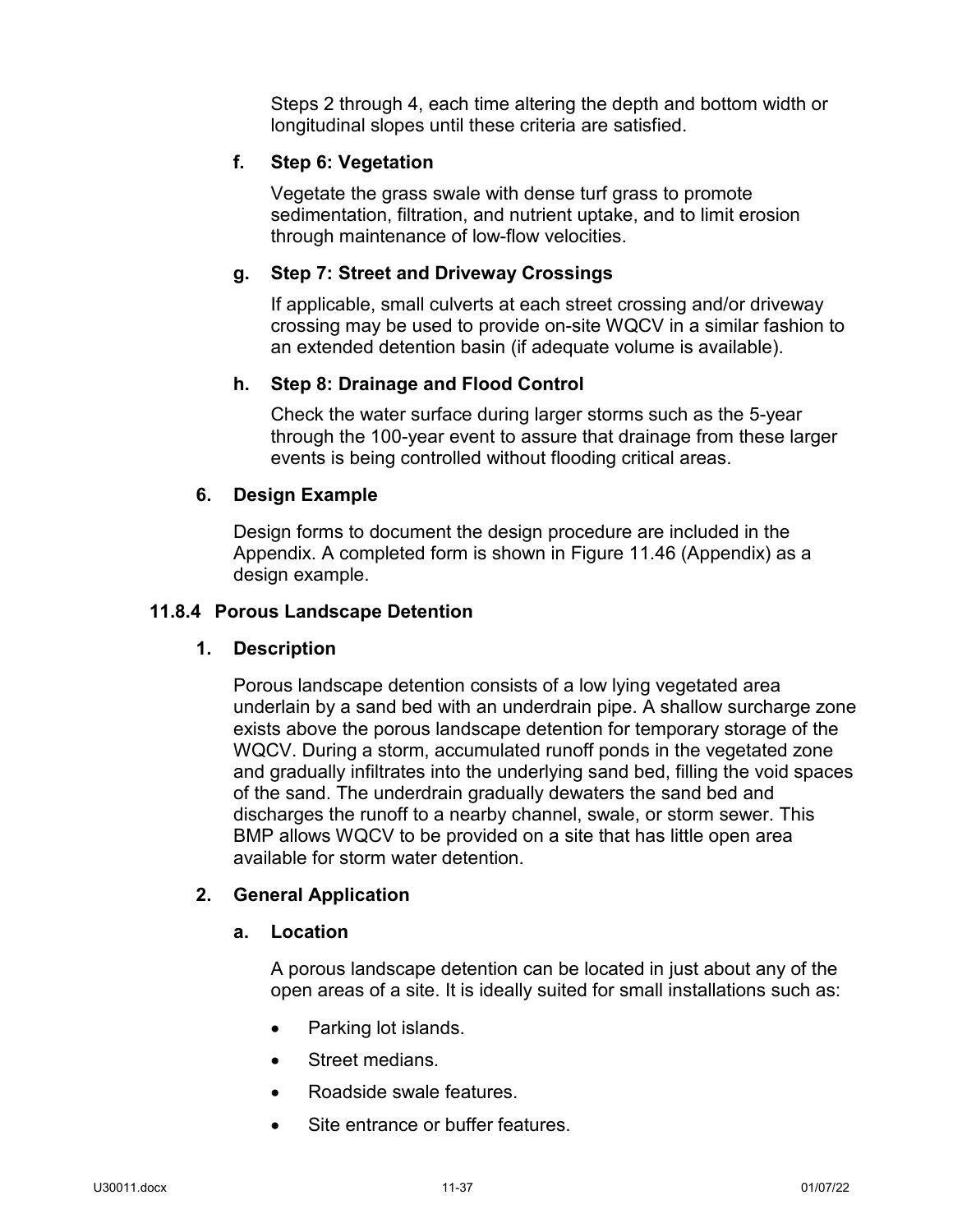Steps 2 through 4, each time altering the depth and bottom width or longitudinal slopes until these criteria are satisfied.

#### f. Step 6: Vegetation

Vegetate the grass swale with dense turf grass to promote sedimentation, filtration, and nutrient uptake, and to limit erosion through maintenance of low-flow velocities.

#### g. Step 7: Street and Driveway Crossings

If applicable, small culverts at each street crossing and/or driveway crossing may be used to provide on-site WQCV in a similar fashion to an extended detention basin (if adequate volume is available).

#### h. Step 8: Drainage and Flood Control

Check the water surface during larger storms such as the 5-year through the 100-year event to assure that drainage from these larger events is being controlled without flooding critical areas.

### 6. Design Example

Design forms to document the design procedure are included in the Appendix. A completed form is shown in Figure 11.46 (Appendix) as a design example.

## 11.8.4 Porous Landscape Detention

### 1. Description

Porous landscape detention consists of a low lying vegetated area underlain by a sand bed with an underdrain pipe. A shallow surcharge zone exists above the porous landscape detention for temporary storage of the WQCV. During a storm, accumulated runoff ponds in the vegetated zone and gradually infiltrates into the underlying sand bed, filling the void spaces of the sand. The underdrain gradually dewaters the sand bed and discharges the runoff to a nearby channel, swale, or storm sewer. This BMP allows WQCV to be provided on a site that has little open area available for storm water detention.

### 2. General Application

#### a. Location

A porous landscape detention can be located in just about any of the open areas of a site. It is ideally suited for small installations such as:

- Parking lot islands.
- Street medians.
- Roadside swale features.
- Site entrance or buffer features.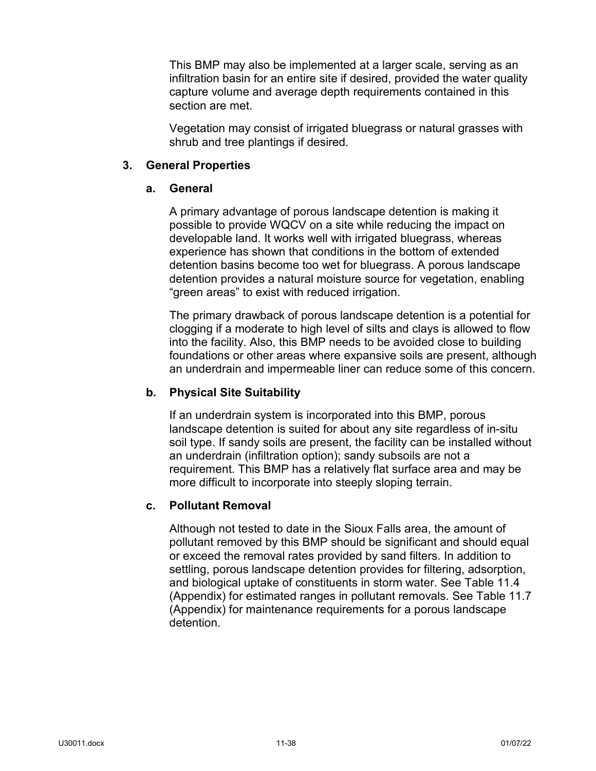This BMP may also be implemented at a larger scale, serving as an infiltration basin for an entire site if desired, provided the water quality capture volume and average depth requirements contained in this section are met.

Vegetation may consist of irrigated bluegrass or natural grasses with shrub and tree plantings if desired.

## 3. General Properties

### a. General

A primary advantage of porous landscape detention is making it possible to provide WQCV on a site while reducing the impact on developable land. It works well with irrigated bluegrass, whereas experience has shown that conditions in the bottom of extended detention basins become too wet for bluegrass. A porous landscape detention provides a natural moisture source for vegetation, enabling “green areas” to exist with reduced irrigation.

The primary drawback of porous landscape detention is a potential for clogging if a moderate to high level of silts and clays is allowed to flow into the facility. Also, this BMP needs to be avoided close to building foundations or other areas where expansive soils are present, although an underdrain and impermeable liner can reduce some of this concern.

### b. Physical Site Suitability

If an underdrain system is incorporated into this BMP, porous landscape detention is suited for about any site regardless of in-situ soil type. If sandy soils are present, the facility can be installed without an underdrain (infiltration option); sandy subsoils are not a requirement. This BMP has a relatively flat surface area and may be more difficult to incorporate into steeply sloping terrain.

### c. Pollutant Removal

Although not tested to date in the Sioux Falls area, the amount of pollutant removed by this BMP should be significant and should equal or exceed the removal rates provided by sand filters. In addition to settling, porous landscape detention provides for filtering, adsorption, and biological uptake of constituents in storm water. See Table 11.4 (Appendix) for estimated ranges in pollutant removals. See Table 11.7 (Appendix) for maintenance requirements for a porous landscape detention.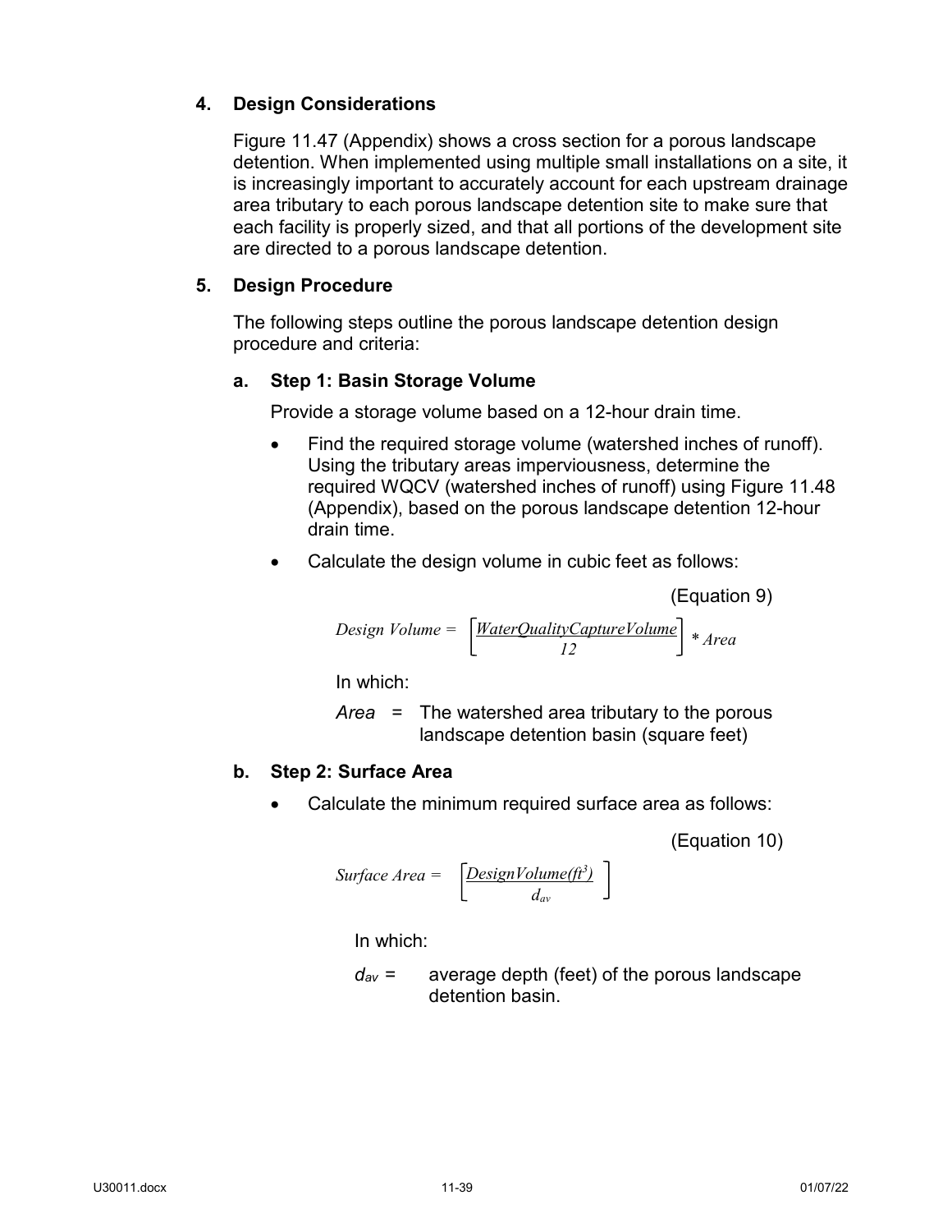## 4. Design Considerations

Figure 11.47 (Appendix) shows a cross section for a porous landscape detention. When implemented using multiple small installations on a site, it is increasingly important to accurately account for each upstream drainage area tributary to each porous landscape detention site to make sure that each facility is properly sized, and that all portions of the development site are directed to a porous landscape detention.

## 5. Design Procedure

The following steps outline the porous landscape detention design procedure and criteria:

### a. Step 1: Basin Storage Volume

Provide a storage volume based on a 12-hour drain time.

- Find the required storage volume (watershed inches of runoff). Using the tributary areas imperviousness, determine the required WQCV (watershed inches of runoff) using Figure 11.48 (Appendix), based on the porous landscape detention 12-hour drain time.
- Calculate the design volume in cubic feet as follows:

(Equation 9)

$$Design\ Volume = \left[\frac{WaterQualityCaptureVolume}{12}\right] * Area$$

In which:

*Area* = The watershed area tributary to the porous landscape detention basin (square feet)

### b. Step 2: Surface Area

- Calculate the minimum required surface area as follows:

(Equation 10)

$$Surface\ Area = \left[\frac{DesignVolume(ft^3)}{d_{av}}\right]$$

In which:

$d_{av}$ = average depth (feet) of the porous landscape detention basin.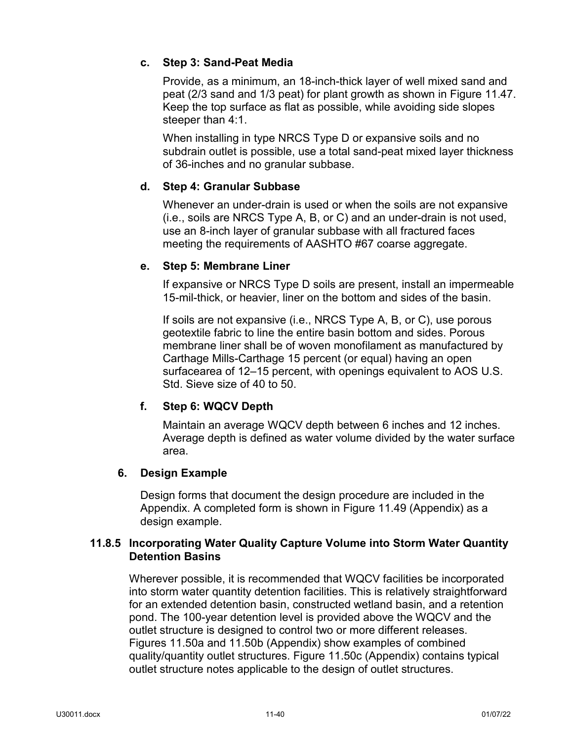#### c. Step 3: Sand-Peat Media

Provide, as a minimum, an 18-inch-thick layer of well mixed sand and peat (2/3 sand and 1/3 peat) for plant growth as shown in Figure 11.47. Keep the top surface as flat as possible, while avoiding side slopes steeper than 4:1.

When installing in type NRCS Type D or expansive soils and no subdrain outlet is possible, use a total sand-peat mixed layer thickness of 36-inches and no granular subbase.

#### d. Step 4: Granular Subbase

Whenever an under-drain is used or when the soils are not expansive (i.e., soils are NRCS Type A, B, or C) and an under-drain is not used, use an 8-inch layer of granular subbase with all fractured faces meeting the requirements of AASHTO #67 coarse aggregate.

#### e. Step 5: Membrane Liner

If expansive or NRCS Type D soils are present, install an impermeable 15-mil-thick, or heavier, liner on the bottom and sides of the basin.

If soils are not expansive (i.e., NRCS Type A, B, or C), use porous geotextile fabric to line the entire basin bottom and sides. Porous membrane liner shall be of woven monofilament as manufactured by Carthage Mills-Carthage 15 percent (or equal) having an open surfacearea of 12–15 percent, with openings equivalent to AOS U.S. Std. Sieve size of 40 to 50.

#### f. Step 6: WQCV Depth

Maintain an average WQCV depth between 6 inches and 12 inches. Average depth is defined as water volume divided by the water surface area.

### 6. Design Example

Design forms that document the design procedure are included in the Appendix. A completed form is shown in Figure 11.49 (Appendix) as a design example.

## 11.8.5 Incorporating Water Quality Capture Volume into Storm Water Quantity Detention Basins

Wherever possible, it is recommended that WQCV facilities be incorporated into storm water quantity detention facilities. This is relatively straightforward for an extended detention basin, constructed wetland basin, and a retention pond. The 100-year detention level is provided above the WQCV and the outlet structure is designed to control two or more different releases. Figures 11.50a and 11.50b (Appendix) show examples of combined quality/quantity outlet structures. Figure 11.50c (Appendix) contains typical outlet structure notes applicable to the design of outlet structures.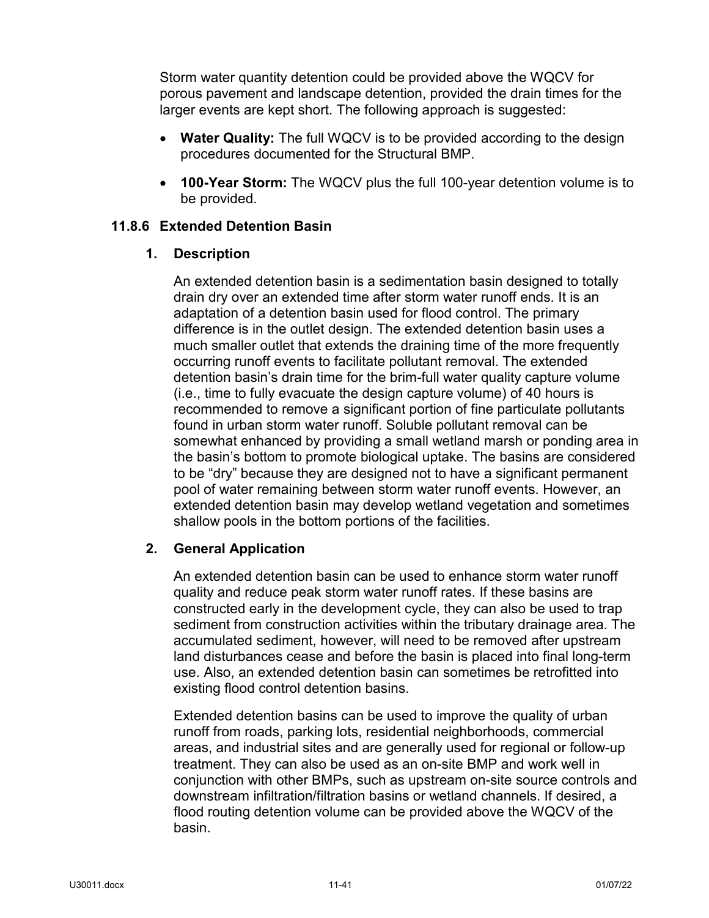Storm water quantity detention could be provided above the WQCV for porous pavement and landscape detention, provided the drain times for the larger events are kept short. The following approach is suggested:

- **Water Quality:** The full WQCV is to be provided according to the design procedures documented for the Structural BMP.
- **100-Year Storm:** The WQCV plus the full 100-year detention volume is to be provided.

### 11.8.6 Extended Detention Basin

#### 1. Description

An extended detention basin is a sedimentation basin designed to totally drain dry over an extended time after storm water runoff ends. It is an adaptation of a detention basin used for flood control. The primary difference is in the outlet design. The extended detention basin uses a much smaller outlet that extends the draining time of the more frequently occurring runoff events to facilitate pollutant removal. The extended detention basin's drain time for the brim-full water quality capture volume (i.e., time to fully evacuate the design capture volume) of 40 hours is recommended to remove a significant portion of fine particulate pollutants found in urban storm water runoff. Soluble pollutant removal can be somewhat enhanced by providing a small wetland marsh or ponding area in the basin's bottom to promote biological uptake. The basins are considered to be "dry" because they are designed not to have a significant permanent pool of water remaining between storm water runoff events. However, an extended detention basin may develop wetland vegetation and sometimes shallow pools in the bottom portions of the facilities.

#### 2. General Application

An extended detention basin can be used to enhance storm water runoff quality and reduce peak storm water runoff rates. If these basins are constructed early in the development cycle, they can also be used to trap sediment from construction activities within the tributary drainage area. The accumulated sediment, however, will need to be removed after upstream land disturbances cease and before the basin is placed into final long-term use. Also, an extended detention basin can sometimes be retrofitted into existing flood control detention basins.

Extended detention basins can be used to improve the quality of urban runoff from roads, parking lots, residential neighborhoods, commercial areas, and industrial sites and are generally used for regional or follow-up treatment. They can also be used as an on-site BMP and work well in conjunction with other BMPs, such as upstream on-site source controls and downstream infiltration/filtration basins or wetland channels. If desired, a flood routing detention volume can be provided above the WQCV of the basin.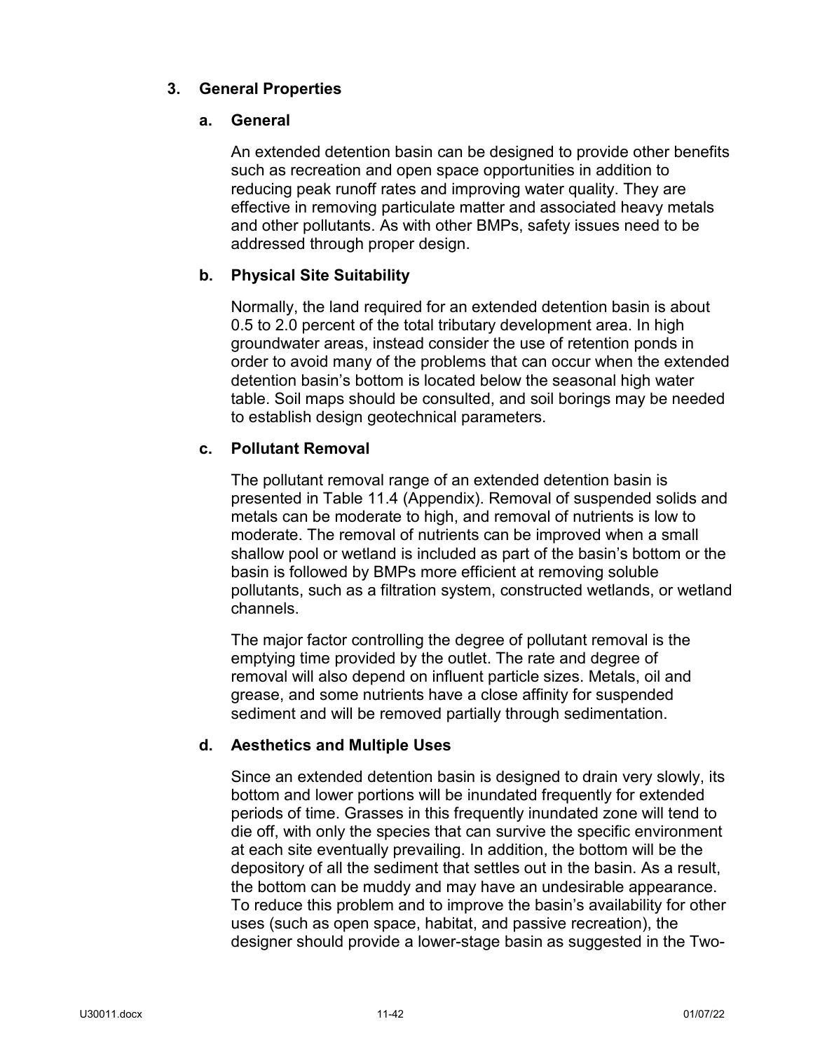## 3. General Properties

### a. General

An extended detention basin can be designed to provide other benefits such as recreation and open space opportunities in addition to reducing peak runoff rates and improving water quality. They are effective in removing particulate matter and associated heavy metals and other pollutants. As with other BMPs, safety issues need to be addressed through proper design.

### b. Physical Site Suitability

Normally, the land required for an extended detention basin is about 0.5 to 2.0 percent of the total tributary development area. In high groundwater areas, instead consider the use of retention ponds in order to avoid many of the problems that can occur when the extended detention basin's bottom is located below the seasonal high water table. Soil maps should be consulted, and soil borings may be needed to establish design geotechnical parameters.

### c. Pollutant Removal

The pollutant removal range of an extended detention basin is presented in Table 11.4 (Appendix). Removal of suspended solids and metals can be moderate to high, and removal of nutrients is low to moderate. The removal of nutrients can be improved when a small shallow pool or wetland is included as part of the basin's bottom or the basin is followed by BMPs more efficient at removing soluble pollutants, such as a filtration system, constructed wetlands, or wetland channels.

The major factor controlling the degree of pollutant removal is the emptying time provided by the outlet. The rate and degree of removal will also depend on influent particle sizes. Metals, oil and grease, and some nutrients have a close affinity for suspended sediment and will be removed partially through sedimentation.

### d. Aesthetics and Multiple Uses

Since an extended detention basin is designed to drain very slowly, its bottom and lower portions will be inundated frequently for extended periods of time. Grasses in this frequently inundated zone will tend to die off, with only the species that can survive the specific environment at each site eventually prevailing. In addition, the bottom will be the depository of all the sediment that settles out in the basin. As a result, the bottom can be muddy and may have an undesirable appearance. To reduce this problem and to improve the basin's availability for other uses (such as open space, habitat, and passive recreation), the designer should provide a lower-stage basin as suggested in the Two-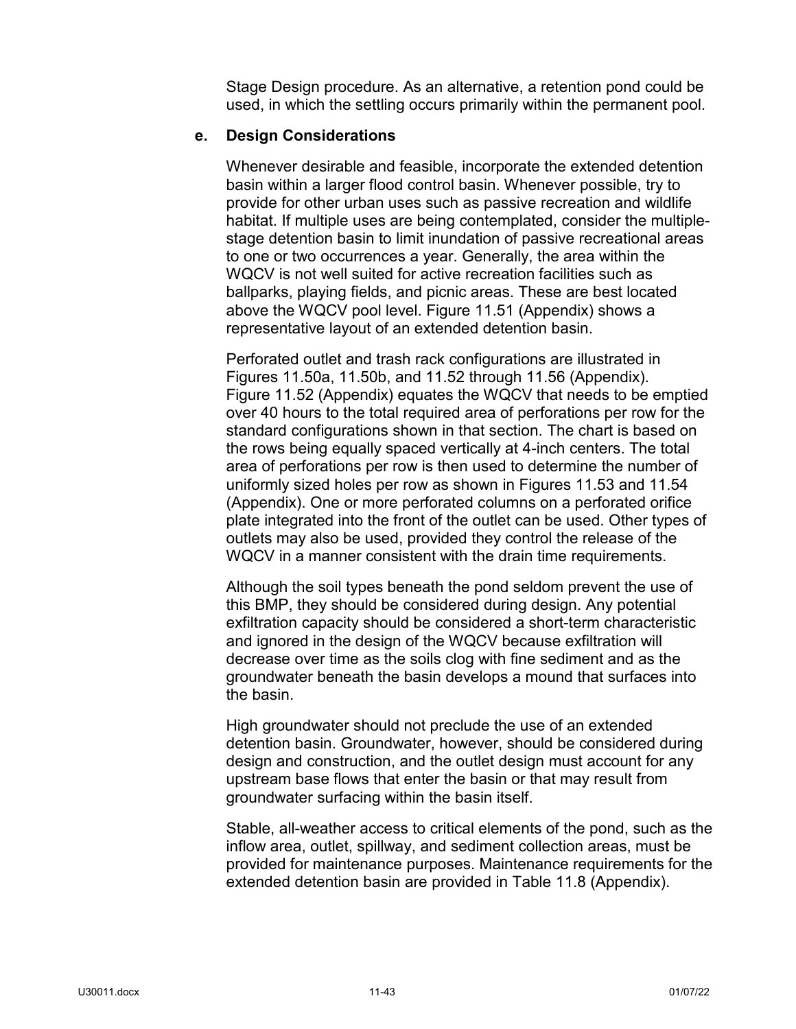Stage Design procedure. As an alternative, a retention pond could be used, in which the settling occurs primarily within the permanent pool.

**e. Design Considerations**

Whenever desirable and feasible, incorporate the extended detention basin within a larger flood control basin. Whenever possible, try to provide for other urban uses such as passive recreation and wildlife habitat. If multiple uses are being contemplated, consider the multiple-stage detention basin to limit inundation of passive recreational areas to one or two occurrences a year. Generally, the area within the WQCV is not well suited for active recreation facilities such as ballparks, playing fields, and picnic areas. These are best located above the WQCV pool level. Figure 11.51 (Appendix) shows a representative layout of an extended detention basin.

Perforated outlet and trash rack configurations are illustrated in Figures 11.50a, 11.50b, and 11.52 through 11.56 (Appendix). Figure 11.52 (Appendix) equates the WQCV that needs to be emptied over 40 hours to the total required area of perforations per row for the standard configurations shown in that section. The chart is based on the rows being equally spaced vertically at 4-inch centers. The total area of perforations per row is then used to determine the number of uniformly sized holes per row as shown in Figures 11.53 and 11.54 (Appendix). One or more perforated columns on a perforated orifice plate integrated into the front of the outlet can be used. Other types of outlets may also be used, provided they control the release of the WQCV in a manner consistent with the drain time requirements.

Although the soil types beneath the pond seldom prevent the use of this BMP, they should be considered during design. Any potential exfiltration capacity should be considered a short-term characteristic and ignored in the design of the WQCV because exfiltration will decrease over time as the soils clog with fine sediment and as the groundwater beneath the basin develops a mound that surfaces into the basin.

High groundwater should not preclude the use of an extended detention basin. Groundwater, however, should be considered during design and construction, and the outlet design must account for any upstream base flows that enter the basin or that may result from groundwater surfacing within the basin itself.

Stable, all-weather access to critical elements of the pond, such as the inflow area, outlet, spillway, and sediment collection areas, must be provided for maintenance purposes. Maintenance requirements for the extended detention basin are provided in Table 11.8 (Appendix).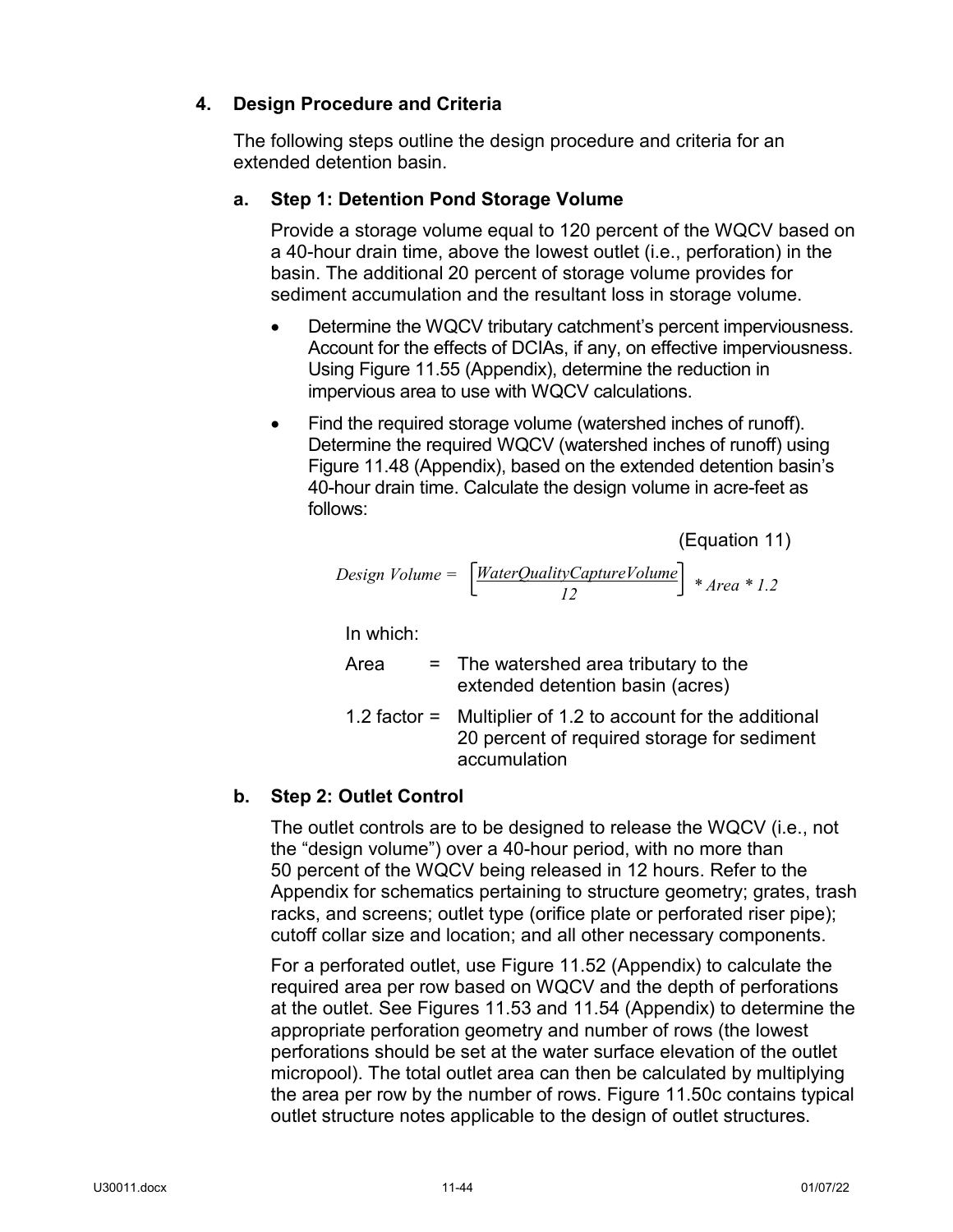## 4. Design Procedure and Criteria

The following steps outline the design procedure and criteria for an extended detention basin.

### a. Step 1: Detention Pond Storage Volume

Provide a storage volume equal to 120 percent of the WQCV based on a 40-hour drain time, above the lowest outlet (i.e., perforation) in the basin. The additional 20 percent of storage volume provides for sediment accumulation and the resultant loss in storage volume.

- Determine the WQCV tributary catchment's percent imperviousness. Account for the effects of DCIAs, if any, on effective imperviousness. Using Figure 11.55 (Appendix), determine the reduction in impervious area to use with WQCV calculations.
- Find the required storage volume (watershed inches of runoff). Determine the required WQCV (watershed inches of runoff) using Figure 11.48 (Appendix), based on the extended detention basin's 40-hour drain time. Calculate the design volume in acre-feet as follows:

(Equation 11)

$$Design\ Volume = \left[\frac{WaterQualityCaptureVolume}{12}\right] * Area * 1.2$$

In which:

Area = The watershed area tributary to the extended detention basin (acres)

1.2 factor = Multiplier of 1.2 to account for the additional 20 percent of required storage for sediment accumulation

### b. Step 2: Outlet Control

The outlet controls are to be designed to release the WQCV (i.e., not the "design volume") over a 40-hour period, with no more than 50 percent of the WQCV being released in 12 hours. Refer to the Appendix for schematics pertaining to structure geometry; grates, trash racks, and screens; outlet type (orifice plate or perforated riser pipe); cutoff collar size and location; and all other necessary components.

For a perforated outlet, use Figure 11.52 (Appendix) to calculate the required area per row based on WQCV and the depth of perforations at the outlet. See Figures 11.53 and 11.54 (Appendix) to determine the appropriate perforation geometry and number of rows (the lowest perforations should be set at the water surface elevation of the outlet micropool). The total outlet area can then be calculated by multiplying the area per row by the number of rows. Figure 11.50c contains typical outlet structure notes applicable to the design of outlet structures.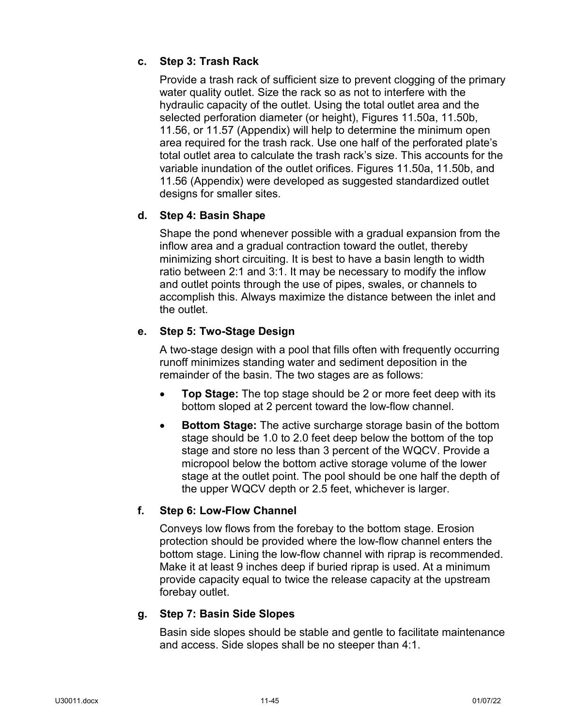### c. Step 3: Trash Rack

Provide a trash rack of sufficient size to prevent clogging of the primary water quality outlet. Size the rack so as not to interfere with the hydraulic capacity of the outlet. Using the total outlet area and the selected perforation diameter (or height), Figures 11.50a, 11.50b, 11.56, or 11.57 (Appendix) will help to determine the minimum open area required for the trash rack. Use one half of the perforated plate's total outlet area to calculate the trash rack's size. This accounts for the variable inundation of the outlet orifices. Figures 11.50a, 11.50b, and 11.56 (Appendix) were developed as suggested standardized outlet designs for smaller sites.

### d. Step 4: Basin Shape

Shape the pond whenever possible with a gradual expansion from the inflow area and a gradual contraction toward the outlet, thereby minimizing short circuiting. It is best to have a basin length to width ratio between 2:1 and 3:1. It may be necessary to modify the inflow and outlet points through the use of pipes, swales, or channels to accomplish this. Always maximize the distance between the inlet and the outlet.

### e. Step 5: Two-Stage Design

A two-stage design with a pool that fills often with frequently occurring runoff minimizes standing water and sediment deposition in the remainder of the basin. The two stages are as follows:

- **Top Stage:** The top stage should be 2 or more feet deep with its bottom sloped at 2 percent toward the low-flow channel.
- **Bottom Stage:** The active surcharge storage basin of the bottom stage should be 1.0 to 2.0 feet deep below the bottom of the top stage and store no less than 3 percent of the WQCV. Provide a micropool below the bottom active storage volume of the lower stage at the outlet point. The pool should be one half the depth of the upper WQCV depth or 2.5 feet, whichever is larger.

### f. Step 6: Low-Flow Channel

Conveys low flows from the forebay to the bottom stage. Erosion protection should be provided where the low-flow channel enters the bottom stage. Lining the low-flow channel with riprap is recommended. Make it at least 9 inches deep if buried riprap is used. At a minimum provide capacity equal to twice the release capacity at the upstream forebay outlet.

### g. Step 7: Basin Side Slopes

Basin side slopes should be stable and gentle to facilitate maintenance and access. Side slopes shall be no steeper than 4:1.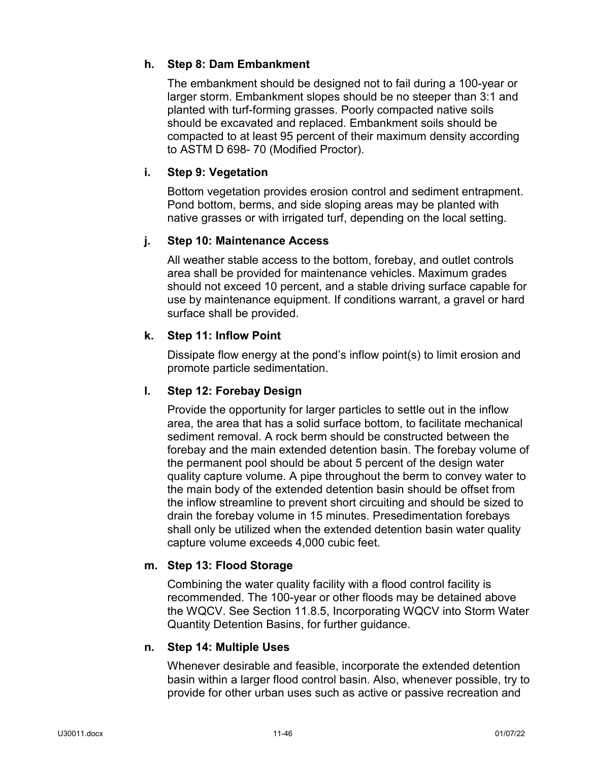#### h. Step 8: Dam Embankment

The embankment should be designed not to fail during a 100-year or larger storm. Embankment slopes should be no steeper than 3:1 and planted with turf-forming grasses. Poorly compacted native soils should be excavated and replaced. Embankment soils should be compacted to at least 95 percent of their maximum density according to ASTM D 698- 70 (Modified Proctor).

#### i. Step 9: Vegetation

Bottom vegetation provides erosion control and sediment entrapment. Pond bottom, berms, and side sloping areas may be planted with native grasses or with irrigated turf, depending on the local setting.

#### j. Step 10: Maintenance Access

All weather stable access to the bottom, forebay, and outlet controls area shall be provided for maintenance vehicles. Maximum grades should not exceed 10 percent, and a stable driving surface capable for use by maintenance equipment. If conditions warrant, a gravel or hard surface shall be provided.

#### k. Step 11: Inflow Point

Dissipate flow energy at the pond's inflow point(s) to limit erosion and promote particle sedimentation.

#### l. Step 12: Forebay Design

Provide the opportunity for larger particles to settle out in the inflow area, the area that has a solid surface bottom, to facilitate mechanical sediment removal. A rock berm should be constructed between the forebay and the main extended detention basin. The forebay volume of the permanent pool should be about 5 percent of the design water quality capture volume. A pipe throughout the berm to convey water to the main body of the extended detention basin should be offset from the inflow streamline to prevent short circuiting and should be sized to drain the forebay volume in 15 minutes. Presedimentation forebays shall only be utilized when the extended detention basin water quality capture volume exceeds 4,000 cubic feet.

#### m. Step 13: Flood Storage

Combining the water quality facility with a flood control facility is recommended. The 100-year or other floods may be detained above the WQCV. See Section 11.8.5, Incorporating WQCV into Storm Water Quantity Detention Basins, for further guidance.

#### n. Step 14: Multiple Uses

Whenever desirable and feasible, incorporate the extended detention basin within a larger flood control basin. Also, whenever possible, try to provide for other urban uses such as active or passive recreation and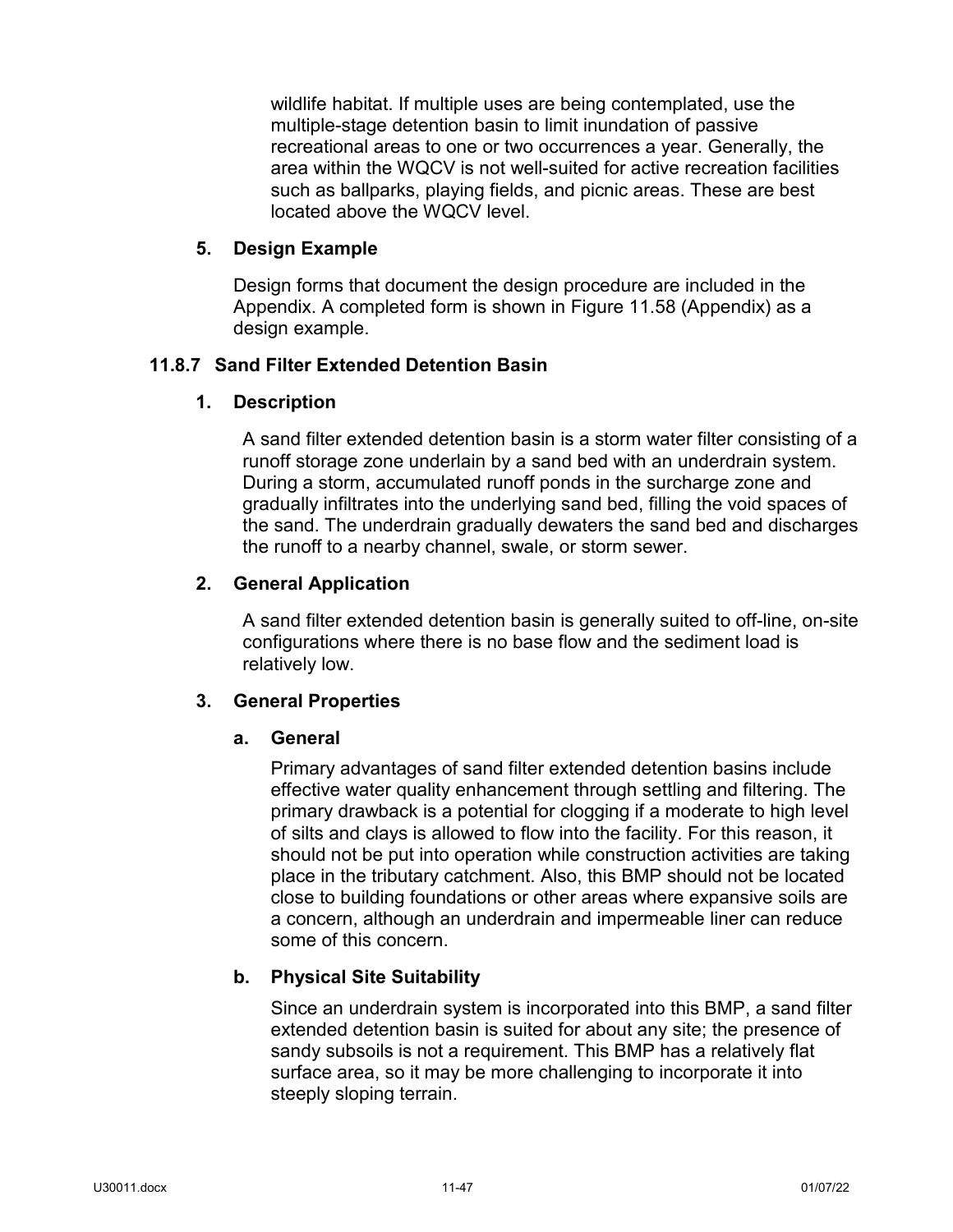wildlife habitat. If multiple uses are being contemplated, use the multiple-stage detention basin to limit inundation of passive recreational areas to one or two occurrences a year. Generally, the area within the WQCV is not well-suited for active recreation facilities such as ballparks, playing fields, and picnic areas. These are best located above the WQCV level.

### 5. Design Example

Design forms that document the design procedure are included in the Appendix. A completed form is shown in Figure 11.58 (Appendix) as a design example.

## 11.8.7 Sand Filter Extended Detention Basin

### 1. Description

A sand filter extended detention basin is a storm water filter consisting of a runoff storage zone underlain by a sand bed with an underdrain system. During a storm, accumulated runoff ponds in the surcharge zone and gradually infiltrates into the underlying sand bed, filling the void spaces of the sand. The underdrain gradually dewaters the sand bed and discharges the runoff to a nearby channel, swale, or storm sewer.

### 2. General Application

A sand filter extended detention basin is generally suited to off-line, on-site configurations where there is no base flow and the sediment load is relatively low.

### 3. General Properties

#### a. General

Primary advantages of sand filter extended detention basins include effective water quality enhancement through settling and filtering. The primary drawback is a potential for clogging if a moderate to high level of silts and clays is allowed to flow into the facility. For this reason, it should not be put into operation while construction activities are taking place in the tributary catchment. Also, this BMP should not be located close to building foundations or other areas where expansive soils are a concern, although an underdrain and impermeable liner can reduce some of this concern.

#### b. Physical Site Suitability

Since an underdrain system is incorporated into this BMP, a sand filter extended detention basin is suited for about any site; the presence of sandy subsoils is not a requirement. This BMP has a relatively flat surface area, so it may be more challenging to incorporate it into steeply sloping terrain.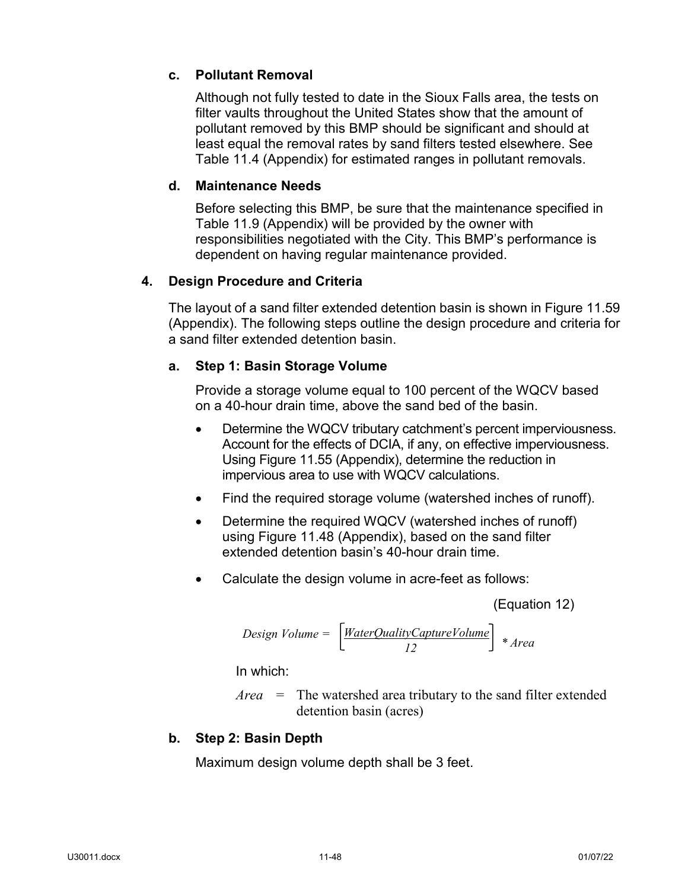### c. Pollutant Removal

Although not fully tested to date in the Sioux Falls area, the tests on filter vaults throughout the United States show that the amount of pollutant removed by this BMP should be significant and should at least equal the removal rates by sand filters tested elsewhere. See Table 11.4 (Appendix) for estimated ranges in pollutant removals.

### d. Maintenance Needs

Before selecting this BMP, be sure that the maintenance specified in Table 11.9 (Appendix) will be provided by the owner with responsibilities negotiated with the City. This BMP's performance is dependent on having regular maintenance provided.

## 4. Design Procedure and Criteria

The layout of a sand filter extended detention basin is shown in Figure 11.59 (Appendix). The following steps outline the design procedure and criteria for a sand filter extended detention basin.

### a. Step 1: Basin Storage Volume

Provide a storage volume equal to 100 percent of the WQCV based on a 40-hour drain time, above the sand bed of the basin.

- Determine the WQCV tributary catchment's percent imperviousness. Account for the effects of DCIA, if any, on effective imperviousness. Using Figure 11.55 (Appendix), determine the reduction in impervious area to use with WQCV calculations.
- Find the required storage volume (watershed inches of runoff).
- Determine the required WQCV (watershed inches of runoff) using Figure 11.48 (Appendix), based on the sand filter extended detention basin's 40-hour drain time.
- Calculate the design volume in acre-feet as follows:

(Equation 12)

$$Design\ Volume = \left[\frac{WaterQualityCaptureVolume}{12}\right] * Area$$

In which:

$Area$ = The watershed area tributary to the sand filter extended detention basin (acres)

### b. Step 2: Basin Depth

Maximum design volume depth shall be 3 feet.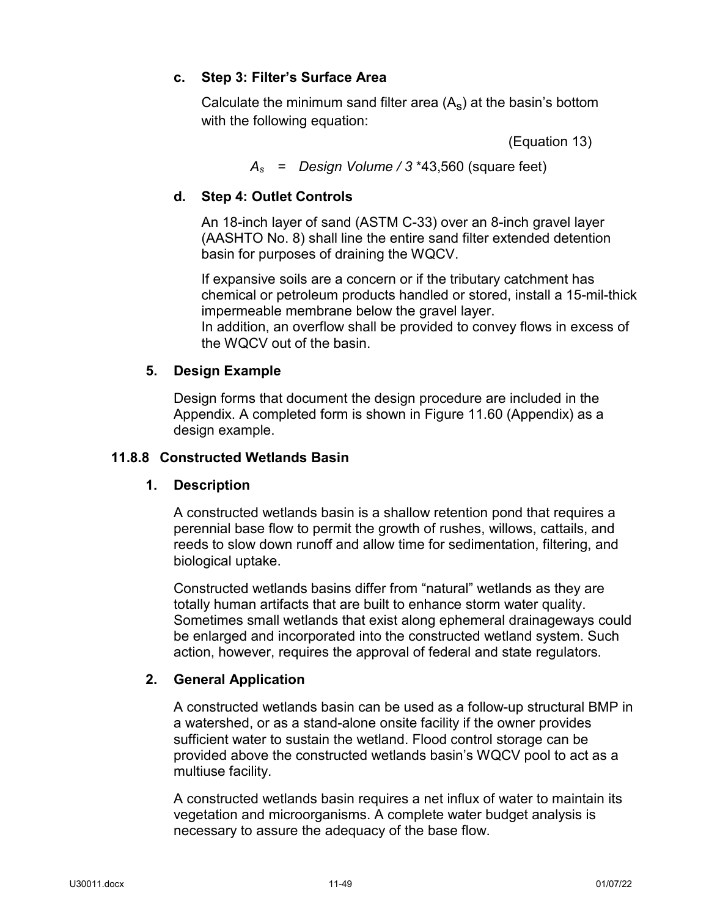#### c. Step 3: Filter's Surface Area

Calculate the minimum sand filter area ($A_S$) at the basin's bottom with the following equation:

(Equation 13)

$$A_s = \textit{Design Volume} / 3 * 43{,}560 \text{ (square feet)}$$

#### d. Step 4: Outlet Controls

An 18-inch layer of sand (ASTM C-33) over an 8-inch gravel layer (AASHTO No. 8) shall line the entire sand filter extended detention basin for purposes of draining the WQCV.

If expansive soils are a concern or if the tributary catchment has chemical or petroleum products handled or stored, install a 15-mil-thick impermeable membrane below the gravel layer.
In addition, an overflow shall be provided to convey flows in excess of the WQCV out of the basin.

### 5. Design Example

Design forms that document the design procedure are included in the Appendix. A completed form is shown in Figure 11.60 (Appendix) as a design example.

## 11.8.8 Constructed Wetlands Basin

### 1. Description

A constructed wetlands basin is a shallow retention pond that requires a perennial base flow to permit the growth of rushes, willows, cattails, and reeds to slow down runoff and allow time for sedimentation, filtering, and biological uptake.

Constructed wetlands basins differ from "natural" wetlands as they are totally human artifacts that are built to enhance storm water quality. Sometimes small wetlands that exist along ephemeral drainageways could be enlarged and incorporated into the constructed wetland system. Such action, however, requires the approval of federal and state regulators.

### 2. General Application

A constructed wetlands basin can be used as a follow-up structural BMP in a watershed, or as a stand-alone onsite facility if the owner provides sufficient water to sustain the wetland. Flood control storage can be provided above the constructed wetlands basin's WQCV pool to act as a multiuse facility.

A constructed wetlands basin requires a net influx of water to maintain its vegetation and microorganisms. A complete water budget analysis is necessary to assure the adequacy of the base flow.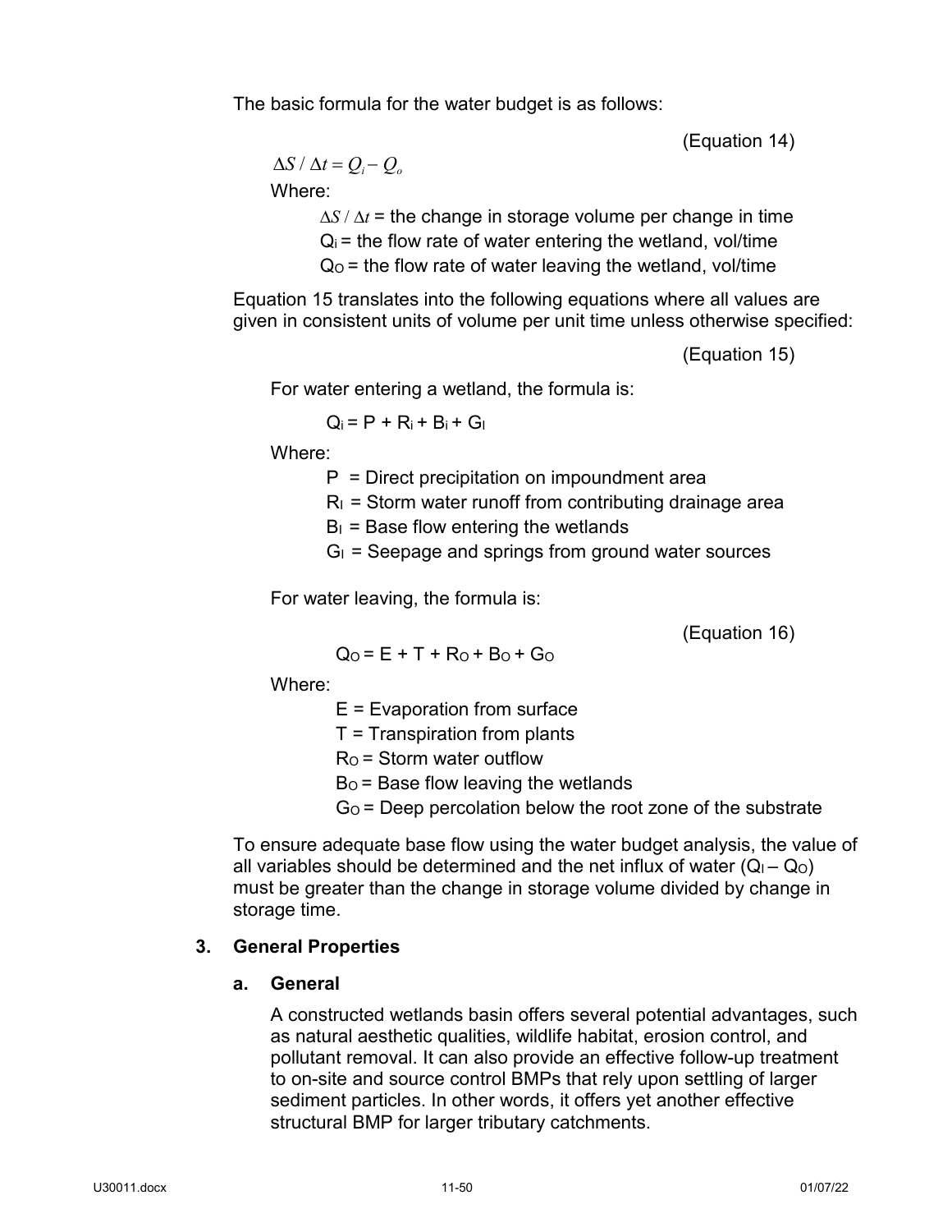The basic formula for the water budget is as follows:

(Equation 14)

$$\Delta S / \Delta t = Q_i - Q_o$$

Where:

$\Delta S / \Delta t$ = the change in storage volume per change in time

$Q_i$ = the flow rate of water entering the wetland, vol/time

$Q_O$ = the flow rate of water leaving the wetland, vol/time

Equation 15 translates into the following equations where all values are given in consistent units of volume per unit time unless otherwise specified:

(Equation 15)

For water entering a wetland, the formula is:

$$Q_i = P + R_i + B_i + G_I$$

Where:

P = Direct precipitation on impoundment area

$R_I$ = Storm water runoff from contributing drainage area

$B_I$ = Base flow entering the wetlands

$G_I$ = Seepage and springs from ground water sources

For water leaving, the formula is:

(Equation 16)

$$Q_O = E + T + R_O + B_O + G_O$$

Where:

E = Evaporation from surface

T = Transpiration from plants

$R_O$ = Storm water outflow

$B_O$ = Base flow leaving the wetlands

$G_O$ = Deep percolation below the root zone of the substrate

To ensure adequate base flow using the water budget analysis, the value of all variables should be determined and the net influx of water ($Q_I - Q_O$) must be greater than the change in storage volume divided by change in storage time.

### 3. General Properties

#### a. General

A constructed wetlands basin offers several potential advantages, such as natural aesthetic qualities, wildlife habitat, erosion control, and pollutant removal. It can also provide an effective follow-up treatment to on-site and source control BMPs that rely upon settling of larger sediment particles. In other words, it offers yet another effective structural BMP for larger tributary catchments.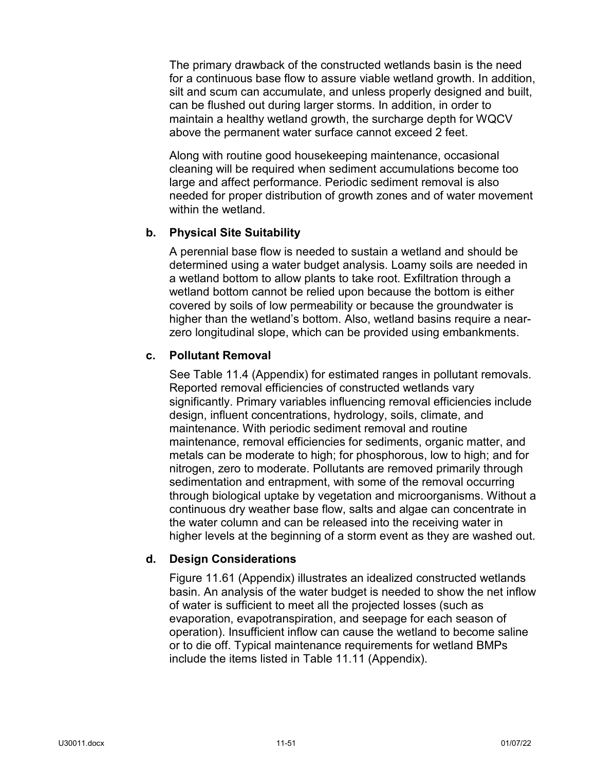The primary drawback of the constructed wetlands basin is the need for a continuous base flow to assure viable wetland growth. In addition, silt and scum can accumulate, and unless properly designed and built, can be flushed out during larger storms. In addition, in order to maintain a healthy wetland growth, the surcharge depth for WQCV above the permanent water surface cannot exceed 2 feet.

Along with routine good housekeeping maintenance, occasional cleaning will be required when sediment accumulations become too large and affect performance. Periodic sediment removal is also needed for proper distribution of growth zones and of water movement within the wetland.

**b. Physical Site Suitability**

A perennial base flow is needed to sustain a wetland and should be determined using a water budget analysis. Loamy soils are needed in a wetland bottom to allow plants to take root. Exfiltration through a wetland bottom cannot be relied upon because the bottom is either covered by soils of low permeability or because the groundwater is higher than the wetland's bottom. Also, wetland basins require a near-zero longitudinal slope, which can be provided using embankments.

**c. Pollutant Removal**

See Table 11.4 (Appendix) for estimated ranges in pollutant removals. Reported removal efficiencies of constructed wetlands vary significantly. Primary variables influencing removal efficiencies include design, influent concentrations, hydrology, soils, climate, and maintenance. With periodic sediment removal and routine maintenance, removal efficiencies for sediments, organic matter, and metals can be moderate to high; for phosphorous, low to high; and for nitrogen, zero to moderate. Pollutants are removed primarily through sedimentation and entrapment, with some of the removal occurring through biological uptake by vegetation and microorganisms. Without a continuous dry weather base flow, salts and algae can concentrate in the water column and can be released into the receiving water in higher levels at the beginning of a storm event as they are washed out.

**d. Design Considerations**

Figure 11.61 (Appendix) illustrates an idealized constructed wetlands basin. An analysis of the water budget is needed to show the net inflow of water is sufficient to meet all the projected losses (such as evaporation, evapotranspiration, and seepage for each season of operation). Insufficient inflow can cause the wetland to become saline or to die off. Typical maintenance requirements for wetland BMPs include the items listed in Table 11.11 (Appendix).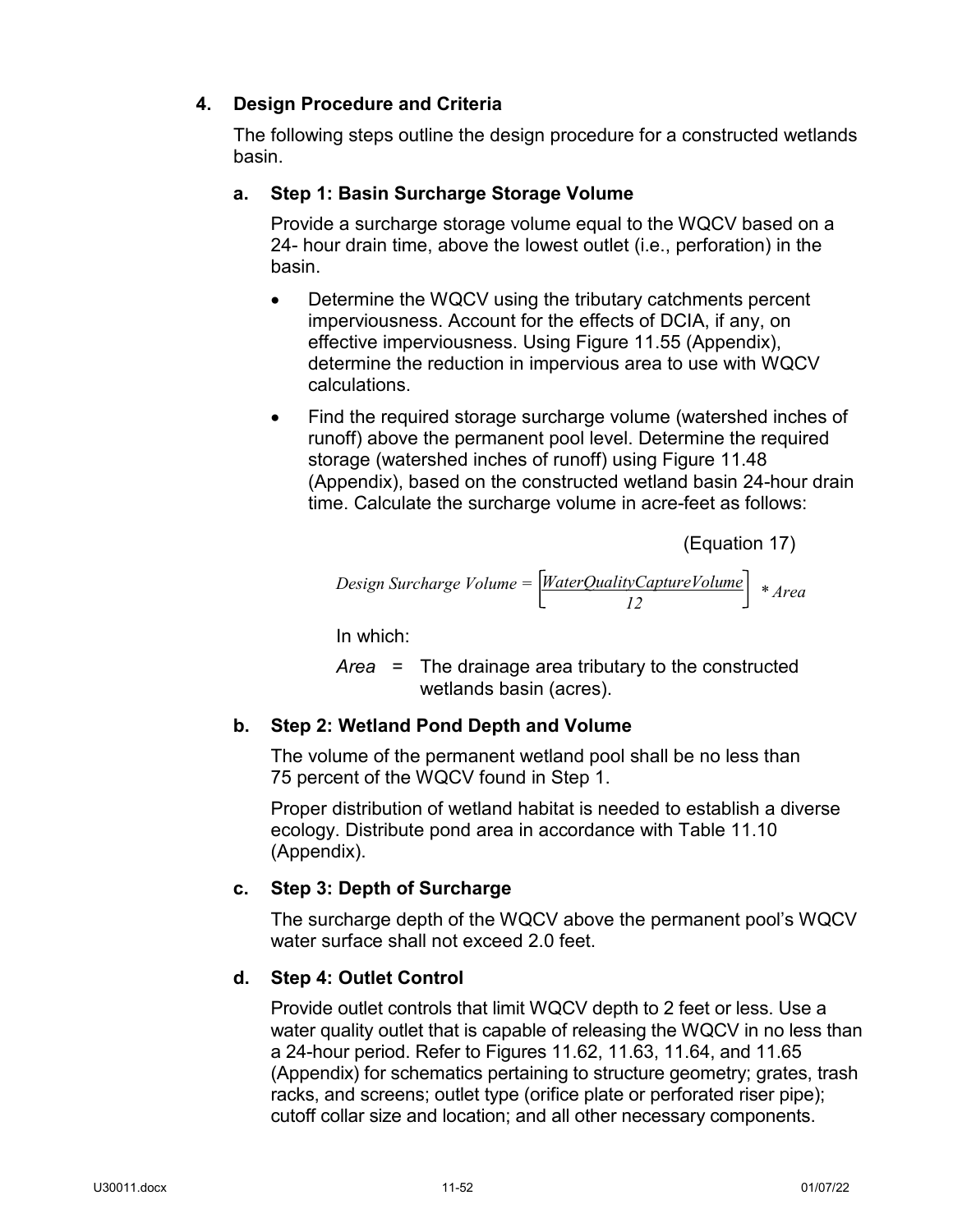## 4. Design Procedure and Criteria

The following steps outline the design procedure for a constructed wetlands basin.

### a. Step 1: Basin Surcharge Storage Volume

Provide a surcharge storage volume equal to the WQCV based on a 24- hour drain time, above the lowest outlet (i.e., perforation) in the basin.

- Determine the WQCV using the tributary catchments percent imperviousness. Account for the effects of DCIA, if any, on effective imperviousness. Using Figure 11.55 (Appendix), determine the reduction in impervious area to use with WQCV calculations.
- Find the required storage surcharge volume (watershed inches of runoff) above the permanent pool level. Determine the required storage (watershed inches of runoff) using Figure 11.48 (Appendix), based on the constructed wetland basin 24-hour drain time. Calculate the surcharge volume in acre-feet as follows:

(Equation 17)

$$Design\ Surcharge\ Volume = \left[\frac{WaterQualityCaptureVolume}{12}\right] * Area$$

In which:

*Area* = The drainage area tributary to the constructed wetlands basin (acres).

### b. Step 2: Wetland Pond Depth and Volume

The volume of the permanent wetland pool shall be no less than 75 percent of the WQCV found in Step 1.

Proper distribution of wetland habitat is needed to establish a diverse ecology. Distribute pond area in accordance with Table 11.10 (Appendix).

### c. Step 3: Depth of Surcharge

The surcharge depth of the WQCV above the permanent pool's WQCV water surface shall not exceed 2.0 feet.

### d. Step 4: Outlet Control

Provide outlet controls that limit WQCV depth to 2 feet or less. Use a water quality outlet that is capable of releasing the WQCV in no less than a 24-hour period. Refer to Figures 11.62, 11.63, 11.64, and 11.65 (Appendix) for schematics pertaining to structure geometry; grates, trash racks, and screens; outlet type (orifice plate or perforated riser pipe); cutoff collar size and location; and all other necessary components.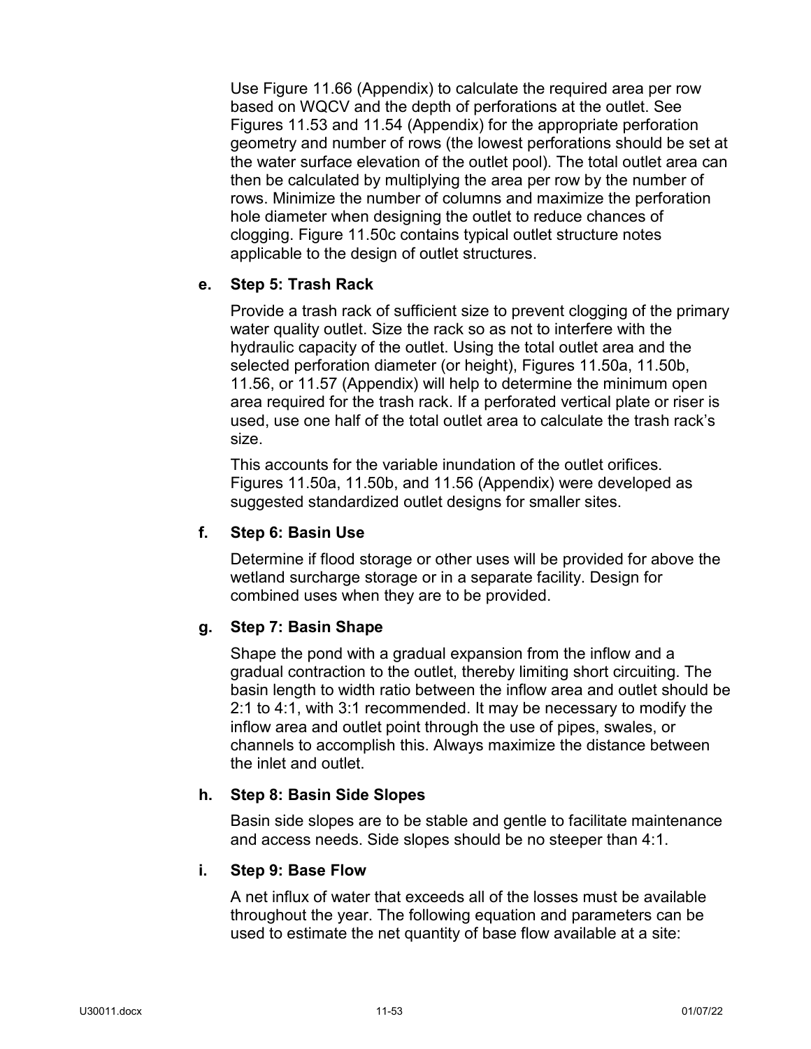Use Figure 11.66 (Appendix) to calculate the required area per row based on WQCV and the depth of perforations at the outlet. See Figures 11.53 and 11.54 (Appendix) for the appropriate perforation geometry and number of rows (the lowest perforations should be set at the water surface elevation of the outlet pool). The total outlet area can then be calculated by multiplying the area per row by the number of rows. Minimize the number of columns and maximize the perforation hole diameter when designing the outlet to reduce chances of clogging. Figure 11.50c contains typical outlet structure notes applicable to the design of outlet structures.

**e. Step 5: Trash Rack**

Provide a trash rack of sufficient size to prevent clogging of the primary water quality outlet. Size the rack so as not to interfere with the hydraulic capacity of the outlet. Using the total outlet area and the selected perforation diameter (or height), Figures 11.50a, 11.50b, 11.56, or 11.57 (Appendix) will help to determine the minimum open area required for the trash rack. If a perforated vertical plate or riser is used, use one half of the total outlet area to calculate the trash rack's size.

This accounts for the variable inundation of the outlet orifices. Figures 11.50a, 11.50b, and 11.56 (Appendix) were developed as suggested standardized outlet designs for smaller sites.

**f. Step 6: Basin Use**

Determine if flood storage or other uses will be provided for above the wetland surcharge storage or in a separate facility. Design for combined uses when they are to be provided.

**g. Step 7: Basin Shape**

Shape the pond with a gradual expansion from the inflow and a gradual contraction to the outlet, thereby limiting short circuiting. The basin length to width ratio between the inflow area and outlet should be 2:1 to 4:1, with 3:1 recommended. It may be necessary to modify the inflow area and outlet point through the use of pipes, swales, or channels to accomplish this. Always maximize the distance between the inlet and outlet.

**h. Step 8: Basin Side Slopes**

Basin side slopes are to be stable and gentle to facilitate maintenance and access needs. Side slopes should be no steeper than 4:1.

**i. Step 9: Base Flow**

A net influx of water that exceeds all of the losses must be available throughout the year. The following equation and parameters can be used to estimate the net quantity of base flow available at a site: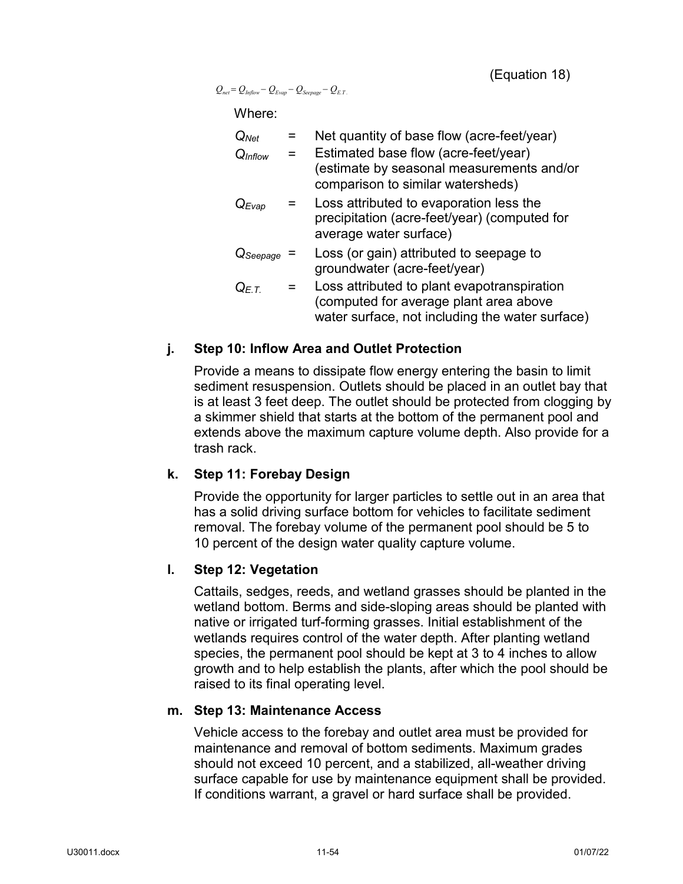(Equation 18)

$$Q_{net} = Q_{Inflow} - Q_{Evap} - Q_{Seepage} - Q_{E.T.}$$

Where:

| | | |
|---|---|---|
| $Q_{Net}$ | = | Net quantity of base flow (acre-feet/year) |
| $Q_{Inflow}$ | = | Estimated base flow (acre-feet/year) (estimate by seasonal measurements and/or comparison to similar watersheds) |
| $Q_{Evap}$ | = | Loss attributed to evaporation less the precipitation (acre-feet/year) (computed for average water surface) |
| $Q_{Seepage}$ | = | Loss (or gain) attributed to seepage to groundwater (acre-feet/year) |
| $Q_{E.T.}$ | = | Loss attributed to plant evapotranspiration (computed for average plant area above water surface, not including the water surface) |

**j. Step 10: Inflow Area and Outlet Protection**

Provide a means to dissipate flow energy entering the basin to limit sediment resuspension. Outlets should be placed in an outlet bay that is at least 3 feet deep. The outlet should be protected from clogging by a skimmer shield that starts at the bottom of the permanent pool and extends above the maximum capture volume depth. Also provide for a trash rack.

**k. Step 11: Forebay Design**

Provide the opportunity for larger particles to settle out in an area that has a solid driving surface bottom for vehicles to facilitate sediment removal. The forebay volume of the permanent pool should be 5 to 10 percent of the design water quality capture volume.

**l. Step 12: Vegetation**

Cattails, sedges, reeds, and wetland grasses should be planted in the wetland bottom. Berms and side-sloping areas should be planted with native or irrigated turf-forming grasses. Initial establishment of the wetlands requires control of the water depth. After planting wetland species, the permanent pool should be kept at 3 to 4 inches to allow growth and to help establish the plants, after which the pool should be raised to its final operating level.

**m. Step 13: Maintenance Access**

Vehicle access to the forebay and outlet area must be provided for maintenance and removal of bottom sediments. Maximum grades should not exceed 10 percent, and a stabilized, all-weather driving surface capable for use by maintenance equipment shall be provided. If conditions warrant, a gravel or hard surface shall be provided.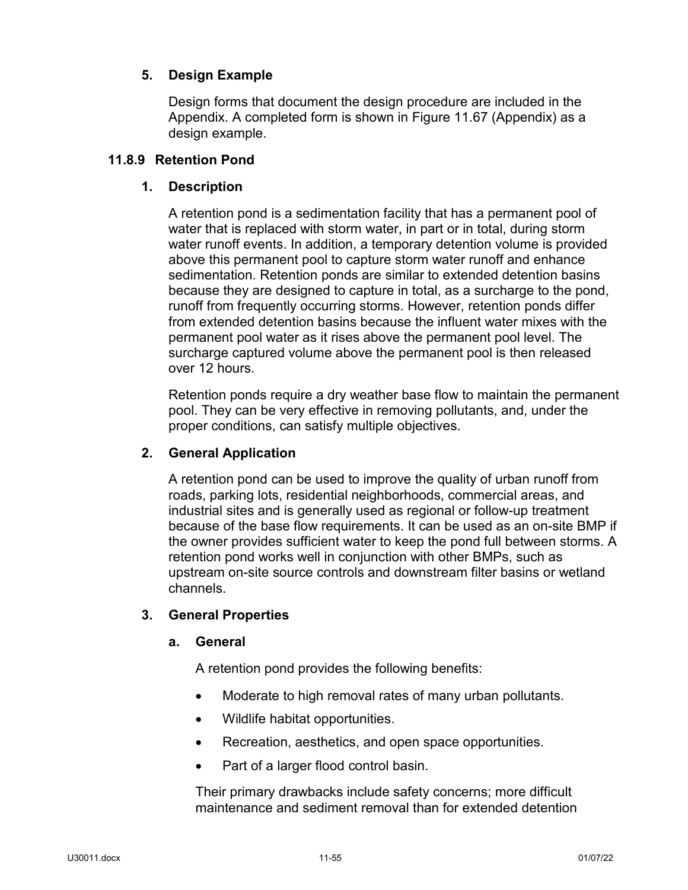### 5. Design Example

Design forms that document the design procedure are included in the Appendix. A completed form is shown in Figure 11.67 (Appendix) as a design example.

## 11.8.9 Retention Pond

### 1. Description

A retention pond is a sedimentation facility that has a permanent pool of water that is replaced with storm water, in part or in total, during storm water runoff events. In addition, a temporary detention volume is provided above this permanent pool to capture storm water runoff and enhance sedimentation. Retention ponds are similar to extended detention basins because they are designed to capture in total, as a surcharge to the pond, runoff from frequently occurring storms. However, retention ponds differ from extended detention basins because the influent water mixes with the permanent pool water as it rises above the permanent pool level. The surcharge captured volume above the permanent pool is then released over 12 hours.

Retention ponds require a dry weather base flow to maintain the permanent pool. They can be very effective in removing pollutants, and, under the proper conditions, can satisfy multiple objectives.

### 2. General Application

A retention pond can be used to improve the quality of urban runoff from roads, parking lots, residential neighborhoods, commercial areas, and industrial sites and is generally used as regional or follow-up treatment because of the base flow requirements. It can be used as an on-site BMP if the owner provides sufficient water to keep the pond full between storms. A retention pond works well in conjunction with other BMPs, such as upstream on-site source controls and downstream filter basins or wetland channels.

### 3. General Properties

#### a. General

A retention pond provides the following benefits:

- Moderate to high removal rates of many urban pollutants.
- Wildlife habitat opportunities.
- Recreation, aesthetics, and open space opportunities.
- Part of a larger flood control basin.

Their primary drawbacks include safety concerns; more difficult maintenance and sediment removal than for extended detention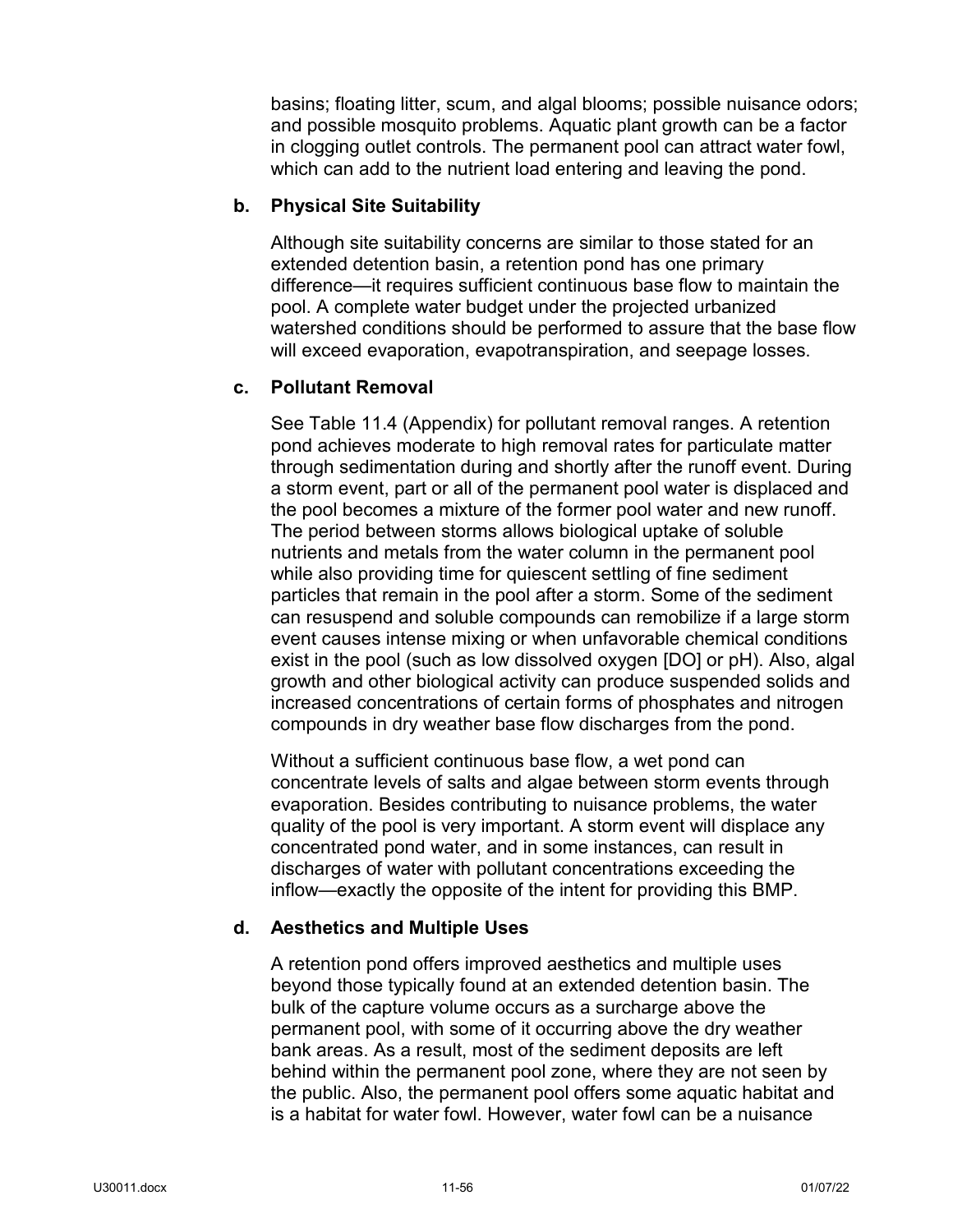basins; floating litter, scum, and algal blooms; possible nuisance odors; and possible mosquito problems. Aquatic plant growth can be a factor in clogging outlet controls. The permanent pool can attract water fowl, which can add to the nutrient load entering and leaving the pond.

**b. Physical Site Suitability**

Although site suitability concerns are similar to those stated for an extended detention basin, a retention pond has one primary difference—it requires sufficient continuous base flow to maintain the pool. A complete water budget under the projected urbanized watershed conditions should be performed to assure that the base flow will exceed evaporation, evapotranspiration, and seepage losses.

**c. Pollutant Removal**

See Table 11.4 (Appendix) for pollutant removal ranges. A retention pond achieves moderate to high removal rates for particulate matter through sedimentation during and shortly after the runoff event. During a storm event, part or all of the permanent pool water is displaced and the pool becomes a mixture of the former pool water and new runoff. The period between storms allows biological uptake of soluble nutrients and metals from the water column in the permanent pool while also providing time for quiescent settling of fine sediment particles that remain in the pool after a storm. Some of the sediment can resuspend and soluble compounds can remobilize if a large storm event causes intense mixing or when unfavorable chemical conditions exist in the pool (such as low dissolved oxygen [DO] or pH). Also, algal growth and other biological activity can produce suspended solids and increased concentrations of certain forms of phosphates and nitrogen compounds in dry weather base flow discharges from the pond.

Without a sufficient continuous base flow, a wet pond can concentrate levels of salts and algae between storm events through evaporation. Besides contributing to nuisance problems, the water quality of the pool is very important. A storm event will displace any concentrated pond water, and in some instances, can result in discharges of water with pollutant concentrations exceeding the inflow—exactly the opposite of the intent for providing this BMP.

**d. Aesthetics and Multiple Uses**

A retention pond offers improved aesthetics and multiple uses beyond those typically found at an extended detention basin. The bulk of the capture volume occurs as a surcharge above the permanent pool, with some of it occurring above the dry weather bank areas. As a result, most of the sediment deposits are left behind within the permanent pool zone, where they are not seen by the public. Also, the permanent pool offers some aquatic habitat and is a habitat for water fowl. However, water fowl can be a nuisance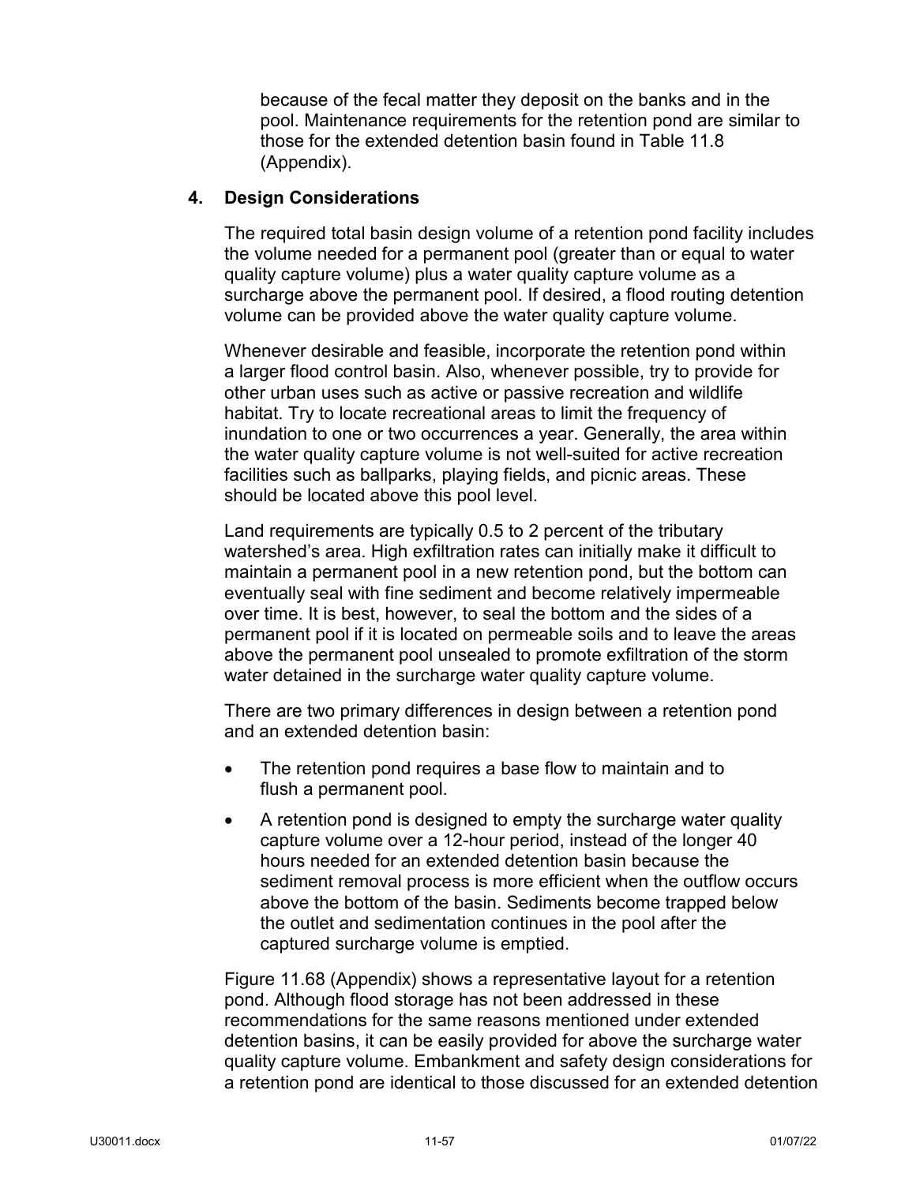because of the fecal matter they deposit on the banks and in the pool. Maintenance requirements for the retention pond are similar to those for the extended detention basin found in Table 11.8 (Appendix).

### 4. Design Considerations

The required total basin design volume of a retention pond facility includes the volume needed for a permanent pool (greater than or equal to water quality capture volume) plus a water quality capture volume as a surcharge above the permanent pool. If desired, a flood routing detention volume can be provided above the water quality capture volume.

Whenever desirable and feasible, incorporate the retention pond within a larger flood control basin. Also, whenever possible, try to provide for other urban uses such as active or passive recreation and wildlife habitat. Try to locate recreational areas to limit the frequency of inundation to one or two occurrences a year. Generally, the area within the water quality capture volume is not well-suited for active recreation facilities such as ballparks, playing fields, and picnic areas. These should be located above this pool level.

Land requirements are typically 0.5 to 2 percent of the tributary watershed's area. High exfiltration rates can initially make it difficult to maintain a permanent pool in a new retention pond, but the bottom can eventually seal with fine sediment and become relatively impermeable over time. It is best, however, to seal the bottom and the sides of a permanent pool if it is located on permeable soils and to leave the areas above the permanent pool unsealed to promote exfiltration of the storm water detained in the surcharge water quality capture volume.

There are two primary differences in design between a retention pond and an extended detention basin:

- The retention pond requires a base flow to maintain and to flush a permanent pool.
- A retention pond is designed to empty the surcharge water quality capture volume over a 12-hour period, instead of the longer 40 hours needed for an extended detention basin because the sediment removal process is more efficient when the outflow occurs above the bottom of the basin. Sediments become trapped below the outlet and sedimentation continues in the pool after the captured surcharge volume is emptied.

Figure 11.68 (Appendix) shows a representative layout for a retention pond. Although flood storage has not been addressed in these recommendations for the same reasons mentioned under extended detention basins, it can be easily provided for above the surcharge water quality capture volume. Embankment and safety design considerations for a retention pond are identical to those discussed for an extended detention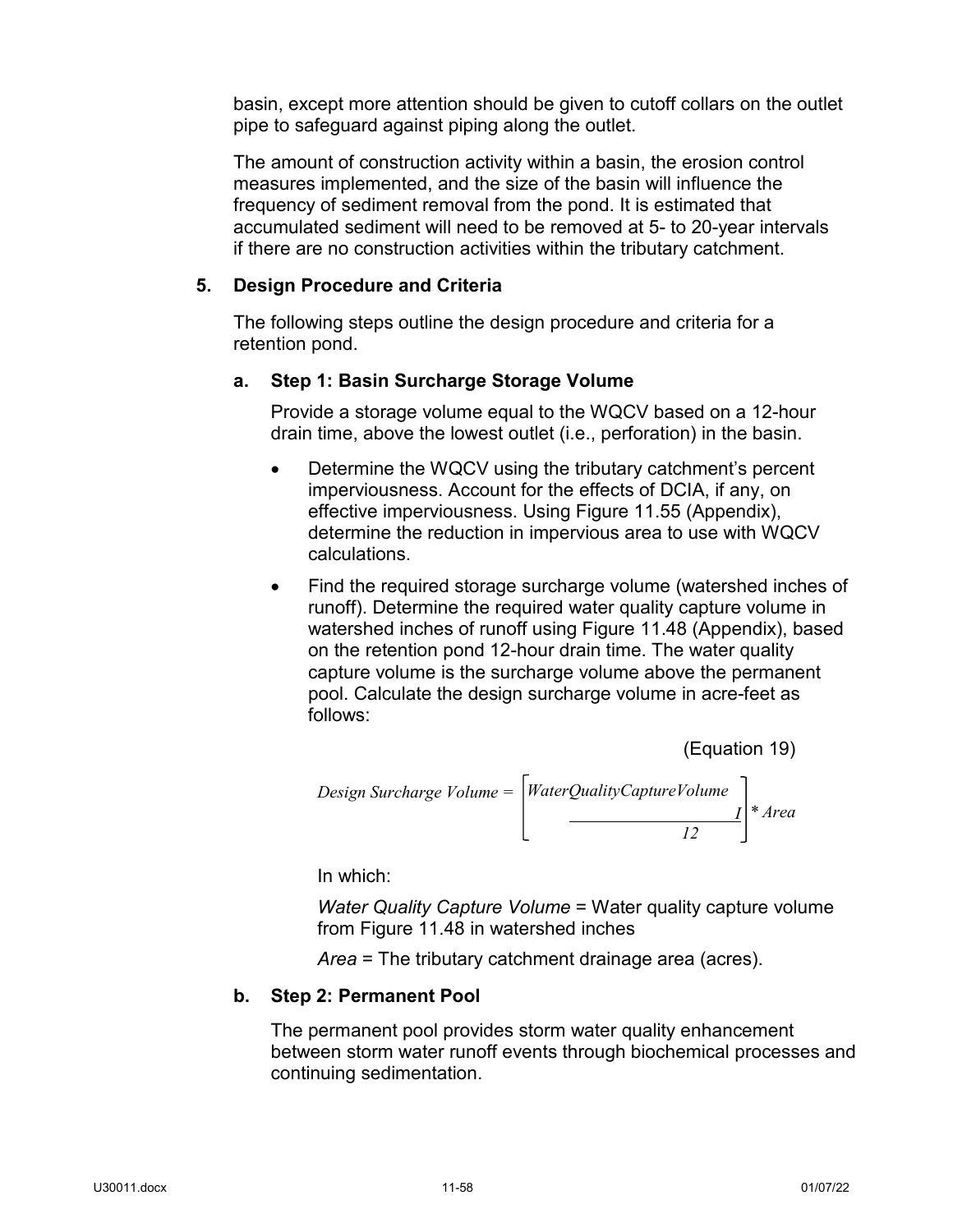basin, except more attention should be given to cutoff collars on the outlet pipe to safeguard against piping along the outlet.

The amount of construction activity within a basin, the erosion control measures implemented, and the size of the basin will influence the frequency of sediment removal from the pond. It is estimated that accumulated sediment will need to be removed at 5- to 20-year intervals if there are no construction activities within the tributary catchment.

## 5. Design Procedure and Criteria

The following steps outline the design procedure and criteria for a retention pond.

### a. Step 1: Basin Surcharge Storage Volume

Provide a storage volume equal to the WQCV based on a 12-hour drain time, above the lowest outlet (i.e., perforation) in the basin.

- Determine the WQCV using the tributary catchment's percent imperviousness. Account for the effects of DCIA, if any, on effective imperviousness. Using Figure 11.55 (Appendix), determine the reduction in impervious area to use with WQCV calculations.
- Find the required storage surcharge volume (watershed inches of runoff). Determine the required water quality capture volume in watershed inches of runoff using Figure 11.48 (Appendix), based on the retention pond 12-hour drain time. The water quality capture volume is the surcharge volume above the permanent pool. Calculate the design surcharge volume in acre-feet as follows:

(Equation 19)

$$Design\ Surcharge\ Volume = \left[\frac{WaterQualityCaptureVolume\ I}{12}\right] * Area$$

In which:

*Water Quality Capture Volume* = Water quality capture volume from Figure 11.48 in watershed inches

*Area* = The tributary catchment drainage area (acres).

### b. Step 2: Permanent Pool

The permanent pool provides storm water quality enhancement between storm water runoff events through biochemical processes and continuing sedimentation.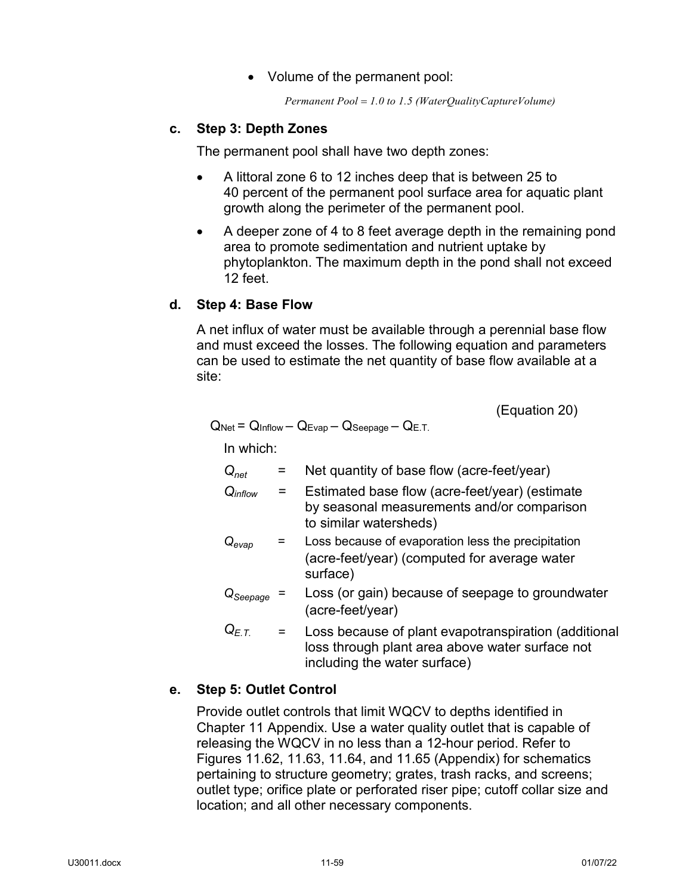- Volume of the permanent pool:

$$Permanent\ Pool = 1.0\ to\ 1.5\ (WaterQualityCaptureVolume)$$

### c. Step 3: Depth Zones

The permanent pool shall have two depth zones:

- A littoral zone 6 to 12 inches deep that is between 25 to 40 percent of the permanent pool surface area for aquatic plant growth along the perimeter of the permanent pool.
- A deeper zone of 4 to 8 feet average depth in the remaining pond area to promote sedimentation and nutrient uptake by phytoplankton. The maximum depth in the pond shall not exceed 12 feet.

### d. Step 4: Base Flow

A net influx of water must be available through a perennial base flow and must exceed the losses. The following equation and parameters can be used to estimate the net quantity of base flow available at a site:

$$Q_{Net} = Q_{Inflow} - Q_{Evap} - Q_{Seepage} - Q_{E.T.} \quad \text{(Equation 20)}$$

In which:

| | | |
|---|---|---|
| $Q_{net}$ | = | Net quantity of base flow (acre-feet/year) |
| $Q_{inflow}$ | = | Estimated base flow (acre-feet/year) (estimate by seasonal measurements and/or comparison to similar watersheds) |
| $Q_{evap}$ | = | Loss because of evaporation less the precipitation (acre-feet/year) (computed for average water surface) |
| $Q_{Seepage}$ | = | Loss (or gain) because of seepage to groundwater (acre-feet/year) |
| $Q_{E.T.}$ | = | Loss because of plant evapotranspiration (additional loss through plant area above water surface not including the water surface) |

### e. Step 5: Outlet Control

Provide outlet controls that limit WQCV to depths identified in Chapter 11 Appendix. Use a water quality outlet that is capable of releasing the WQCV in no less than a 12-hour period. Refer to Figures 11.62, 11.63, 11.64, and 11.65 (Appendix) for schematics pertaining to structure geometry; grates, trash racks, and screens; outlet type; orifice plate or perforated riser pipe; cutoff collar size and location; and all other necessary components.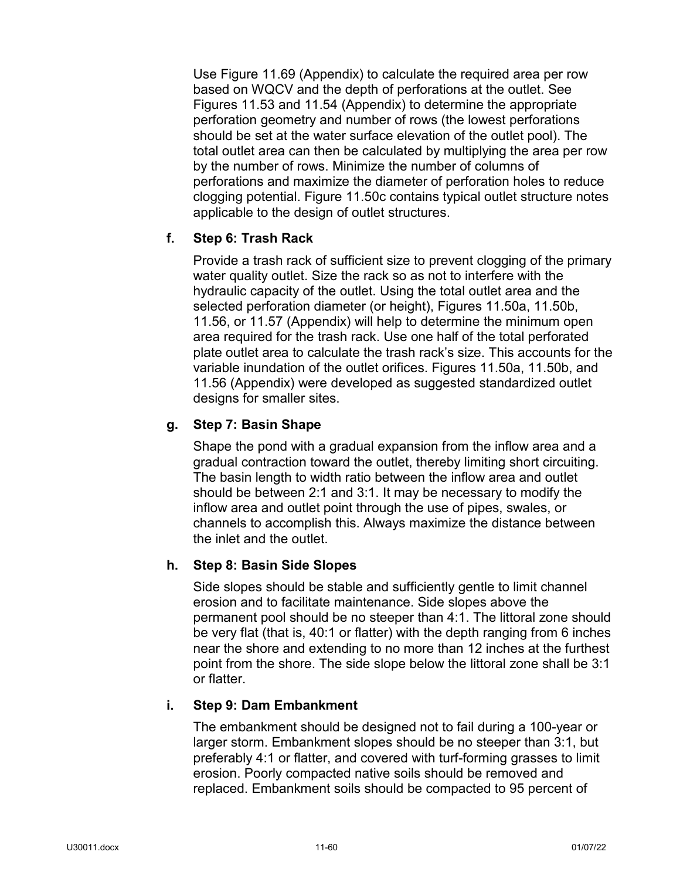Use Figure 11.69 (Appendix) to calculate the required area per row based on WQCV and the depth of perforations at the outlet. See Figures 11.53 and 11.54 (Appendix) to determine the appropriate perforation geometry and number of rows (the lowest perforations should be set at the water surface elevation of the outlet pool). The total outlet area can then be calculated by multiplying the area per row by the number of rows. Minimize the number of columns of perforations and maximize the diameter of perforation holes to reduce clogging potential. Figure 11.50c contains typical outlet structure notes applicable to the design of outlet structures.

**f. Step 6: Trash Rack**

Provide a trash rack of sufficient size to prevent clogging of the primary water quality outlet. Size the rack so as not to interfere with the hydraulic capacity of the outlet. Using the total outlet area and the selected perforation diameter (or height), Figures 11.50a, 11.50b, 11.56, or 11.57 (Appendix) will help to determine the minimum open area required for the trash rack. Use one half of the total perforated plate outlet area to calculate the trash rack's size. This accounts for the variable inundation of the outlet orifices. Figures 11.50a, 11.50b, and 11.56 (Appendix) were developed as suggested standardized outlet designs for smaller sites.

**g. Step 7: Basin Shape**

Shape the pond with a gradual expansion from the inflow area and a gradual contraction toward the outlet, thereby limiting short circuiting. The basin length to width ratio between the inflow area and outlet should be between 2:1 and 3:1. It may be necessary to modify the inflow area and outlet point through the use of pipes, swales, or channels to accomplish this. Always maximize the distance between the inlet and the outlet.

**h. Step 8: Basin Side Slopes**

Side slopes should be stable and sufficiently gentle to limit channel erosion and to facilitate maintenance. Side slopes above the permanent pool should be no steeper than 4:1. The littoral zone should be very flat (that is, 40:1 or flatter) with the depth ranging from 6 inches near the shore and extending to no more than 12 inches at the furthest point from the shore. The side slope below the littoral zone shall be 3:1 or flatter.

**i. Step 9: Dam Embankment**

The embankment should be designed not to fail during a 100-year or larger storm. Embankment slopes should be no steeper than 3:1, but preferably 4:1 or flatter, and covered with turf-forming grasses to limit erosion. Poorly compacted native soils should be removed and replaced. Embankment soils should be compacted to 95 percent of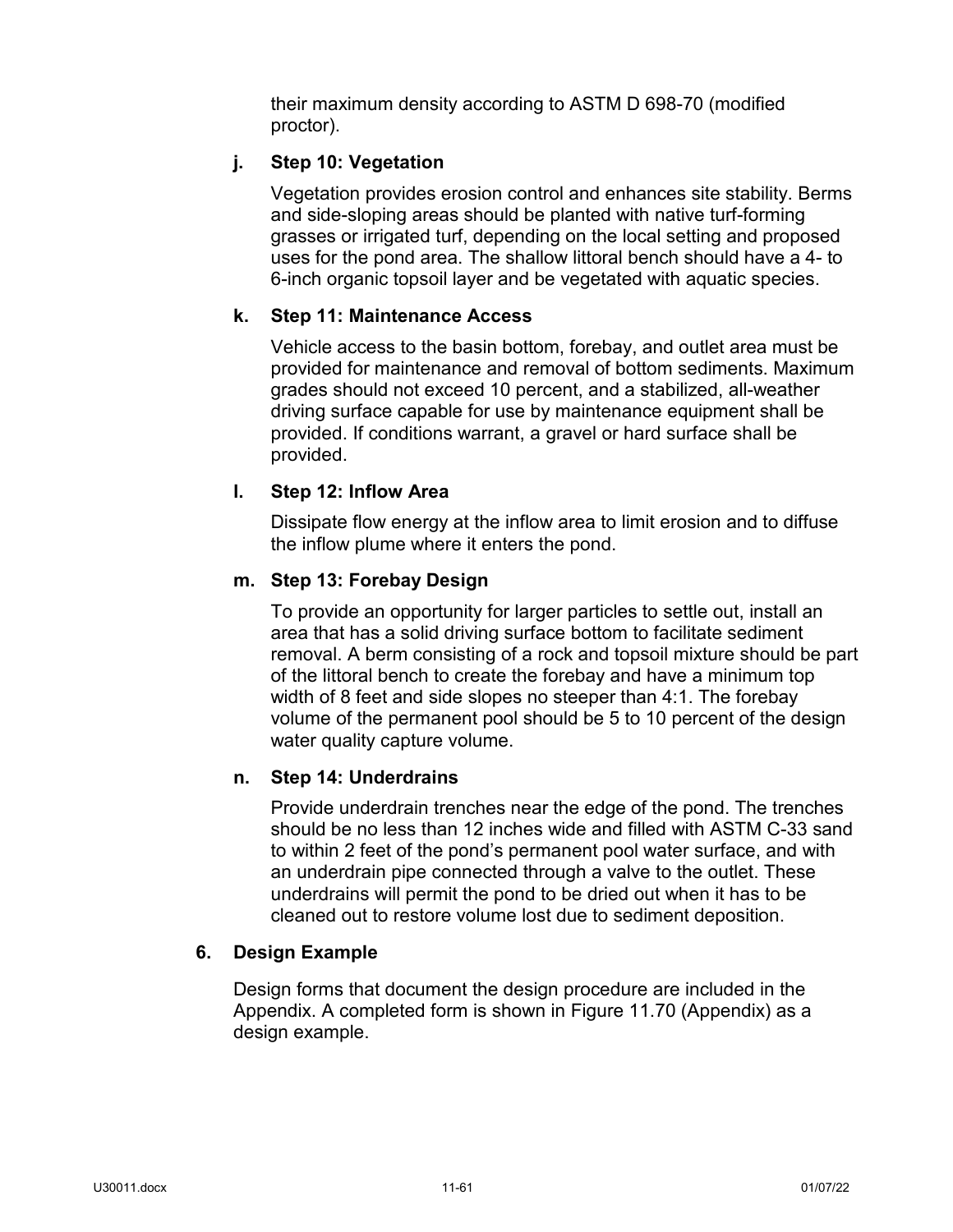their maximum density according to ASTM D 698-70 (modified proctor).

#### j. Step 10: Vegetation

Vegetation provides erosion control and enhances site stability. Berms and side-sloping areas should be planted with native turf-forming grasses or irrigated turf, depending on the local setting and proposed uses for the pond area. The shallow littoral bench should have a 4- to 6-inch organic topsoil layer and be vegetated with aquatic species.

#### k. Step 11: Maintenance Access

Vehicle access to the basin bottom, forebay, and outlet area must be provided for maintenance and removal of bottom sediments. Maximum grades should not exceed 10 percent, and a stabilized, all-weather driving surface capable for use by maintenance equipment shall be provided. If conditions warrant, a gravel or hard surface shall be provided.

#### l. Step 12: Inflow Area

Dissipate flow energy at the inflow area to limit erosion and to diffuse the inflow plume where it enters the pond.

#### m. Step 13: Forebay Design

To provide an opportunity for larger particles to settle out, install an area that has a solid driving surface bottom to facilitate sediment removal. A berm consisting of a rock and topsoil mixture should be part of the littoral bench to create the forebay and have a minimum top width of 8 feet and side slopes no steeper than 4:1. The forebay volume of the permanent pool should be 5 to 10 percent of the design water quality capture volume.

#### n. Step 14: Underdrains

Provide underdrain trenches near the edge of the pond. The trenches should be no less than 12 inches wide and filled with ASTM C-33 sand to within 2 feet of the pond's permanent pool water surface, and with an underdrain pipe connected through a valve to the outlet. These underdrains will permit the pond to be dried out when it has to be cleaned out to restore volume lost due to sediment deposition.

### 6. Design Example

Design forms that document the design procedure are included in the Appendix. A completed form is shown in Figure 11.70 (Appendix) as a design example.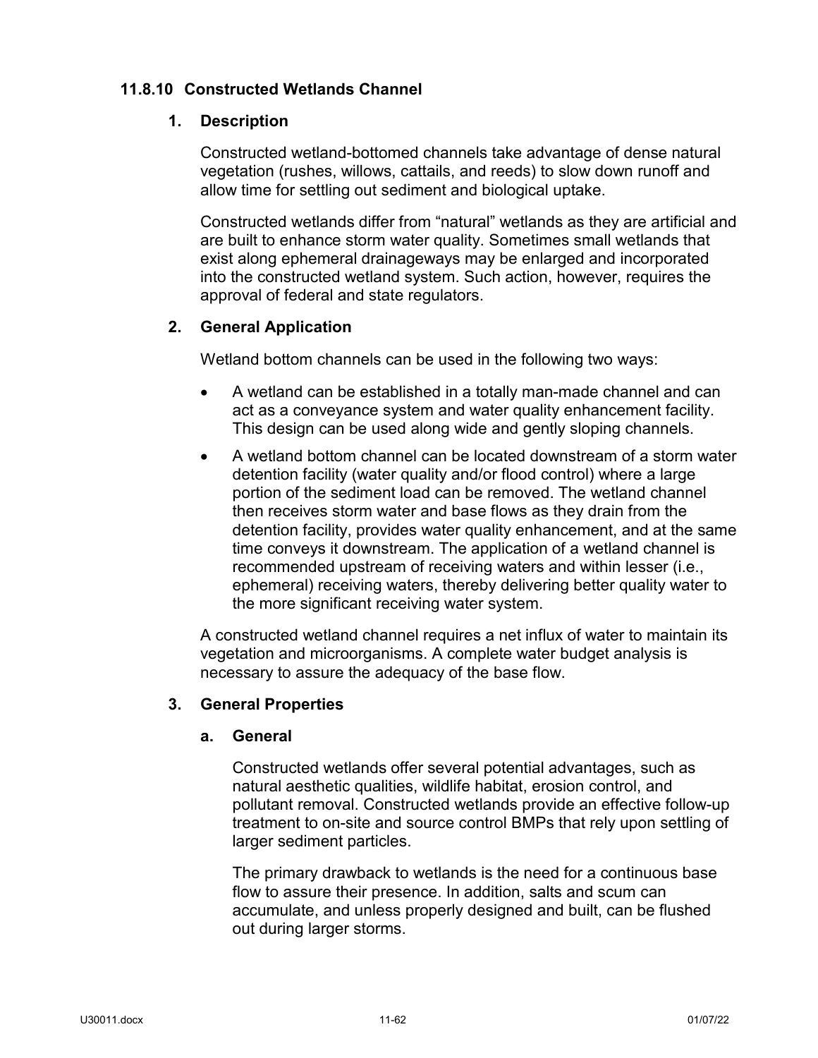### 11.8.10 Constructed Wetlands Channel

#### 1. Description

Constructed wetland-bottomed channels take advantage of dense natural vegetation (rushes, willows, cattails, and reeds) to slow down runoff and allow time for settling out sediment and biological uptake.

Constructed wetlands differ from "natural" wetlands as they are artificial and are built to enhance storm water quality. Sometimes small wetlands that exist along ephemeral drainageways may be enlarged and incorporated into the constructed wetland system. Such action, however, requires the approval of federal and state regulators.

#### 2. General Application

Wetland bottom channels can be used in the following two ways:

- A wetland can be established in a totally man-made channel and can act as a conveyance system and water quality enhancement facility. This design can be used along wide and gently sloping channels.
- A wetland bottom channel can be located downstream of a storm water detention facility (water quality and/or flood control) where a large portion of the sediment load can be removed. The wetland channel then receives storm water and base flows as they drain from the detention facility, provides water quality enhancement, and at the same time conveys it downstream. The application of a wetland channel is recommended upstream of receiving waters and within lesser (i.e., ephemeral) receiving waters, thereby delivering better quality water to the more significant receiving water system.

A constructed wetland channel requires a net influx of water to maintain its vegetation and microorganisms. A complete water budget analysis is necessary to assure the adequacy of the base flow.

#### 3. General Properties

##### a. General

Constructed wetlands offer several potential advantages, such as natural aesthetic qualities, wildlife habitat, erosion control, and pollutant removal. Constructed wetlands provide an effective follow-up treatment to on-site and source control BMPs that rely upon settling of larger sediment particles.

The primary drawback to wetlands is the need for a continuous base flow to assure their presence. In addition, salts and scum can accumulate, and unless properly designed and built, can be flushed out during larger storms.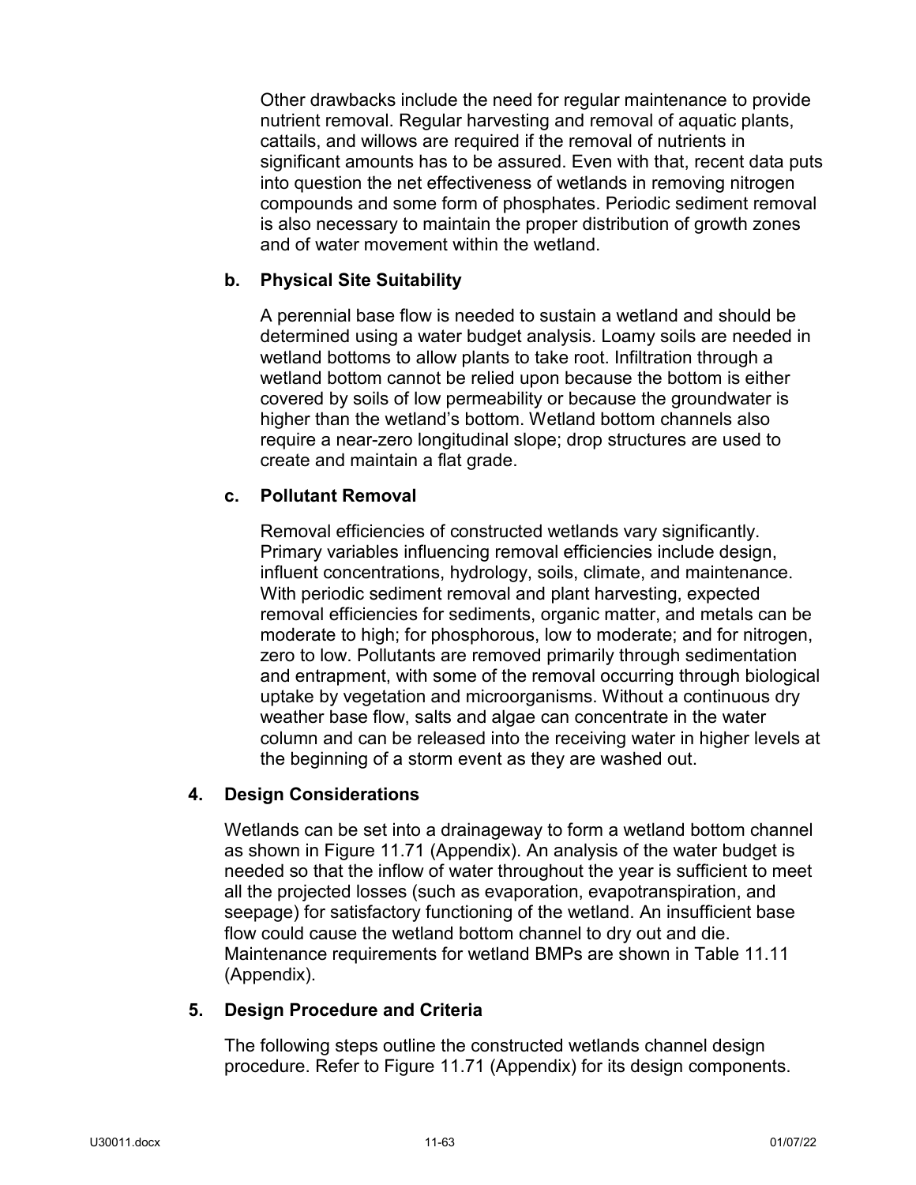Other drawbacks include the need for regular maintenance to provide nutrient removal. Regular harvesting and removal of aquatic plants, cattails, and willows are required if the removal of nutrients in significant amounts has to be assured. Even with that, recent data puts into question the net effectiveness of wetlands in removing nitrogen compounds and some form of phosphates. Periodic sediment removal is also necessary to maintain the proper distribution of growth zones and of water movement within the wetland.

#### b. Physical Site Suitability

A perennial base flow is needed to sustain a wetland and should be determined using a water budget analysis. Loamy soils are needed in wetland bottoms to allow plants to take root. Infiltration through a wetland bottom cannot be relied upon because the bottom is either covered by soils of low permeability or because the groundwater is higher than the wetland's bottom. Wetland bottom channels also require a near-zero longitudinal slope; drop structures are used to create and maintain a flat grade.

#### c. Pollutant Removal

Removal efficiencies of constructed wetlands vary significantly. Primary variables influencing removal efficiencies include design, influent concentrations, hydrology, soils, climate, and maintenance. With periodic sediment removal and plant harvesting, expected removal efficiencies for sediments, organic matter, and metals can be moderate to high; for phosphorous, low to moderate; and for nitrogen, zero to low. Pollutants are removed primarily through sedimentation and entrapment, with some of the removal occurring through biological uptake by vegetation and microorganisms. Without a continuous dry weather base flow, salts and algae can concentrate in the water column and can be released into the receiving water in higher levels at the beginning of a storm event as they are washed out.

### 4. Design Considerations

Wetlands can be set into a drainageway to form a wetland bottom channel as shown in Figure 11.71 (Appendix). An analysis of the water budget is needed so that the inflow of water throughout the year is sufficient to meet all the projected losses (such as evaporation, evapotranspiration, and seepage) for satisfactory functioning of the wetland. An insufficient base flow could cause the wetland bottom channel to dry out and die. Maintenance requirements for wetland BMPs are shown in Table 11.11 (Appendix).

### 5. Design Procedure and Criteria

The following steps outline the constructed wetlands channel design procedure. Refer to Figure 11.71 (Appendix) for its design components.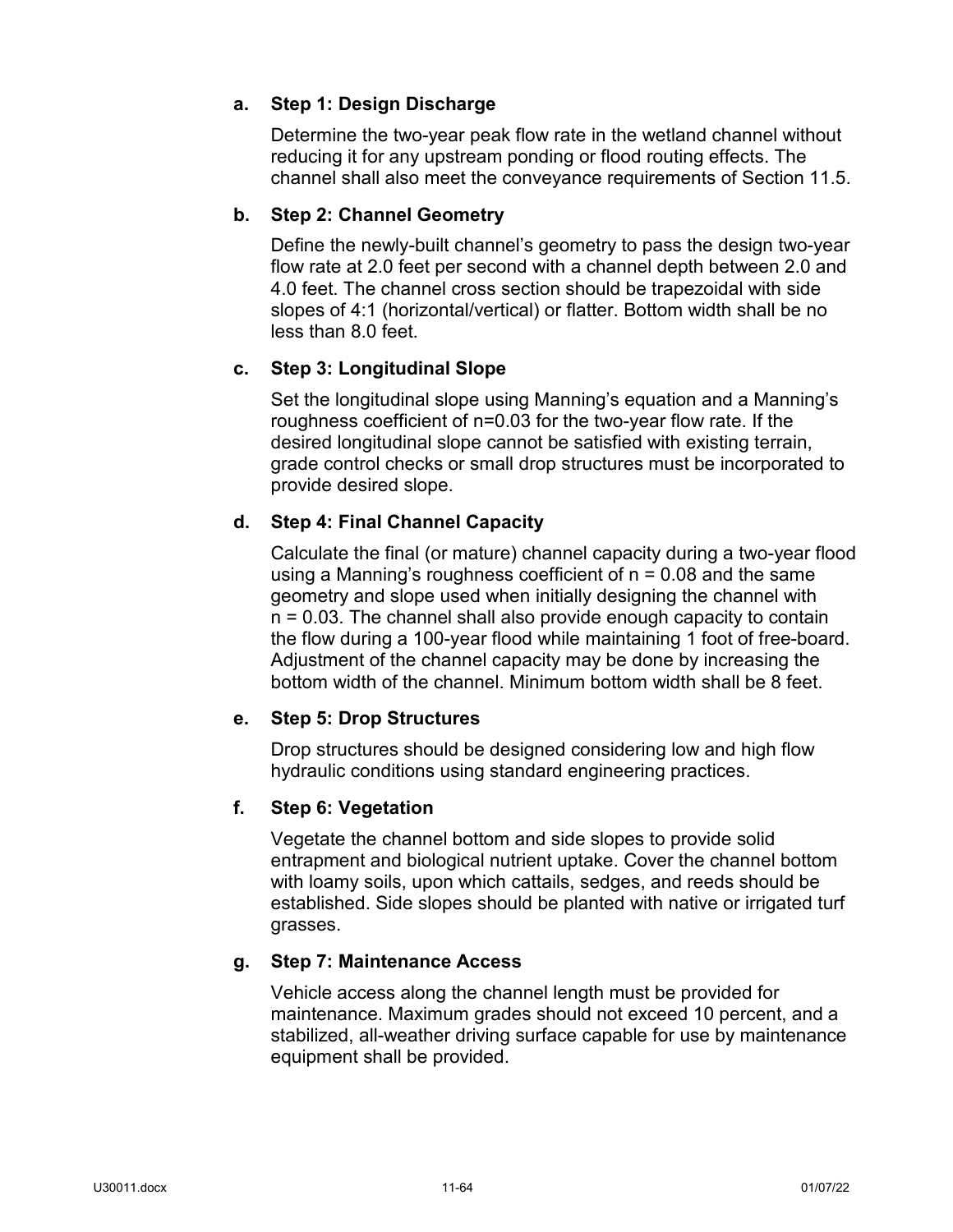### a. Step 1: Design Discharge

Determine the two-year peak flow rate in the wetland channel without reducing it for any upstream ponding or flood routing effects. The channel shall also meet the conveyance requirements of Section 11.5.

### b. Step 2: Channel Geometry

Define the newly-built channel's geometry to pass the design two-year flow rate at 2.0 feet per second with a channel depth between 2.0 and 4.0 feet. The channel cross section should be trapezoidal with side slopes of 4:1 (horizontal/vertical) or flatter. Bottom width shall be no less than 8.0 feet.

### c. Step 3: Longitudinal Slope

Set the longitudinal slope using Manning's equation and a Manning's roughness coefficient of $n=0.03$ for the two-year flow rate. If the desired longitudinal slope cannot be satisfied with existing terrain, grade control checks or small drop structures must be incorporated to provide desired slope.

### d. Step 4: Final Channel Capacity

Calculate the final (or mature) channel capacity during a two-year flood using a Manning's roughness coefficient of $n = 0.08$ and the same geometry and slope used when initially designing the channel with $n = 0.03$. The channel shall also provide enough capacity to contain the flow during a 100-year flood while maintaining 1 foot of free-board. Adjustment of the channel capacity may be done by increasing the bottom width of the channel. Minimum bottom width shall be 8 feet.

### e. Step 5: Drop Structures

Drop structures should be designed considering low and high flow hydraulic conditions using standard engineering practices.

### f. Step 6: Vegetation

Vegetate the channel bottom and side slopes to provide solid entrapment and biological nutrient uptake. Cover the channel bottom with loamy soils, upon which cattails, sedges, and reeds should be established. Side slopes should be planted with native or irrigated turf grasses.

### g. Step 7: Maintenance Access

Vehicle access along the channel length must be provided for maintenance. Maximum grades should not exceed 10 percent, and a stabilized, all-weather driving surface capable for use by maintenance equipment shall be provided.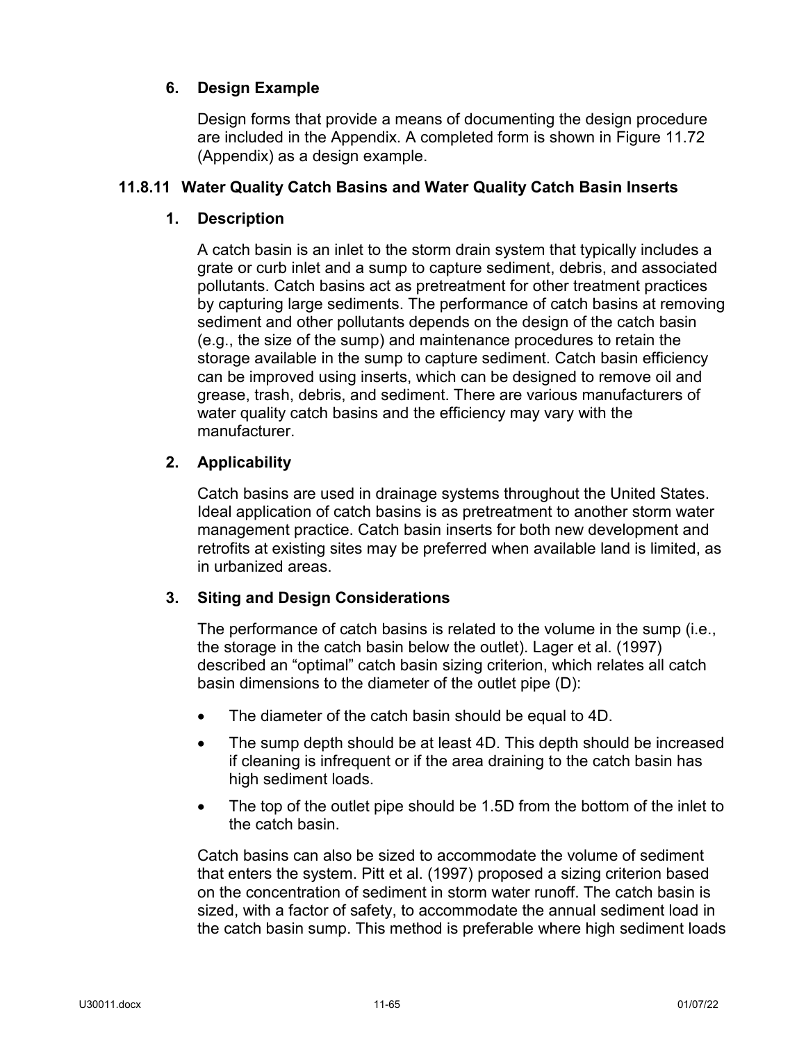### 6. Design Example

Design forms that provide a means of documenting the design procedure are included in the Appendix. A completed form is shown in Figure 11.72 (Appendix) as a design example.

## 11.8.11 Water Quality Catch Basins and Water Quality Catch Basin Inserts

### 1. Description

A catch basin is an inlet to the storm drain system that typically includes a grate or curb inlet and a sump to capture sediment, debris, and associated pollutants. Catch basins act as pretreatment for other treatment practices by capturing large sediments. The performance of catch basins at removing sediment and other pollutants depends on the design of the catch basin (e.g., the size of the sump) and maintenance procedures to retain the storage available in the sump to capture sediment. Catch basin efficiency can be improved using inserts, which can be designed to remove oil and grease, trash, debris, and sediment. There are various manufacturers of water quality catch basins and the efficiency may vary with the manufacturer.

### 2. Applicability

Catch basins are used in drainage systems throughout the United States. Ideal application of catch basins is as pretreatment to another storm water management practice. Catch basin inserts for both new development and retrofits at existing sites may be preferred when available land is limited, as in urbanized areas.

### 3. Siting and Design Considerations

The performance of catch basins is related to the volume in the sump (i.e., the storage in the catch basin below the outlet). Lager et al. (1997) described an "optimal" catch basin sizing criterion, which relates all catch basin dimensions to the diameter of the outlet pipe (D):

- The diameter of the catch basin should be equal to 4D.
- The sump depth should be at least 4D. This depth should be increased if cleaning is infrequent or if the area draining to the catch basin has high sediment loads.
- The top of the outlet pipe should be 1.5D from the bottom of the inlet to the catch basin.

Catch basins can also be sized to accommodate the volume of sediment that enters the system. Pitt et al. (1997) proposed a sizing criterion based on the concentration of sediment in storm water runoff. The catch basin is sized, with a factor of safety, to accommodate the annual sediment load in the catch basin sump. This method is preferable where high sediment loads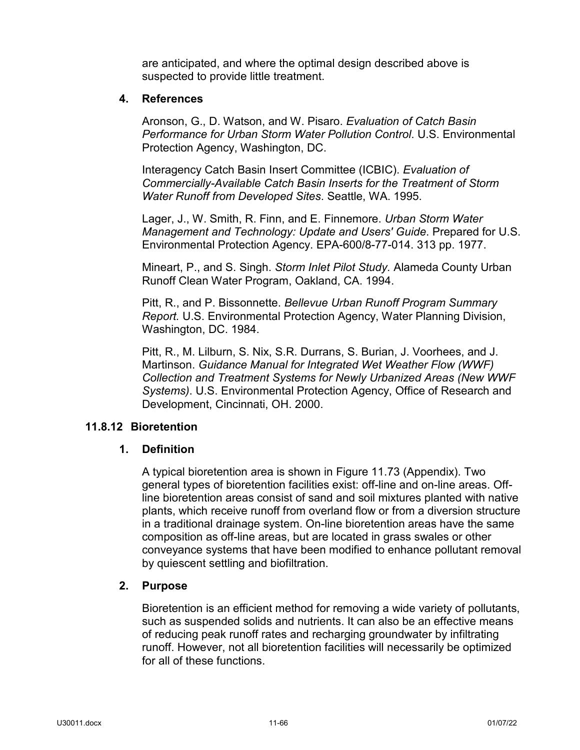are anticipated, and where the optimal design described above is suspected to provide little treatment.

### 4. References

Aronson, G., D. Watson, and W. Pisaro. *Evaluation of Catch Basin Performance for Urban Storm Water Pollution Control*. U.S. Environmental Protection Agency, Washington, DC.

Interagency Catch Basin Insert Committee (ICBIC). *Evaluation of Commercially-Available Catch Basin Inserts for the Treatment of Storm Water Runoff from Developed Sites*. Seattle, WA. 1995.

Lager, J., W. Smith, R. Finn, and E. Finnemore. *Urban Storm Water Management and Technology: Update and Users' Guide*. Prepared for U.S. Environmental Protection Agency. EPA-600/8-77-014. 313 pp. 1977.

Mineart, P., and S. Singh. *Storm Inlet Pilot Study.* Alameda County Urban Runoff Clean Water Program, Oakland, CA. 1994.

Pitt, R., and P. Bissonnette. *Bellevue Urban Runoff Program Summary Report.* U.S. Environmental Protection Agency, Water Planning Division, Washington, DC. 1984.

Pitt, R., M. Lilburn, S. Nix, S.R. Durrans, S. Burian, J. Voorhees, and J. Martinson. *Guidance Manual for Integrated Wet Weather Flow (WWF) Collection and Treatment Systems for Newly Urbanized Areas (New WWF Systems)*. U.S. Environmental Protection Agency, Office of Research and Development, Cincinnati, OH. 2000.

## 11.8.12 Bioretention

### 1. Definition

A typical bioretention area is shown in Figure 11.73 (Appendix). Two general types of bioretention facilities exist: off-line and on-line areas. Off-line bioretention areas consist of sand and soil mixtures planted with native plants, which receive runoff from overland flow or from a diversion structure in a traditional drainage system. On-line bioretention areas have the same composition as off-line areas, but are located in grass swales or other conveyance systems that have been modified to enhance pollutant removal by quiescent settling and biofiltration.

### 2. Purpose

Bioretention is an efficient method for removing a wide variety of pollutants, such as suspended solids and nutrients. It can also be an effective means of reducing peak runoff rates and recharging groundwater by infiltrating runoff. However, not all bioretention facilities will necessarily be optimized for all of these functions.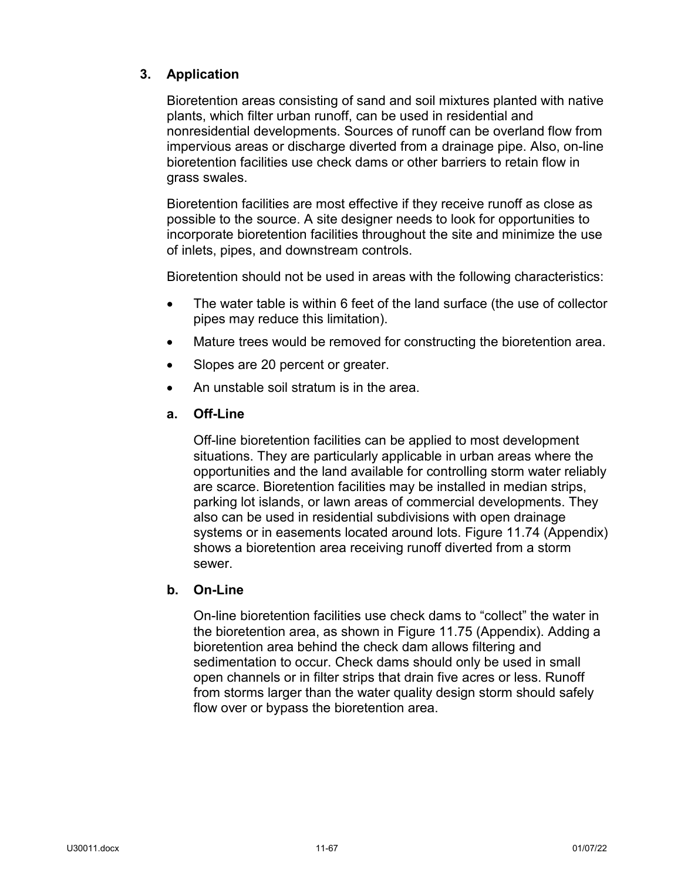### 3. Application

Bioretention areas consisting of sand and soil mixtures planted with native plants, which filter urban runoff, can be used in residential and nonresidential developments. Sources of runoff can be overland flow from impervious areas or discharge diverted from a drainage pipe. Also, on-line bioretention facilities use check dams or other barriers to retain flow in grass swales.

Bioretention facilities are most effective if they receive runoff as close as possible to the source. A site designer needs to look for opportunities to incorporate bioretention facilities throughout the site and minimize the use of inlets, pipes, and downstream controls.

Bioretention should not be used in areas with the following characteristics:

- The water table is within 6 feet of the land surface (the use of collector pipes may reduce this limitation).
- Mature trees would be removed for constructing the bioretention area.
- Slopes are 20 percent or greater.
- An unstable soil stratum is in the area.

#### a. Off-Line

Off-line bioretention facilities can be applied to most development situations. They are particularly applicable in urban areas where the opportunities and the land available for controlling storm water reliably are scarce. Bioretention facilities may be installed in median strips, parking lot islands, or lawn areas of commercial developments. They also can be used in residential subdivisions with open drainage systems or in easements located around lots. Figure 11.74 (Appendix) shows a bioretention area receiving runoff diverted from a storm sewer.

#### b. On-Line

On-line bioretention facilities use check dams to "collect" the water in the bioretention area, as shown in Figure 11.75 (Appendix). Adding a bioretention area behind the check dam allows filtering and sedimentation to occur. Check dams should only be used in small open channels or in filter strips that drain five acres or less. Runoff from storms larger than the water quality design storm should safely flow over or bypass the bioretention area.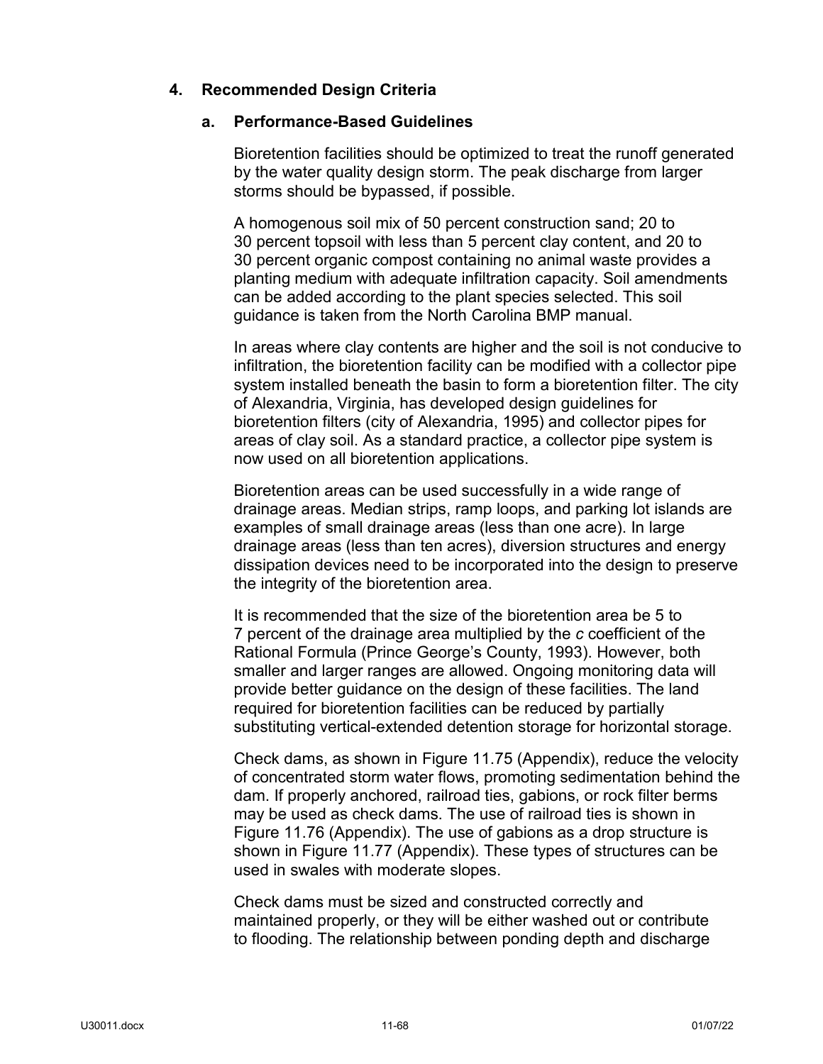## 4. Recommended Design Criteria

### a. Performance-Based Guidelines

Bioretention facilities should be optimized to treat the runoff generated by the water quality design storm. The peak discharge from larger storms should be bypassed, if possible.

A homogenous soil mix of 50 percent construction sand; 20 to 30 percent topsoil with less than 5 percent clay content, and 20 to 30 percent organic compost containing no animal waste provides a planting medium with adequate infiltration capacity. Soil amendments can be added according to the plant species selected. This soil guidance is taken from the North Carolina BMP manual.

In areas where clay contents are higher and the soil is not conducive to infiltration, the bioretention facility can be modified with a collector pipe system installed beneath the basin to form a bioretention filter. The city of Alexandria, Virginia, has developed design guidelines for bioretention filters (city of Alexandria, 1995) and collector pipes for areas of clay soil. As a standard practice, a collector pipe system is now used on all bioretention applications.

Bioretention areas can be used successfully in a wide range of drainage areas. Median strips, ramp loops, and parking lot islands are examples of small drainage areas (less than one acre). In large drainage areas (less than ten acres), diversion structures and energy dissipation devices need to be incorporated into the design to preserve the integrity of the bioretention area.

It is recommended that the size of the bioretention area be 5 to 7 percent of the drainage area multiplied by the *c* coefficient of the Rational Formula (Prince George's County, 1993). However, both smaller and larger ranges are allowed. Ongoing monitoring data will provide better guidance on the design of these facilities. The land required for bioretention facilities can be reduced by partially substituting vertical-extended detention storage for horizontal storage.

Check dams, as shown in Figure 11.75 (Appendix), reduce the velocity of concentrated storm water flows, promoting sedimentation behind the dam. If properly anchored, railroad ties, gabions, or rock filter berms may be used as check dams. The use of railroad ties is shown in Figure 11.76 (Appendix). The use of gabions as a drop structure is shown in Figure 11.77 (Appendix). These types of structures can be used in swales with moderate slopes.

Check dams must be sized and constructed correctly and maintained properly, or they will be either washed out or contribute to flooding. The relationship between ponding depth and discharge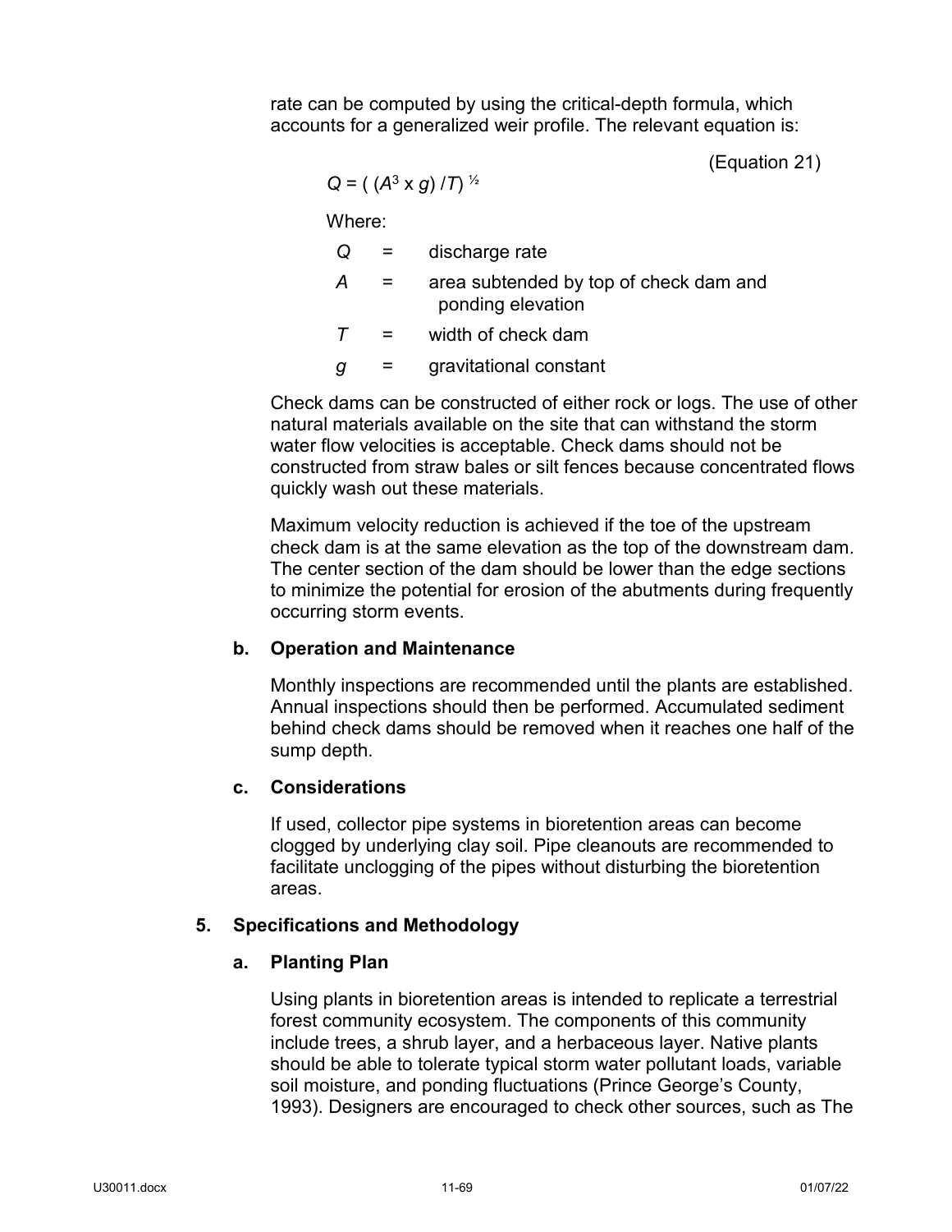rate can be computed by using the critical-depth formula, which accounts for a generalized weir profile. The relevant equation is:

(Equation 21)

$$Q = \left( (A^3 \times g) / T \right)^{1/2}$$

Where:

| | | |
|---|---|---|
| $Q$ | = | discharge rate |
| $A$ | = | area subtended by top of check dam and ponding elevation |
| $T$ | = | width of check dam |
| $g$ | = | gravitational constant |

Check dams can be constructed of either rock or logs. The use of other natural materials available on the site that can withstand the storm water flow velocities is acceptable. Check dams should not be constructed from straw bales or silt fences because concentrated flows quickly wash out these materials.

Maximum velocity reduction is achieved if the toe of the upstream check dam is at the same elevation as the top of the downstream dam. The center section of the dam should be lower than the edge sections to minimize the potential for erosion of the abutments during frequently occurring storm events.

#### b. Operation and Maintenance

Monthly inspections are recommended until the plants are established. Annual inspections should then be performed. Accumulated sediment behind check dams should be removed when it reaches one half of the sump depth.

#### c. Considerations

If used, collector pipe systems in bioretention areas can become clogged by underlying clay soil. Pipe cleanouts are recommended to facilitate unclogging of the pipes without disturbing the bioretention areas.

### 5. Specifications and Methodology

#### a. Planting Plan

Using plants in bioretention areas is intended to replicate a terrestrial forest community ecosystem. The components of this community include trees, a shrub layer, and a herbaceous layer. Native plants should be able to tolerate typical storm water pollutant loads, variable soil moisture, and ponding fluctuations (Prince George's County, 1993). Designers are encouraged to check other sources, such as The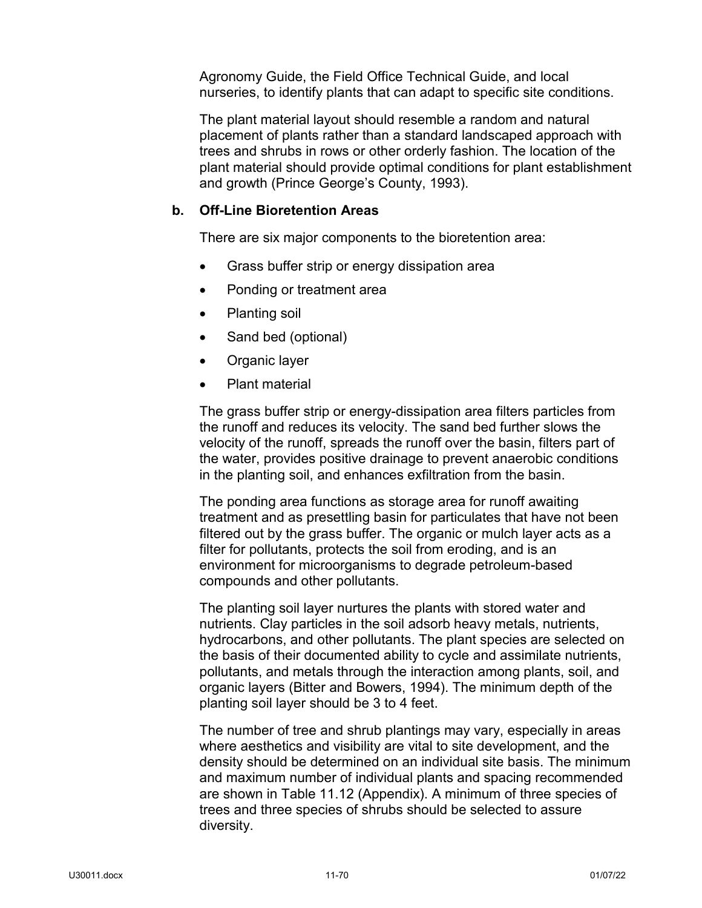Agronomy Guide, the Field Office Technical Guide, and local nurseries, to identify plants that can adapt to specific site conditions.

The plant material layout should resemble a random and natural placement of plants rather than a standard landscaped approach with trees and shrubs in rows or other orderly fashion. The location of the plant material should provide optimal conditions for plant establishment and growth (Prince George's County, 1993).

### b. Off-Line Bioretention Areas

There are six major components to the bioretention area:

- Grass buffer strip or energy dissipation area
- Ponding or treatment area
- Planting soil
- Sand bed (optional)
- Organic layer
- Plant material

The grass buffer strip or energy-dissipation area filters particles from the runoff and reduces its velocity. The sand bed further slows the velocity of the runoff, spreads the runoff over the basin, filters part of the water, provides positive drainage to prevent anaerobic conditions in the planting soil, and enhances exfiltration from the basin.

The ponding area functions as storage area for runoff awaiting treatment and as presettling basin for particulates that have not been filtered out by the grass buffer. The organic or mulch layer acts as a filter for pollutants, protects the soil from eroding, and is an environment for microorganisms to degrade petroleum-based compounds and other pollutants.

The planting soil layer nurtures the plants with stored water and nutrients. Clay particles in the soil adsorb heavy metals, nutrients, hydrocarbons, and other pollutants. The plant species are selected on the basis of their documented ability to cycle and assimilate nutrients, pollutants, and metals through the interaction among plants, soil, and organic layers (Bitter and Bowers, 1994). The minimum depth of the planting soil layer should be 3 to 4 feet.

The number of tree and shrub plantings may vary, especially in areas where aesthetics and visibility are vital to site development, and the density should be determined on an individual site basis. The minimum and maximum number of individual plants and spacing recommended are shown in Table 11.12 (Appendix). A minimum of three species of trees and three species of shrubs should be selected to assure diversity.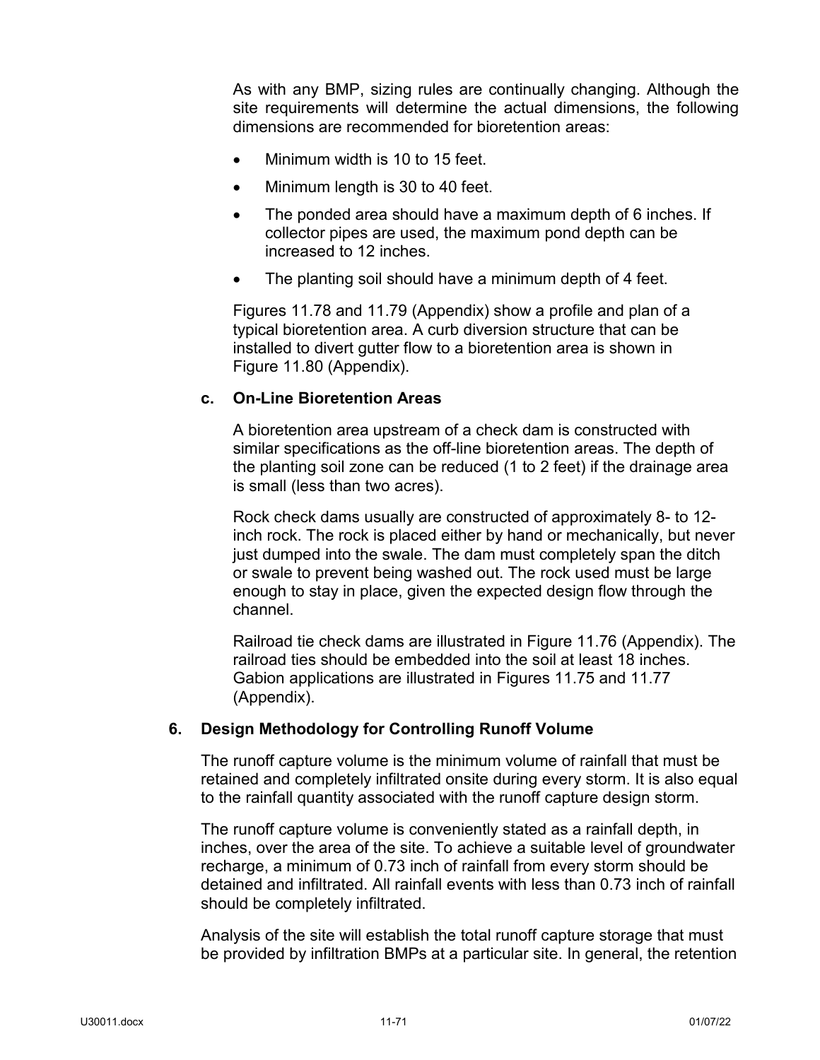As with any BMP, sizing rules are continually changing. Although the site requirements will determine the actual dimensions, the following dimensions are recommended for bioretention areas:

- Minimum width is 10 to 15 feet.
- Minimum length is 30 to 40 feet.
- The ponded area should have a maximum depth of 6 inches. If collector pipes are used, the maximum pond depth can be increased to 12 inches.
- The planting soil should have a minimum depth of 4 feet.

Figures 11.78 and 11.79 (Appendix) show a profile and plan of a typical bioretention area. A curb diversion structure that can be installed to divert gutter flow to a bioretention area is shown in Figure 11.80 (Appendix).

#### c. On-Line Bioretention Areas

A bioretention area upstream of a check dam is constructed with similar specifications as the off-line bioretention areas. The depth of the planting soil zone can be reduced (1 to 2 feet) if the drainage area is small (less than two acres).

Rock check dams usually are constructed of approximately 8- to 12-inch rock. The rock is placed either by hand or mechanically, but never just dumped into the swale. The dam must completely span the ditch or swale to prevent being washed out. The rock used must be large enough to stay in place, given the expected design flow through the channel.

Railroad tie check dams are illustrated in Figure 11.76 (Appendix). The railroad ties should be embedded into the soil at least 18 inches. Gabion applications are illustrated in Figures 11.75 and 11.77 (Appendix).

### 6. Design Methodology for Controlling Runoff Volume

The runoff capture volume is the minimum volume of rainfall that must be retained and completely infiltrated onsite during every storm. It is also equal to the rainfall quantity associated with the runoff capture design storm.

The runoff capture volume is conveniently stated as a rainfall depth, in inches, over the area of the site. To achieve a suitable level of groundwater recharge, a minimum of 0.73 inch of rainfall from every storm should be detained and infiltrated. All rainfall events with less than 0.73 inch of rainfall should be completely infiltrated.

Analysis of the site will establish the total runoff capture storage that must be provided by infiltration BMPs at a particular site. In general, the retention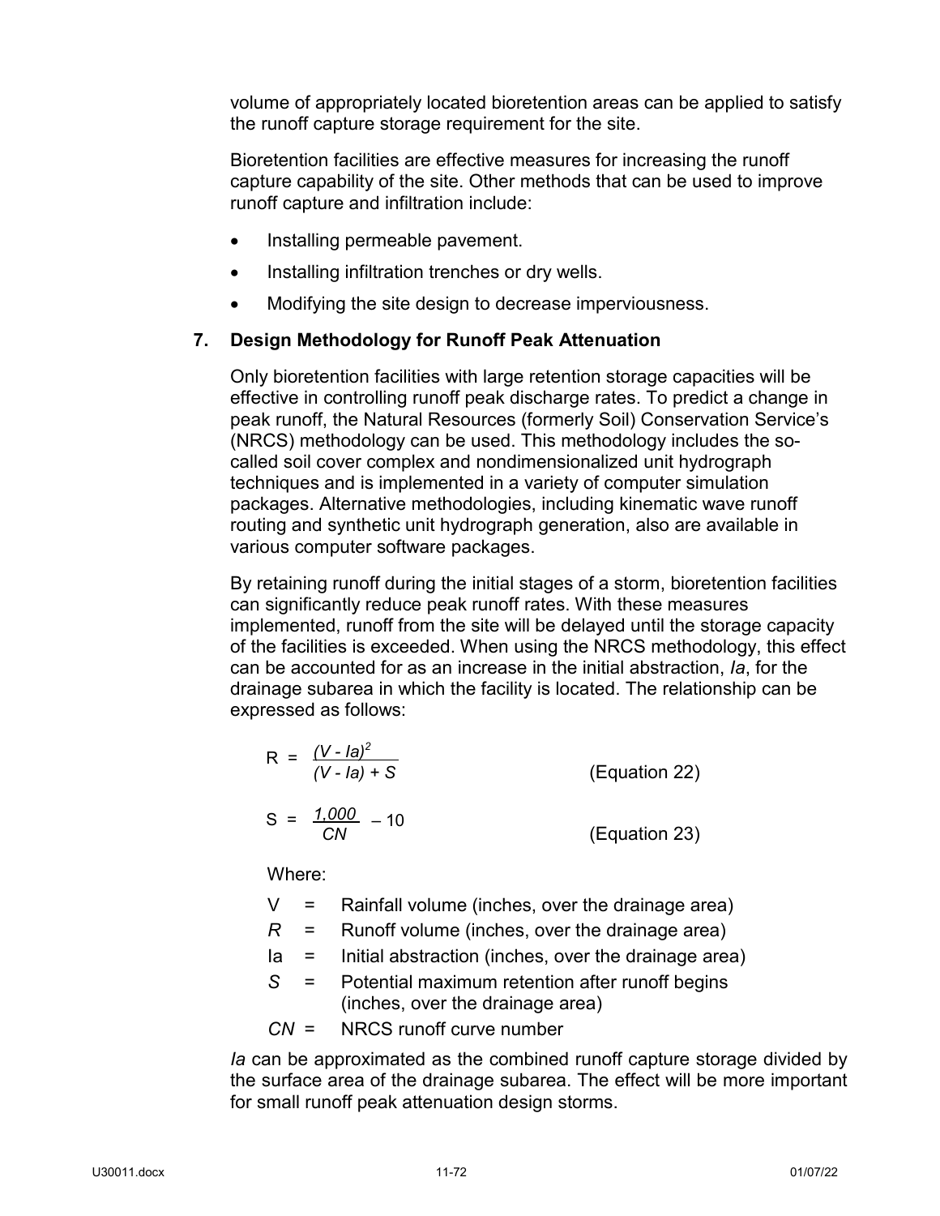volume of appropriately located bioretention areas can be applied to satisfy the runoff capture storage requirement for the site.

Bioretention facilities are effective measures for increasing the runoff capture capability of the site. Other methods that can be used to improve runoff capture and infiltration include:

- Installing permeable pavement.
- Installing infiltration trenches or dry wells.
- Modifying the site design to decrease imperviousness.

## 7. Design Methodology for Runoff Peak Attenuation

Only bioretention facilities with large retention storage capacities will be effective in controlling runoff peak discharge rates. To predict a change in peak runoff, the Natural Resources (formerly Soil) Conservation Service's (NRCS) methodology can be used. This methodology includes the so-called soil cover complex and nondimensionalized unit hydrograph techniques and is implemented in a variety of computer simulation packages. Alternative methodologies, including kinematic wave runoff routing and synthetic unit hydrograph generation, also are available in various computer software packages.

By retaining runoff during the initial stages of a storm, bioretention facilities can significantly reduce peak runoff rates. With these measures implemented, runoff from the site will be delayed until the storage capacity of the facilities is exceeded. When using the NRCS methodology, this effect can be accounted for as an increase in the initial abstraction, *Ia*, for the drainage subarea in which the facility is located. The relationship can be expressed as follows:

$$R = \frac{(V - Ia)^2}{(V - Ia) + S} \qquad \text{(Equation 22)}$$

$$S = \frac{1{,}000}{CN} - 10 \qquad \text{(Equation 23)}$$

Where:

- $V$ = Rainfall volume (inches, over the drainage area)
- $R$ = Runoff volume (inches, over the drainage area)
- $Ia$ = Initial abstraction (inches, over the drainage area)
- $S$ = Potential maximum retention after runoff begins (inches, over the drainage area)
- $CN$ = NRCS runoff curve number

*Ia* can be approximated as the combined runoff capture storage divided by the surface area of the drainage subarea. The effect will be more important for small runoff peak attenuation design storms.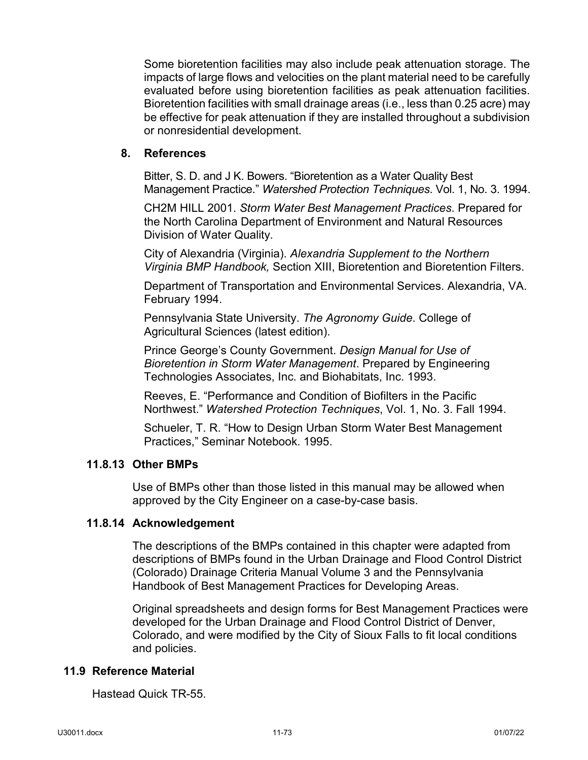Some bioretention facilities may also include peak attenuation storage. The impacts of large flows and velocities on the plant material need to be carefully evaluated before using bioretention facilities as peak attenuation facilities. Bioretention facilities with small drainage areas (i.e., less than 0.25 acre) may be effective for peak attenuation if they are installed throughout a subdivision or nonresidential development.

#### 8. References

Bitter, S. D. and J K. Bowers. “Bioretention as a Water Quality Best Management Practice.” *Watershed Protection Techniques*. Vol. 1, No. 3. 1994.

CH2M HILL 2001. *Storm Water Best Management Practices*. Prepared for the North Carolina Department of Environment and Natural Resources Division of Water Quality.

City of Alexandria (Virginia). *Alexandria Supplement to the Northern Virginia BMP Handbook,* Section XIII, Bioretention and Bioretention Filters.

Department of Transportation and Environmental Services. Alexandria, VA. February 1994.

Pennsylvania State University. *The Agronomy Guide*. College of Agricultural Sciences (latest edition).

Prince George’s County Government. *Design Manual for Use of Bioretention in Storm Water Management*. Prepared by Engineering Technologies Associates, Inc. and Biohabitats, Inc. 1993.

Reeves, E. “Performance and Condition of Biofilters in the Pacific Northwest.” *Watershed Protection Techniques*, Vol. 1, No. 3. Fall 1994.

Schueler, T. R. “How to Design Urban Storm Water Best Management Practices,” Seminar Notebook. 1995.

### 11.8.13 Other BMPs

Use of BMPs other than those listed in this manual may be allowed when approved by the City Engineer on a case-by-case basis.

### 11.8.14 Acknowledgement

The descriptions of the BMPs contained in this chapter were adapted from descriptions of BMPs found in the Urban Drainage and Flood Control District (Colorado) Drainage Criteria Manual Volume 3 and the Pennsylvania Handbook of Best Management Practices for Developing Areas.

Original spreadsheets and design forms for Best Management Practices were developed for the Urban Drainage and Flood Control District of Denver, Colorado, and were modified by the City of Sioux Falls to fit local conditions and policies.

## 11.9 Reference Material

Hastead Quick TR-55.